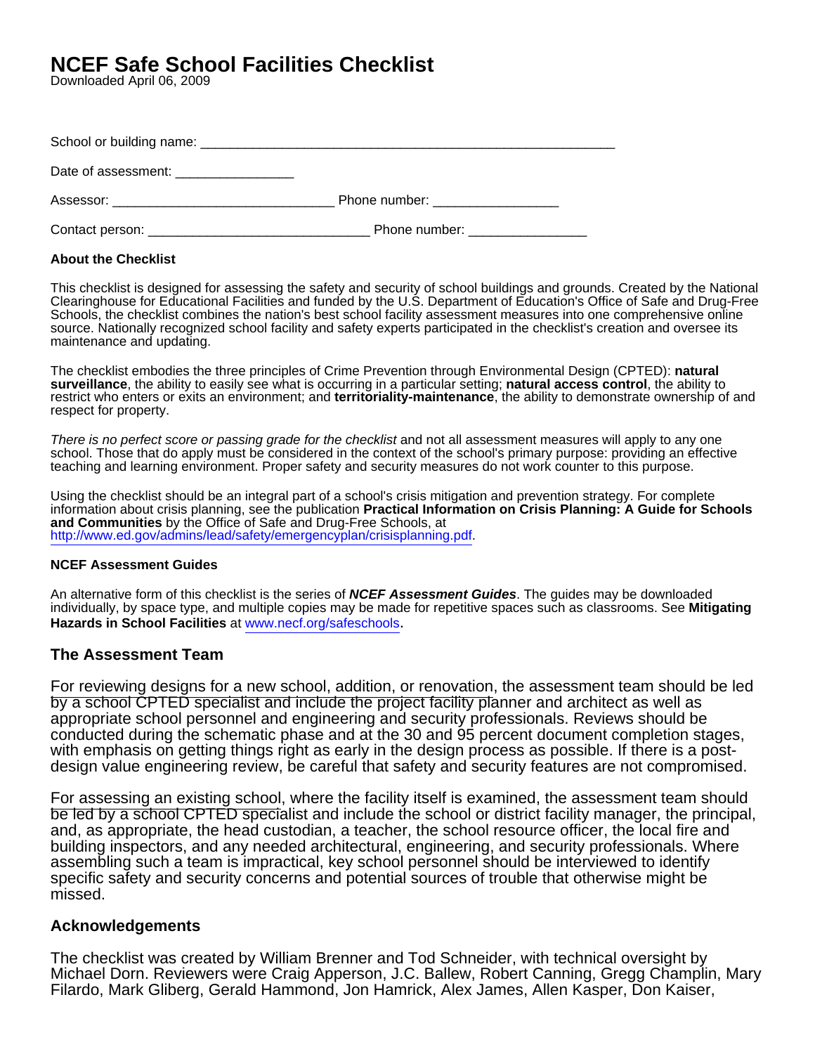# NCEF Safe School Facilities Checklist

Downloaded April 06, 2009

School or building name: ___________________________________________________________

Date of assessment: _________________

Assessor: ________________________________ Phone number: _________________

Contact person: ________________________________ Phone number: _________________

**About the Checklist**

This checklist is designed for assessing the safety and security of school buildings and grounds. Created by the National Clearinghouse for Educational Facilities and funded by the U.S. Department of Education's Office of Safe and Drug-Free Schools, the checklist combines the nation's best school facility assessment measures into one comprehensive online source. Nationally recognized school facility and safety experts participated in the checklist's creation and oversee its maintenance and updating.

The checklist embodies the three principles of Crime Prevention through Environmental Design (CPTED): **natural surveillance**, the ability to easily see what is occurring in a particular setting; **natural access control**, the ability to restrict who enters or exits an environment; and **territoriality-maintenance**, the ability to demonstrate ownership of and respect for property.

*There is no perfect score or passing grade for the checklist* and not all assessment measures will apply to any one school. Those that do apply must be considered in the context of the school's primary purpose: providing an effective teaching and learning environment. Proper safety and security measures do not work counter to this purpose.

Using the checklist should be an integral part of a school's crisis mitigation and prevention strategy. For complete information about crisis planning, see the publication **Practical Information on Crisis Planning: A Guide for Schools and Communities** by the Office of Safe and Drug-Free Schools, at http://www.ed.gov/admins/lead/safety/emergencyplan/crisisplanning.pdf.

**NCEF Assessment Guides**

An alternative form of this checklist is the series of ***NCEF Assessment Guides***. The guides may be downloaded individually, by space type, and multiple copies may be made for repetitive spaces such as classrooms. See **Mitigating Hazards in School Facilities** at www.necf.org/safeschools.

## The Assessment Team

For reviewing designs for a new school, addition, or renovation, the assessment team should be led by a school CPTED specialist and include the project facility planner and architect as well as appropriate school personnel and engineering and security professionals. Reviews should be conducted during the schematic phase and at the 30 and 95 percent document completion stages, with emphasis on getting things right as early in the design process as possible. If there is a post-design value engineering review, be careful that safety and security features are not compromised.

For assessing an existing school, where the facility itself is examined, the assessment team should be led by a school CPTED specialist and include the school or district facility manager, the principal, and, as appropriate, the head custodian, a teacher, the school resource officer, the local fire and building inspectors, and any needed architectural, engineering, and security professionals. Where assembling such a team is impractical, key school personnel should be interviewed to identify specific safety and security concerns and potential sources of trouble that otherwise might be missed.

## Acknowledgements

The checklist was created by William Brenner and Tod Schneider, with technical oversight by Michael Dorn. Reviewers were Craig Apperson, J.C. Ballew, Robert Canning, Gregg Champlin, Mary Filardo, Mark Gliberg, Gerald Hammond, Jon Hamrick, Alex James, Allen Kasper, Don Kaiser,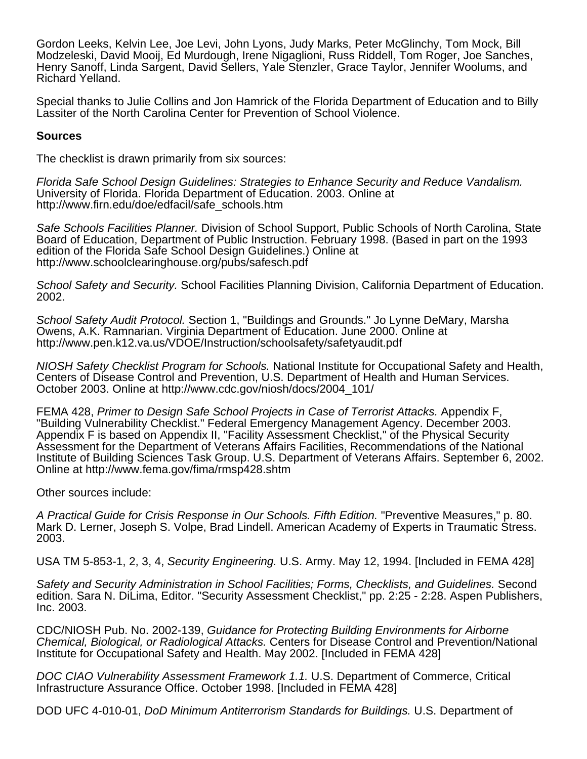Gordon Leeks, Kelvin Lee, Joe Levi, John Lyons, Judy Marks, Peter McGlinchy, Tom Mock, Bill Modzeleski, David Mooij, Ed Murdough, Irene Nigaglioni, Russ Riddell, Tom Roger, Joe Sanches, Henry Sanoff, Linda Sargent, David Sellers, Yale Stenzler, Grace Taylor, Jennifer Woolums, and Richard Yelland.

Special thanks to Julie Collins and Jon Hamrick of the Florida Department of Education and to Billy Lassiter of the North Carolina Center for Prevention of School Violence.

**Sources**

The checklist is drawn primarily from six sources:

*Florida Safe School Design Guidelines: Strategies to Enhance Security and Reduce Vandalism.* University of Florida. Florida Department of Education. 2003. Online at http://www.firn.edu/doe/edfacil/safe_schools.htm

*Safe Schools Facilities Planner.* Division of School Support, Public Schools of North Carolina, State Board of Education, Department of Public Instruction. February 1998. (Based in part on the 1993 edition of the Florida Safe School Design Guidelines.) Online at http://www.schoolclearinghouse.org/pubs/safesch.pdf

*School Safety and Security.* School Facilities Planning Division, California Department of Education. 2002.

*School Safety Audit Protocol.* Section 1, "Buildings and Grounds." Jo Lynne DeMary, Marsha Owens, A.K. Ramnarian. Virginia Department of Education. June 2000. Online at http://www.pen.k12.va.us/VDOE/Instruction/schoolsafety/safetyaudit.pdf

*NIOSH Safety Checklist Program for Schools.* National Institute for Occupational Safety and Health, Centers of Disease Control and Prevention, U.S. Department of Health and Human Services. October 2003. Online at http://www.cdc.gov/niosh/docs/2004_101/

FEMA 428, *Primer to Design Safe School Projects in Case of Terrorist Attacks.* Appendix F, "Building Vulnerability Checklist." Federal Emergency Management Agency. December 2003. Appendix F is based on Appendix II, "Facility Assessment Checklist," of the Physical Security Assessment for the Department of Veterans Affairs Facilities, Recommendations of the National Institute of Building Sciences Task Group. U.S. Department of Veterans Affairs. September 6, 2002. Online at http://www.fema.gov/fima/rmsp428.shtm

Other sources include:

*A Practical Guide for Crisis Response in Our Schools. Fifth Edition.* "Preventive Measures," p. 80. Mark D. Lerner, Joseph S. Volpe, Brad Lindell. American Academy of Experts in Traumatic Stress. 2003.

USA TM 5-853-1, 2, 3, 4, *Security Engineering.* U.S. Army. May 12, 1994. [Included in FEMA 428]

*Safety and Security Administration in School Facilities; Forms, Checklists, and Guidelines.* Second edition. Sara N. DiLima, Editor. "Security Assessment Checklist," pp. 2:25 - 2:28. Aspen Publishers, Inc. 2003.

CDC/NIOSH Pub. No. 2002-139, *Guidance for Protecting Building Environments for Airborne Chemical, Biological, or Radiological Attacks.* Centers for Disease Control and Prevention/National Institute for Occupational Safety and Health. May 2002. [Included in FEMA 428]

*DOC CIAO Vulnerability Assessment Framework 1.1.* U.S. Department of Commerce, Critical Infrastructure Assurance Office. October 1998. [Included in FEMA 428]

DOD UFC 4-010-01, *DoD Minimum Antiterrorism Standards for Buildings.* U.S. Department of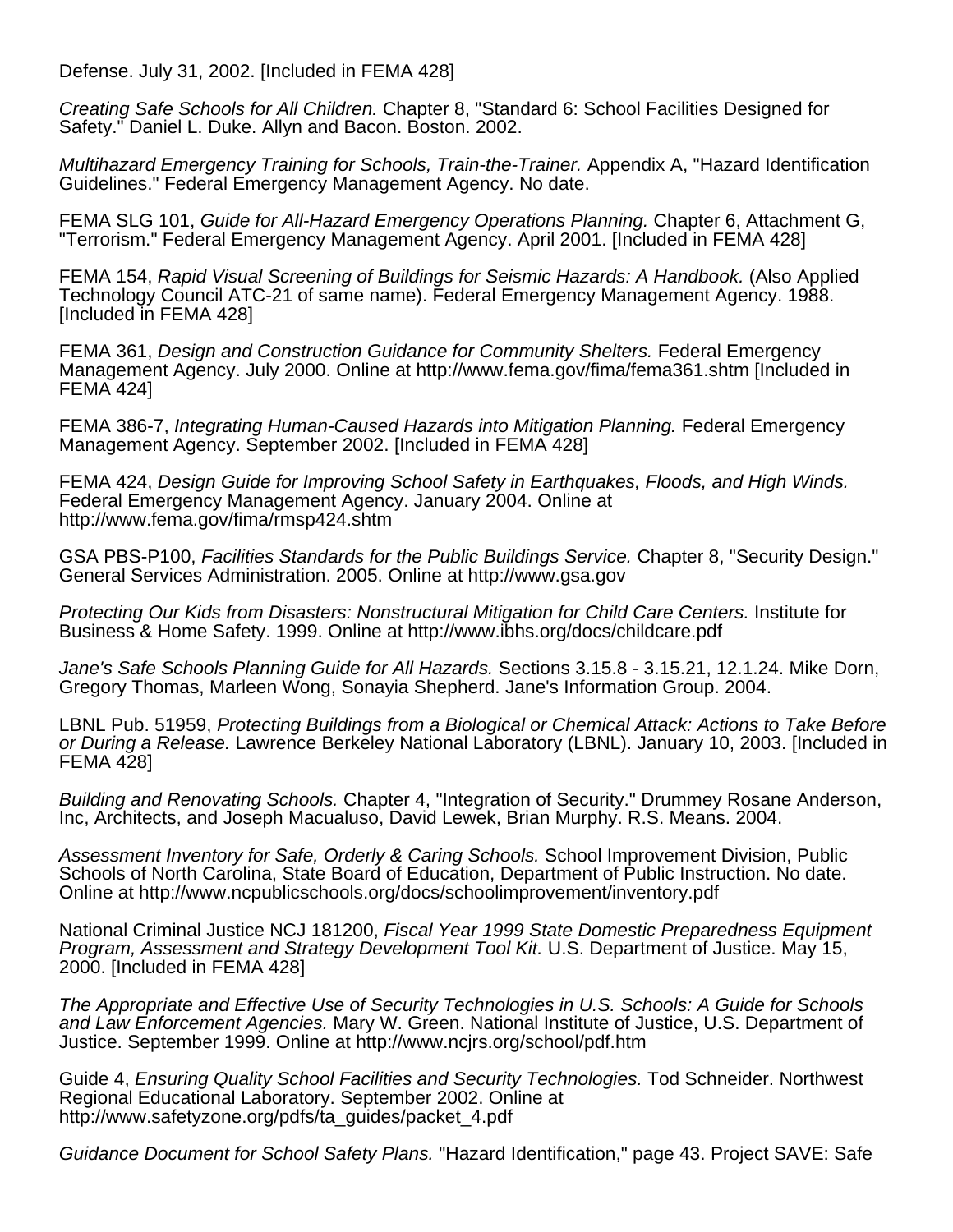Defense. July 31, 2002. [Included in FEMA 428]

*Creating Safe Schools for All Children.* Chapter 8, "Standard 6: School Facilities Designed for Safety." Daniel L. Duke. Allyn and Bacon. Boston. 2002.

*Multihazard Emergency Training for Schools, Train-the-Trainer.* Appendix A, "Hazard Identification Guidelines." Federal Emergency Management Agency. No date.

FEMA SLG 101, *Guide for All-Hazard Emergency Operations Planning.* Chapter 6, Attachment G, "Terrorism." Federal Emergency Management Agency. April 2001. [Included in FEMA 428]

FEMA 154, *Rapid Visual Screening of Buildings for Seismic Hazards: A Handbook.* (Also Applied Technology Council ATC-21 of same name). Federal Emergency Management Agency. 1988. [Included in FEMA 428]

FEMA 361, *Design and Construction Guidance for Community Shelters.* Federal Emergency Management Agency. July 2000. Online at http://www.fema.gov/fima/fema361.shtm [Included in FEMA 424]

FEMA 386-7, *Integrating Human-Caused Hazards into Mitigation Planning.* Federal Emergency Management Agency. September 2002. [Included in FEMA 428]

FEMA 424, *Design Guide for Improving School Safety in Earthquakes, Floods, and High Winds.* Federal Emergency Management Agency. January 2004. Online at http://www.fema.gov/fima/rmsp424.shtm

GSA PBS-P100, *Facilities Standards for the Public Buildings Service.* Chapter 8, "Security Design." General Services Administration. 2005. Online at http://www.gsa.gov

*Protecting Our Kids from Disasters: Nonstructural Mitigation for Child Care Centers.* Institute for Business & Home Safety. 1999. Online at http://www.ibhs.org/docs/childcare.pdf

*Jane's Safe Schools Planning Guide for All Hazards.* Sections 3.15.8 - 3.15.21, 12.1.24. Mike Dorn, Gregory Thomas, Marleen Wong, Sonayia Shepherd. Jane's Information Group. 2004.

LBNL Pub. 51959, *Protecting Buildings from a Biological or Chemical Attack: Actions to Take Before or During a Release.* Lawrence Berkeley National Laboratory (LBNL). January 10, 2003. [Included in FEMA 428]

*Building and Renovating Schools.* Chapter 4, "Integration of Security." Drummey Rosane Anderson, Inc, Architects, and Joseph Macualuso, David Lewek, Brian Murphy. R.S. Means. 2004.

*Assessment Inventory for Safe, Orderly & Caring Schools.* School Improvement Division, Public Schools of North Carolina, State Board of Education, Department of Public Instruction. No date. Online at http://www.ncpublicschools.org/docs/schoolimprovement/inventory.pdf

National Criminal Justice NCJ 181200, *Fiscal Year 1999 State Domestic Preparedness Equipment Program, Assessment and Strategy Development Tool Kit.* U.S. Department of Justice. May 15, 2000. [Included in FEMA 428]

*The Appropriate and Effective Use of Security Technologies in U.S. Schools: A Guide for Schools and Law Enforcement Agencies.* Mary W. Green. National Institute of Justice, U.S. Department of Justice. September 1999. Online at http://www.ncjrs.org/school/pdf.htm

Guide 4, *Ensuring Quality School Facilities and Security Technologies.* Tod Schneider. Northwest Regional Educational Laboratory. September 2002. Online at http://www.safetyzone.org/pdfs/ta_guides/packet_4.pdf

*Guidance Document for School Safety Plans.* "Hazard Identification," page 43. Project SAVE: Safe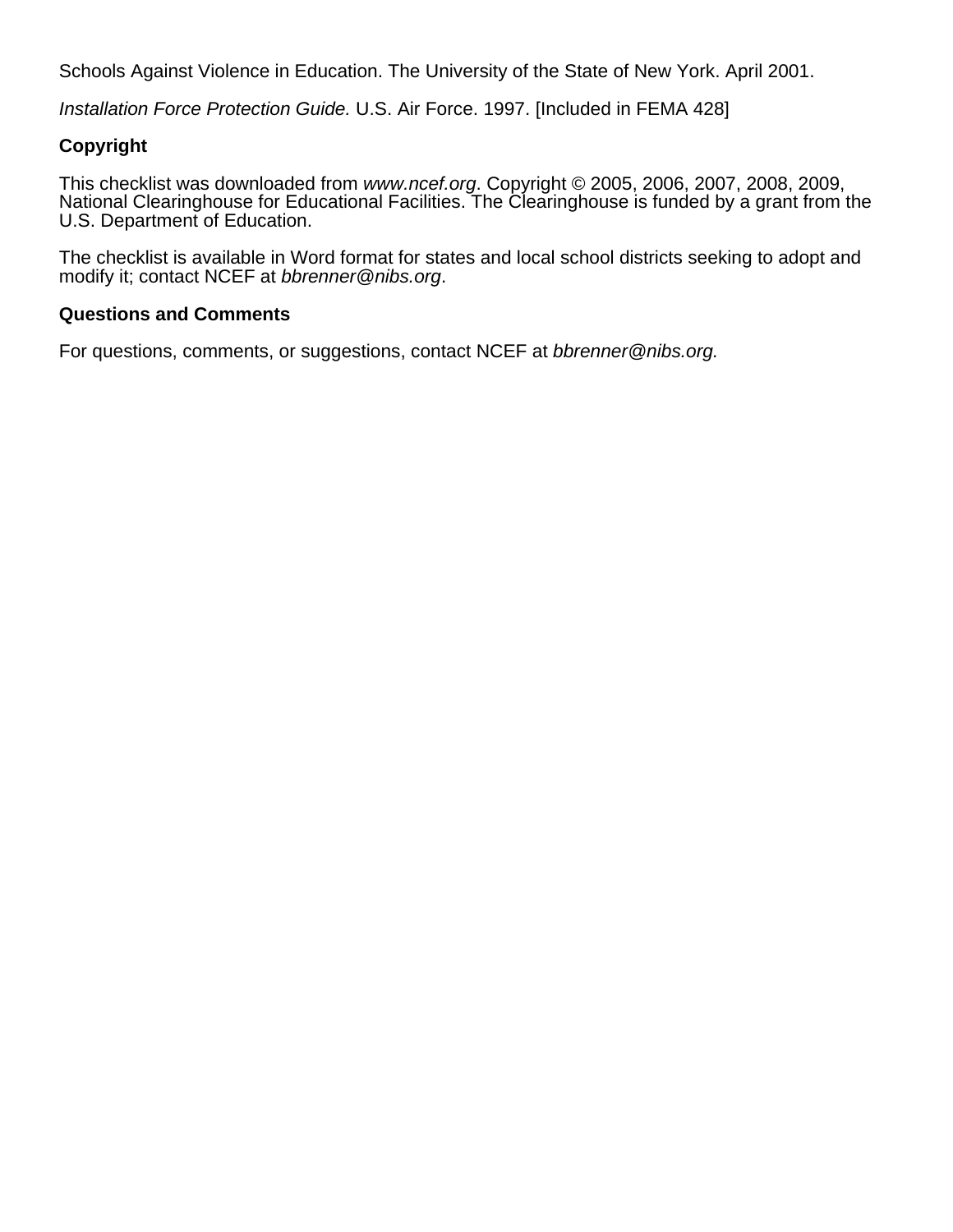Schools Against Violence in Education. The University of the State of New York. April 2001.

*Installation Force Protection Guide.* U.S. Air Force. 1997. [Included in FEMA 428]

**Copyright**

This checklist was downloaded from *www.ncef.org*. Copyright © 2005, 2006, 2007, 2008, 2009, National Clearinghouse for Educational Facilities. The Clearinghouse is funded by a grant from the U.S. Department of Education.

The checklist is available in Word format for states and local school districts seeking to adopt and modify it; contact NCEF at *bbrenner@nibs.org*.

**Questions and Comments**

For questions, comments, or suggestions, contact NCEF at *bbrenner@nibs.org.*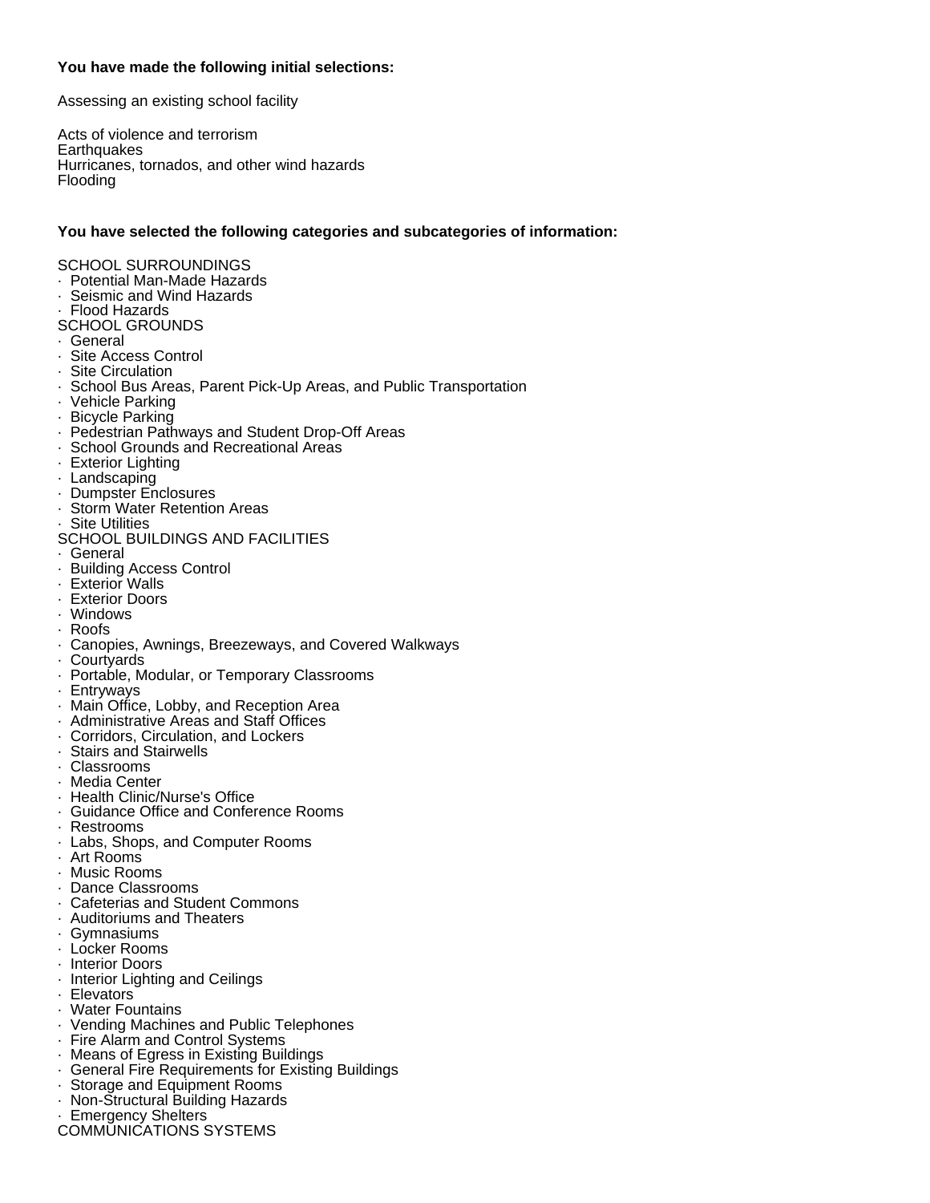**You have made the following initial selections:**

Assessing an existing school facility

Acts of violence and terrorism
Earthquakes
Hurricanes, tornados, and other wind hazards
Flooding

**You have selected the following categories and subcategories of information:**

SCHOOL SURROUNDINGS

- Potential Man-Made Hazards
- Seismic and Wind Hazards
- Flood Hazards

SCHOOL GROUNDS

- General
- Site Access Control
- Site Circulation
- School Bus Areas, Parent Pick-Up Areas, and Public Transportation
- Vehicle Parking
- Bicycle Parking
- Pedestrian Pathways and Student Drop-Off Areas
- School Grounds and Recreational Areas
- Exterior Lighting
- Landscaping
- Dumpster Enclosures
- Storm Water Retention Areas
- Site Utilities

SCHOOL BUILDINGS AND FACILITIES

- General
- Building Access Control
- Exterior Walls
- Exterior Doors
- Windows
- Roofs
- Canopies, Awnings, Breezeways, and Covered Walkways
- Courtyards
- Portable, Modular, or Temporary Classrooms
- Entryways
- Main Office, Lobby, and Reception Area
- Administrative Areas and Staff Offices
- Corridors, Circulation, and Lockers
- Stairs and Stairwells
- Classrooms
- Media Center
- Health Clinic/Nurse's Office
- Guidance Office and Conference Rooms
- Restrooms
- Labs, Shops, and Computer Rooms
- Art Rooms
- Music Rooms
- Dance Classrooms
- Cafeterias and Student Commons
- Auditoriums and Theaters
- Gymnasiums
- Locker Rooms
- Interior Doors
- Interior Lighting and Ceilings
- Elevators
- Water Fountains
- Vending Machines and Public Telephones
- Fire Alarm and Control Systems
- Means of Egress in Existing Buildings
- General Fire Requirements for Existing Buildings
- Storage and Equipment Rooms
- Non-Structural Building Hazards
- Emergency Shelters

COMMUNICATIONS SYSTEMS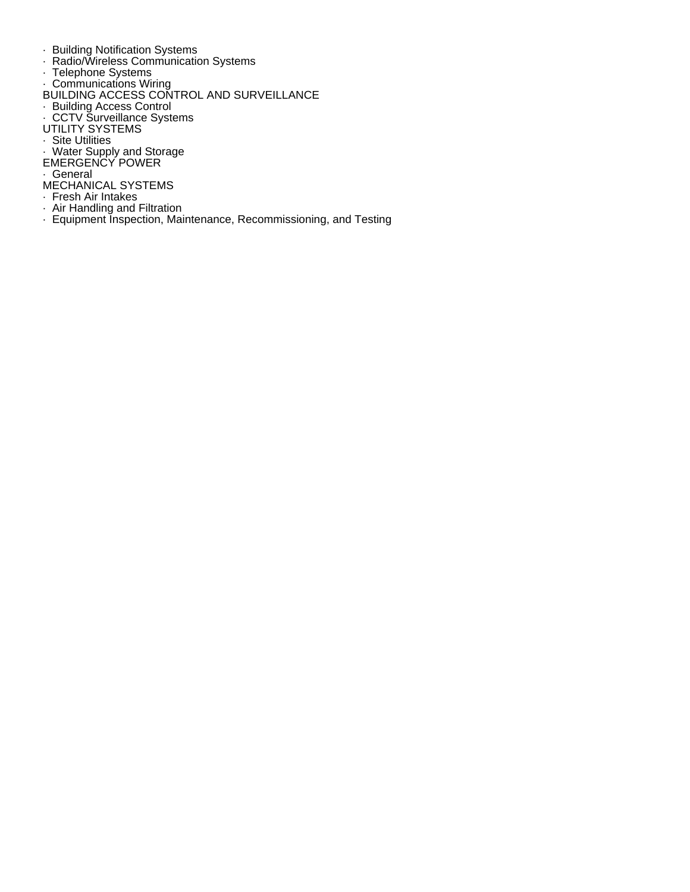- Building Notification Systems
- Radio/Wireless Communication Systems
- Telephone Systems
- Communications Wiring

BUILDING ACCESS CONTROL AND SURVEILLANCE

- Building Access Control
- CCTV Surveillance Systems

UTILITY SYSTEMS

- Site Utilities
- Water Supply and Storage

EMERGENCY POWER

- General

MECHANICAL SYSTEMS

- Fresh Air Intakes
- Air Handling and Filtration
- Equipment Inspection, Maintenance, Recommissioning, and Testing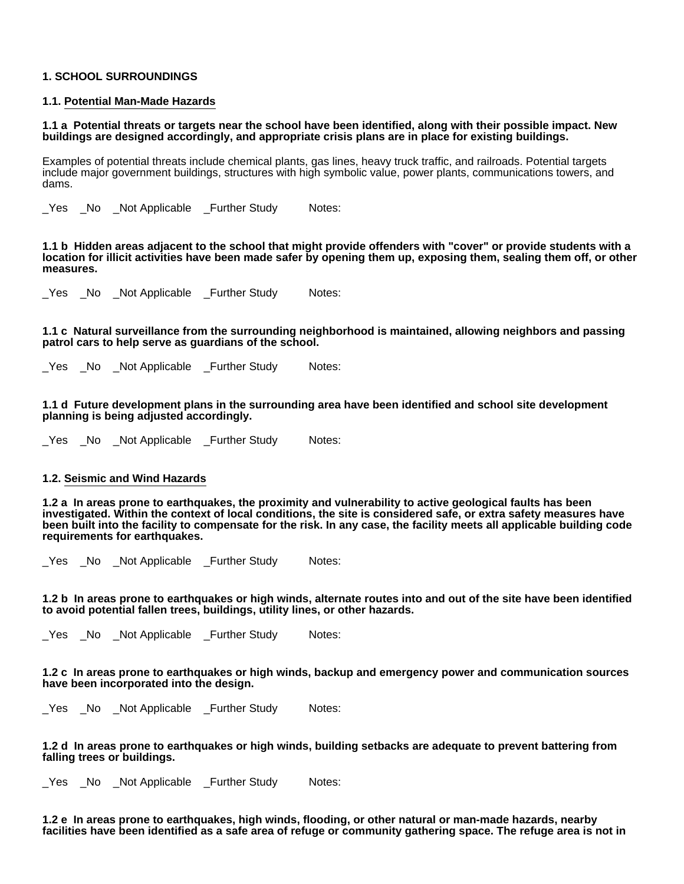# 1. SCHOOL SURROUNDINGS

## 1.1. Potential Man-Made Hazards

**1.1 a Potential threats or targets near the school have been identified, along with their possible impact. New buildings are designed accordingly, and appropriate crisis plans are in place for existing buildings.**

Examples of potential threats include chemical plants, gas lines, heavy truck traffic, and railroads. Potential targets include major government buildings, structures with high symbolic value, power plants, communications towers, and dams.

_Yes _No _Not Applicable _Further Study Notes:

**1.1 b Hidden areas adjacent to the school that might provide offenders with "cover" or provide students with a location for illicit activities have been made safer by opening them up, exposing them, sealing them off, or other measures.**

_Yes _No _Not Applicable _Further Study Notes:

**1.1 c Natural surveillance from the surrounding neighborhood is maintained, allowing neighbors and passing patrol cars to help serve as guardians of the school.**

_Yes _No _Not Applicable _Further Study Notes:

**1.1 d Future development plans in the surrounding area have been identified and school site development planning is being adjusted accordingly.**

_Yes _No _Not Applicable _Further Study Notes:

## 1.2. Seismic and Wind Hazards

**1.2 a In areas prone to earthquakes, the proximity and vulnerability to active geological faults has been investigated. Within the context of local conditions, the site is considered safe, or extra safety measures have been built into the facility to compensate for the risk. In any case, the facility meets all applicable building code requirements for earthquakes.**

_Yes _No _Not Applicable _Further Study Notes:

**1.2 b In areas prone to earthquakes or high winds, alternate routes into and out of the site have been identified to avoid potential fallen trees, buildings, utility lines, or other hazards.**

_Yes _No _Not Applicable _Further Study Notes:

**1.2 c In areas prone to earthquakes or high winds, backup and emergency power and communication sources have been incorporated into the design.**

_Yes _No _Not Applicable _Further Study Notes:

**1.2 d In areas prone to earthquakes or high winds, building setbacks are adequate to prevent battering from falling trees or buildings.**

_Yes _No _Not Applicable _Further Study Notes:

**1.2 e In areas prone to earthquakes, high winds, flooding, or other natural or man-made hazards, nearby facilities have been identified as a safe area of refuge or community gathering space. The refuge area is not in**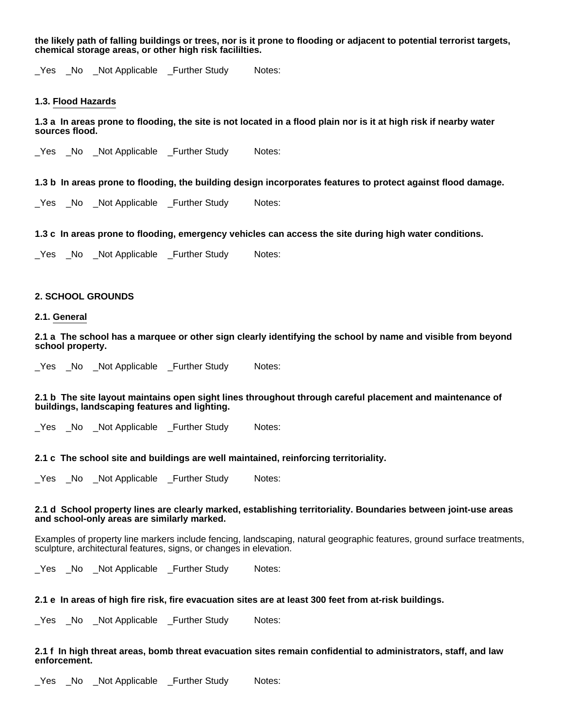**the likely path of falling buildings or trees, nor is it prone to flooding or adjacent to potential terrorist targets, chemical storage areas, or other high risk facililties.**

_Yes _No _Not Applicable _Further Study Notes:

### 1.3. Flood Hazards

**1.3 a In areas prone to flooding, the site is not located in a flood plain nor is it at high risk if nearby water sources flood.**

_Yes _No _Not Applicable _Further Study Notes:

**1.3 b In areas prone to flooding, the building design incorporates features to protect against flood damage.**

_Yes _No _Not Applicable _Further Study Notes:

**1.3 c In areas prone to flooding, emergency vehicles can access the site during high water conditions.**

_Yes _No _Not Applicable _Further Study Notes:

## 2. SCHOOL GROUNDS

### 2.1. General

**2.1 a The school has a marquee or other sign clearly identifying the school by name and visible from beyond school property.**

_Yes _No _Not Applicable _Further Study Notes:

**2.1 b The site layout maintains open sight lines throughout through careful placement and maintenance of buildings, landscaping features and lighting.**

_Yes _No _Not Applicable _Further Study Notes:

**2.1 c The school site and buildings are well maintained, reinforcing territoriality.**

_Yes _No _Not Applicable _Further Study Notes:

**2.1 d School property lines are clearly marked, establishing territoriality. Boundaries between joint-use areas and school-only areas are similarly marked.**

Examples of property line markers include fencing, landscaping, natural geographic features, ground surface treatments, sculpture, architectural features, signs, or changes in elevation.

_Yes _No _Not Applicable _Further Study Notes:

**2.1 e In areas of high fire risk, fire evacuation sites are at least 300 feet from at-risk buildings.**

_Yes _No _Not Applicable _Further Study Notes:

**2.1 f In high threat areas, bomb threat evacuation sites remain confidential to administrators, staff, and law enforcement.**

_Yes _No _Not Applicable _Further Study Notes: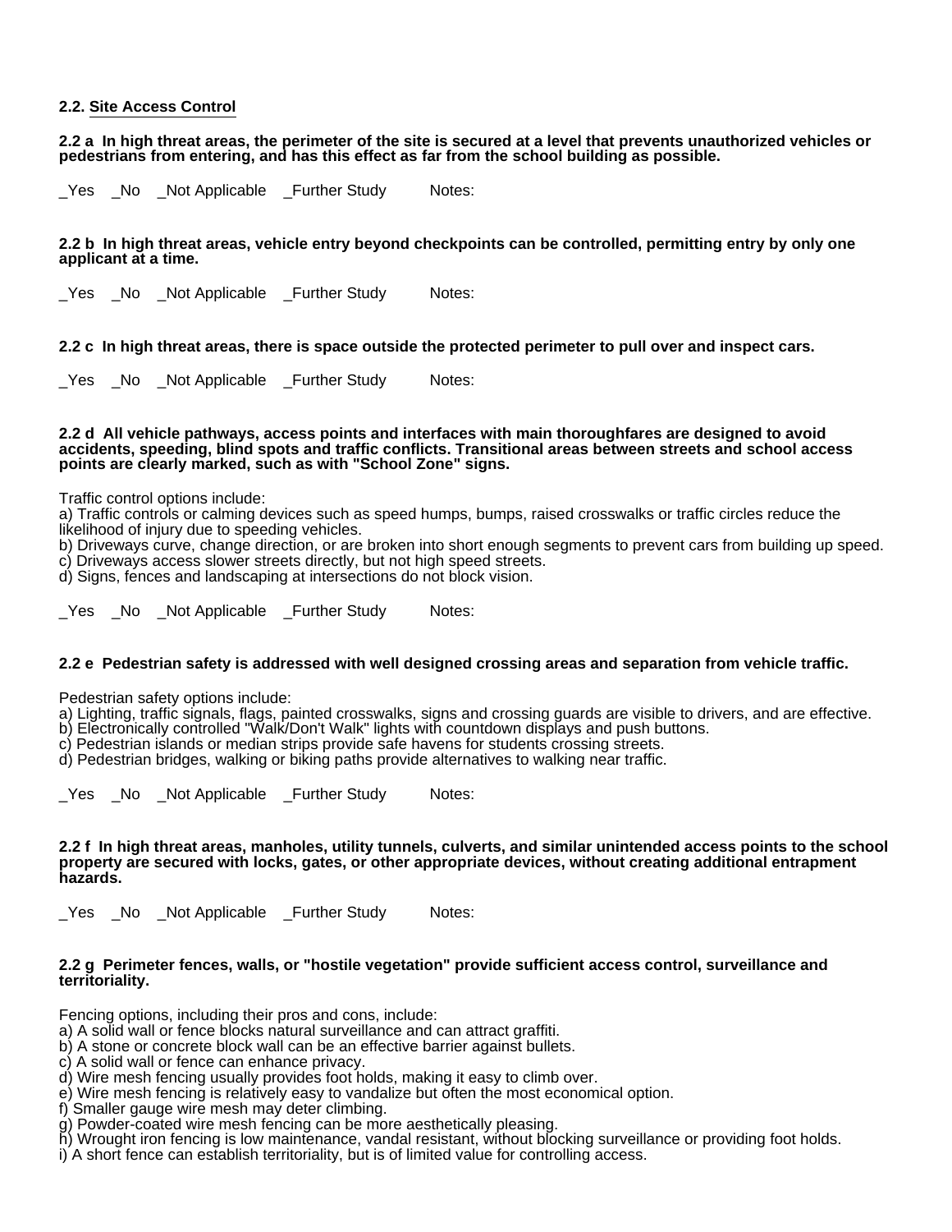## 2.2. Site Access Control

**2.2 a In high threat areas, the perimeter of the site is secured at a level that prevents unauthorized vehicles or pedestrians from entering, and has this effect as far from the school building as possible.**

_Yes _No _Not Applicable _Further Study Notes:

**2.2 b In high threat areas, vehicle entry beyond checkpoints can be controlled, permitting entry by only one applicant at a time.**

_Yes _No _Not Applicable _Further Study Notes:

**2.2 c In high threat areas, there is space outside the protected perimeter to pull over and inspect cars.**

_Yes _No _Not Applicable _Further Study Notes:

**2.2 d All vehicle pathways, access points and interfaces with main thoroughfares are designed to avoid accidents, speeding, blind spots and traffic conflicts. Transitional areas between streets and school access points are clearly marked, such as with "School Zone" signs.**

Traffic control options include:
a) Traffic controls or calming devices such as speed humps, bumps, raised crosswalks or traffic circles reduce the likelihood of injury due to speeding vehicles.
b) Driveways curve, change direction, or are broken into short enough segments to prevent cars from building up speed.
c) Driveways access slower streets directly, but not high speed streets.
d) Signs, fences and landscaping at intersections do not block vision.

_Yes _No _Not Applicable _Further Study Notes:

**2.2 e Pedestrian safety is addressed with well designed crossing areas and separation from vehicle traffic.**

Pedestrian safety options include:
a) Lighting, traffic signals, flags, painted crosswalks, signs and crossing guards are visible to drivers, and are effective.
b) Electronically controlled "Walk/Don't Walk" lights with countdown displays and push buttons.
c) Pedestrian islands or median strips provide safe havens for students crossing streets.
d) Pedestrian bridges, walking or biking paths provide alternatives to walking near traffic.

_Yes _No _Not Applicable _Further Study Notes:

**2.2 f In high threat areas, manholes, utility tunnels, culverts, and similar unintended access points to the school property are secured with locks, gates, or other appropriate devices, without creating additional entrapment hazards.**

_Yes _No _Not Applicable _Further Study Notes:

**2.2 g Perimeter fences, walls, or "hostile vegetation" provide sufficient access control, surveillance and territoriality.**

Fencing options, including their pros and cons, include:
a) A solid wall or fence blocks natural surveillance and can attract graffiti.
b) A stone or concrete block wall can be an effective barrier against bullets.
c) A solid wall or fence can enhance privacy.
d) Wire mesh fencing usually provides foot holds, making it easy to climb over.
e) Wire mesh fencing is relatively easy to vandalize but often the most economical option.
f) Smaller gauge wire mesh may deter climbing.
g) Powder-coated wire mesh fencing can be more aesthetically pleasing.
h) Wrought iron fencing is low maintenance, vandal resistant, without blocking surveillance or providing foot holds.
i) A short fence can establish territoriality, but is of limited value for controlling access.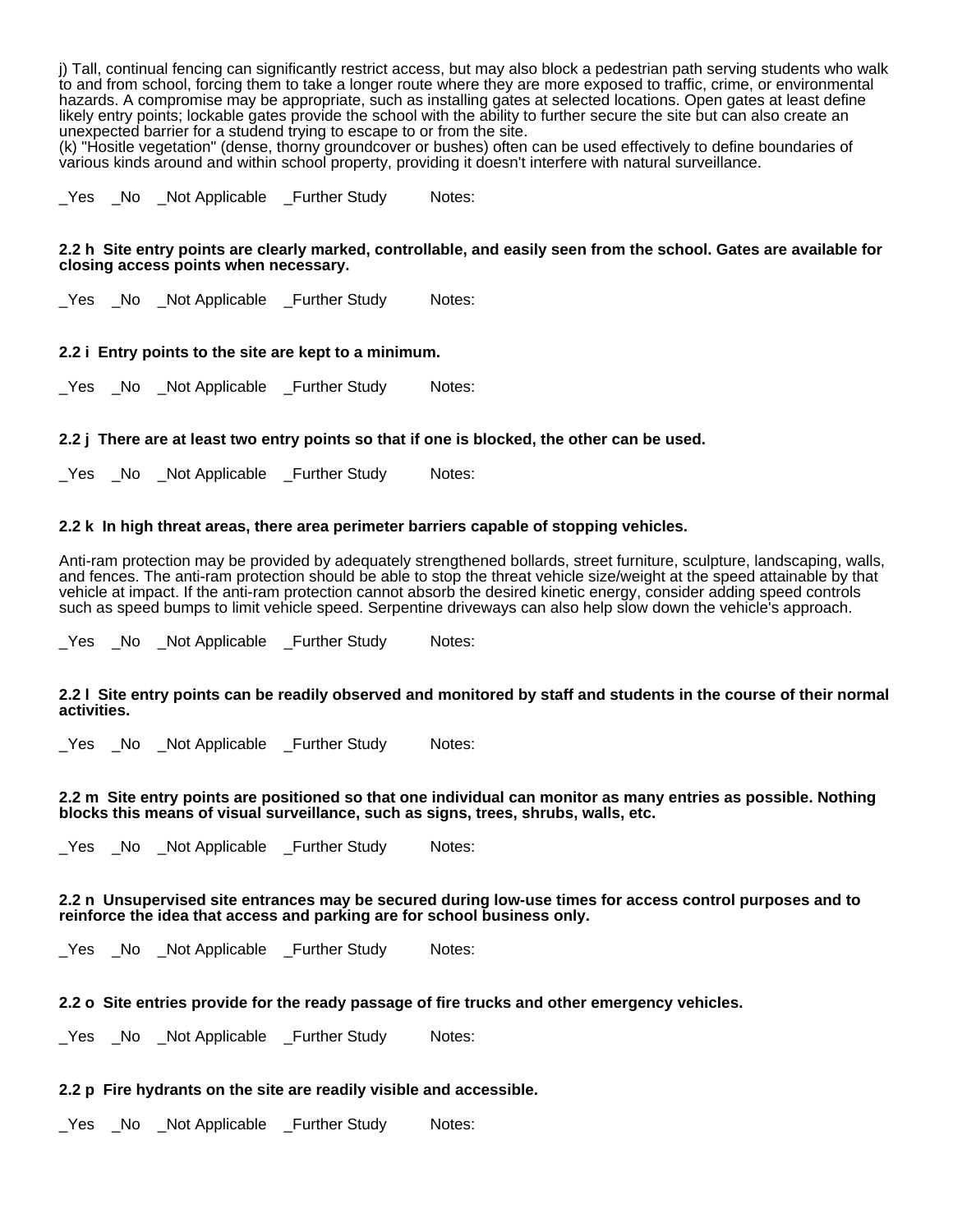j) Tall, continual fencing can significantly restrict access, but may also block a pedestrian path serving students who walk to and from school, forcing them to take a longer route where they are more exposed to traffic, crime, or environmental hazards. A compromise may be appropriate, such as installing gates at selected locations. Open gates at least define likely entry points; lockable gates provide the school with the ability to further secure the site but can also create an unexpected barrier for a studend trying to escape to or from the site.
(k) "Hositle vegetation" (dense, thorny groundcover or bushes) often can be used effectively to define boundaries of various kinds around and within school property, providing it doesn't interfere with natural surveillance.

_Yes _No _Not Applicable _Further Study Notes:

**2.2 h Site entry points are clearly marked, controllable, and easily seen from the school. Gates are available for closing access points when necessary.**

_Yes _No _Not Applicable _Further Study Notes:

**2.2 i Entry points to the site are kept to a minimum.**

_Yes _No _Not Applicable _Further Study Notes:

**2.2 j There are at least two entry points so that if one is blocked, the other can be used.**

_Yes _No _Not Applicable _Further Study Notes:

**2.2 k In high threat areas, there area perimeter barriers capable of stopping vehicles.**

Anti-ram protection may be provided by adequately strengthened bollards, street furniture, sculpture, landscaping, walls, and fences. The anti-ram protection should be able to stop the threat vehicle size/weight at the speed attainable by that vehicle at impact. If the anti-ram protection cannot absorb the desired kinetic energy, consider adding speed controls such as speed bumps to limit vehicle speed. Serpentine driveways can also help slow down the vehicle's approach.

_Yes _No _Not Applicable _Further Study Notes:

**2.2 l Site entry points can be readily observed and monitored by staff and students in the course of their normal activities.**

_Yes _No _Not Applicable _Further Study Notes:

**2.2 m Site entry points are positioned so that one individual can monitor as many entries as possible. Nothing blocks this means of visual surveillance, such as signs, trees, shrubs, walls, etc.**

_Yes _No _Not Applicable _Further Study Notes:

**2.2 n Unsupervised site entrances may be secured during low-use times for access control purposes and to reinforce the idea that access and parking are for school business only.**

_Yes _No _Not Applicable _Further Study Notes:

**2.2 o Site entries provide for the ready passage of fire trucks and other emergency vehicles.**

_Yes _No _Not Applicable _Further Study Notes:

**2.2 p Fire hydrants on the site are readily visible and accessible.**

_Yes _No _Not Applicable _Further Study Notes: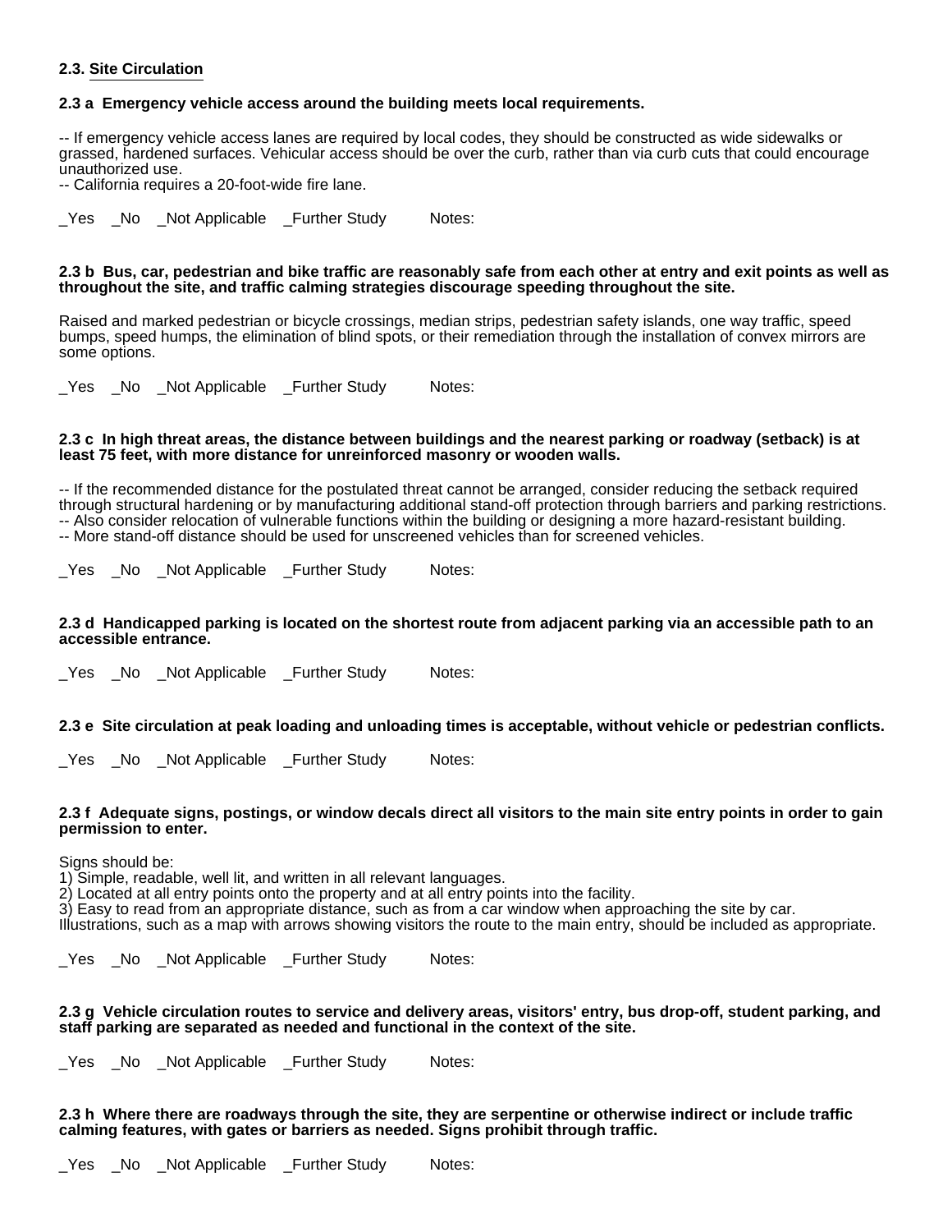### 2.3. Site Circulation

**2.3 a  Emergency vehicle access around the building meets local requirements.**

-- If emergency vehicle access lanes are required by local codes, they should be constructed as wide sidewalks or grassed, hardened surfaces. Vehicular access should be over the curb, rather than via curb cuts that could encourage unauthorized use.
-- California requires a 20-foot-wide fire lane.

_Yes   _No   _Not Applicable   _Further Study   Notes:

**2.3 b  Bus, car, pedestrian and bike traffic are reasonably safe from each other at entry and exit points as well as throughout the site, and traffic calming strategies discourage speeding throughout the site.**

Raised and marked pedestrian or bicycle crossings, median strips, pedestrian safety islands, one way traffic, speed bumps, speed humps, the elimination of blind spots, or their remediation through the installation of convex mirrors are some options.

_Yes   _No   _Not Applicable   _Further Study   Notes:

**2.3 c  In high threat areas, the distance between buildings and the nearest parking or roadway (setback) is at least 75 feet, with more distance for unreinforced masonry or wooden walls.**

-- If the recommended distance for the postulated threat cannot be arranged, consider reducing the setback required through structural hardening or by manufacturing additional stand-off protection through barriers and parking restrictions.
-- Also consider relocation of vulnerable functions within the building or designing a more hazard-resistant building.
-- More stand-off distance should be used for unscreened vehicles than for screened vehicles.

_Yes   _No   _Not Applicable   _Further Study   Notes:

**2.3 d  Handicapped parking is located on the shortest route from adjacent parking via an accessible path to an accessible entrance.**

_Yes   _No   _Not Applicable   _Further Study   Notes:

**2.3 e  Site circulation at peak loading and unloading times is acceptable, without vehicle or pedestrian conflicts.**

_Yes   _No   _Not Applicable   _Further Study   Notes:

**2.3 f  Adequate signs, postings, or window decals direct all visitors to the main site entry points in order to gain permission to enter.**

Signs should be:
1) Simple, readable, well lit, and written in all relevant languages.
2) Located at all entry points onto the property and at all entry points into the facility.
3) Easy to read from an appropriate distance, such as from a car window when approaching the site by car.
Illustrations, such as a map with arrows showing visitors the route to the main entry, should be included as appropriate.

_Yes   _No   _Not Applicable   _Further Study   Notes:

**2.3 g  Vehicle circulation routes to service and delivery areas, visitors' entry, bus drop-off, student parking, and staff parking are separated as needed and functional in the context of the site.**

_Yes   _No   _Not Applicable   _Further Study   Notes:

**2.3 h  Where there are roadways through the site, they are serpentine or otherwise indirect or include traffic calming features, with gates or barriers as needed. Signs prohibit through traffic.**

_Yes   _No   _Not Applicable   _Further Study   Notes: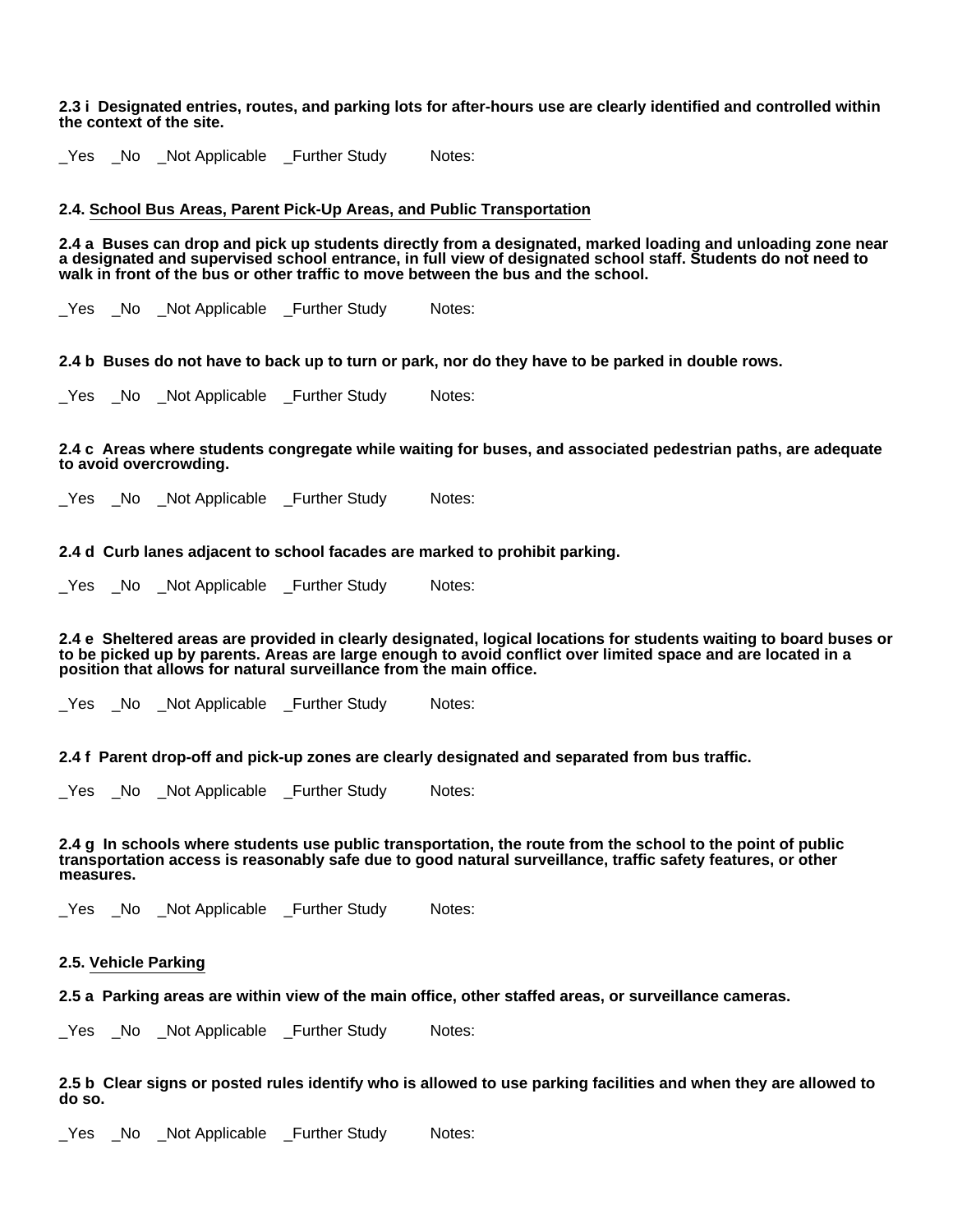**2.3 i Designated entries, routes, and parking lots for after-hours use are clearly identified and controlled within the context of the site.**

_Yes _No _Not Applicable _Further Study Notes:

### 2.4. School Bus Areas, Parent Pick-Up Areas, and Public Transportation

**2.4 a Buses can drop and pick up students directly from a designated, marked loading and unloading zone near a designated and supervised school entrance, in full view of designated school staff. Students do not need to walk in front of the bus or other traffic to move between the bus and the school.**

_Yes _No _Not Applicable _Further Study Notes:

**2.4 b Buses do not have to back up to turn or park, nor do they have to be parked in double rows.**

_Yes _No _Not Applicable _Further Study Notes:

**2.4 c Areas where students congregate while waiting for buses, and associated pedestrian paths, are adequate to avoid overcrowding.**

_Yes _No _Not Applicable _Further Study Notes:

**2.4 d Curb lanes adjacent to school facades are marked to prohibit parking.**

_Yes _No _Not Applicable _Further Study Notes:

**2.4 e Sheltered areas are provided in clearly designated, logical locations for students waiting to board buses or to be picked up by parents. Areas are large enough to avoid conflict over limited space and are located in a position that allows for natural surveillance from the main office.**

_Yes _No _Not Applicable _Further Study Notes:

**2.4 f Parent drop-off and pick-up zones are clearly designated and separated from bus traffic.**

_Yes _No _Not Applicable _Further Study Notes:

**2.4 g In schools where students use public transportation, the route from the school to the point of public transportation access is reasonably safe due to good natural surveillance, traffic safety features, or other measures.**

_Yes _No _Not Applicable _Further Study Notes:

### 2.5. Vehicle Parking

**2.5 a Parking areas are within view of the main office, other staffed areas, or surveillance cameras.**

_Yes _No _Not Applicable _Further Study Notes:

**2.5 b Clear signs or posted rules identify who is allowed to use parking facilities and when they are allowed to do so.**

_Yes _No _Not Applicable _Further Study Notes: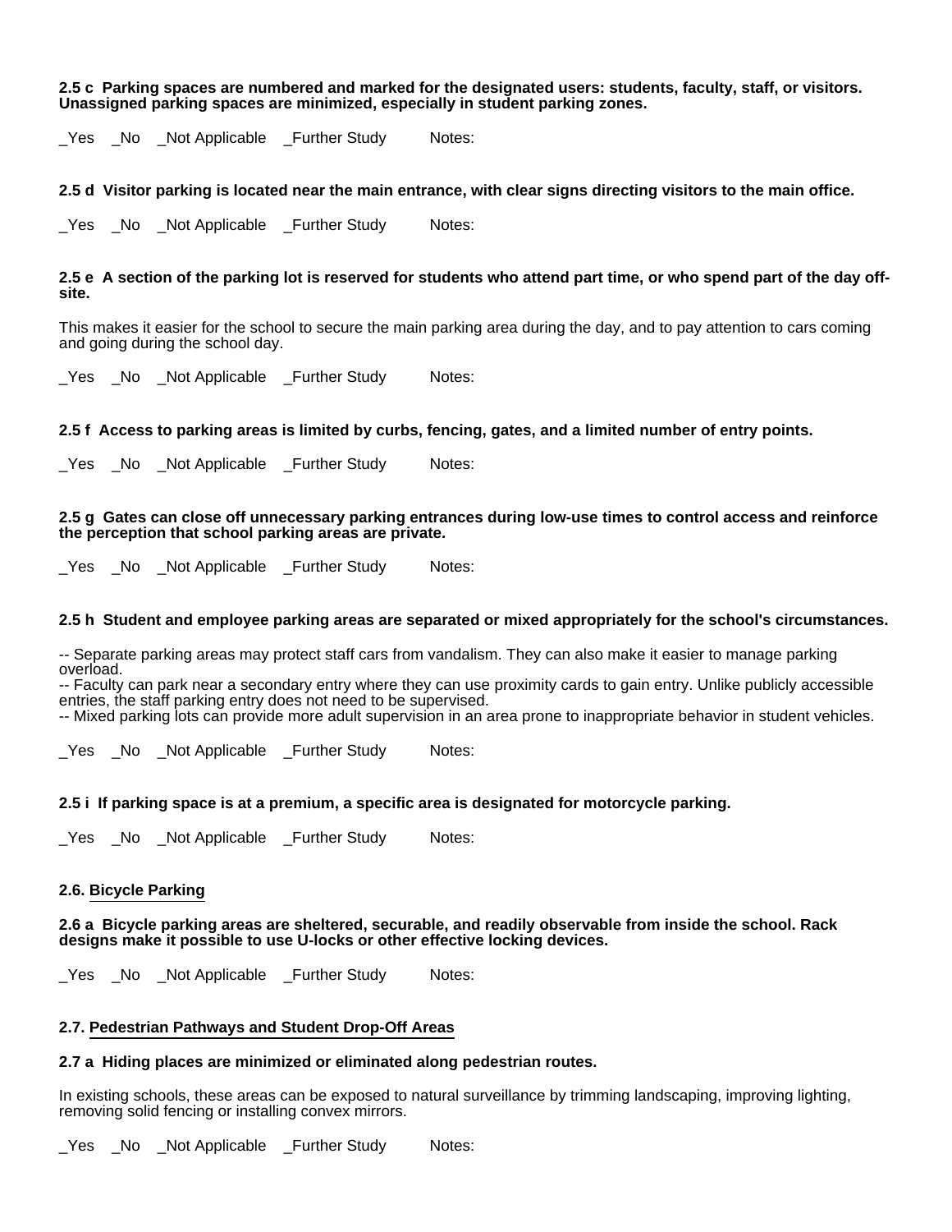**2.5 c Parking spaces are numbered and marked for the designated users: students, faculty, staff, or visitors. Unassigned parking spaces are minimized, especially in student parking zones.**

_Yes _No _Not Applicable _Further Study Notes:

**2.5 d Visitor parking is located near the main entrance, with clear signs directing visitors to the main office.**

_Yes _No _Not Applicable _Further Study Notes:

**2.5 e A section of the parking lot is reserved for students who attend part time, or who spend part of the day off-site.**

This makes it easier for the school to secure the main parking area during the day, and to pay attention to cars coming and going during the school day.

_Yes _No _Not Applicable _Further Study Notes:

**2.5 f Access to parking areas is limited by curbs, fencing, gates, and a limited number of entry points.**

_Yes _No _Not Applicable _Further Study Notes:

**2.5 g Gates can close off unnecessary parking entrances during low-use times to control access and reinforce the perception that school parking areas are private.**

_Yes _No _Not Applicable _Further Study Notes:

**2.5 h Student and employee parking areas are separated or mixed appropriately for the school's circumstances.**

-- Separate parking areas may protect staff cars from vandalism. They can also make it easier to manage parking overload.
-- Faculty can park near a secondary entry where they can use proximity cards to gain entry. Unlike publicly accessible entries, the staff parking entry does not need to be supervised.
-- Mixed parking lots can provide more adult supervision in an area prone to inappropriate behavior in student vehicles.

_Yes _No _Not Applicable _Further Study Notes:

**2.5 i If parking space is at a premium, a specific area is designated for motorcycle parking.**

_Yes _No _Not Applicable _Further Study Notes:

### 2.6. Bicycle Parking

**2.6 a Bicycle parking areas are sheltered, securable, and readily observable from inside the school. Rack designs make it possible to use U-locks or other effective locking devices.**

_Yes _No _Not Applicable _Further Study Notes:

### 2.7. Pedestrian Pathways and Student Drop-Off Areas

**2.7 a Hiding places are minimized or eliminated along pedestrian routes.**

In existing schools, these areas can be exposed to natural surveillance by trimming landscaping, improving lighting, removing solid fencing or installing convex mirrors.

_Yes _No _Not Applicable _Further Study Notes: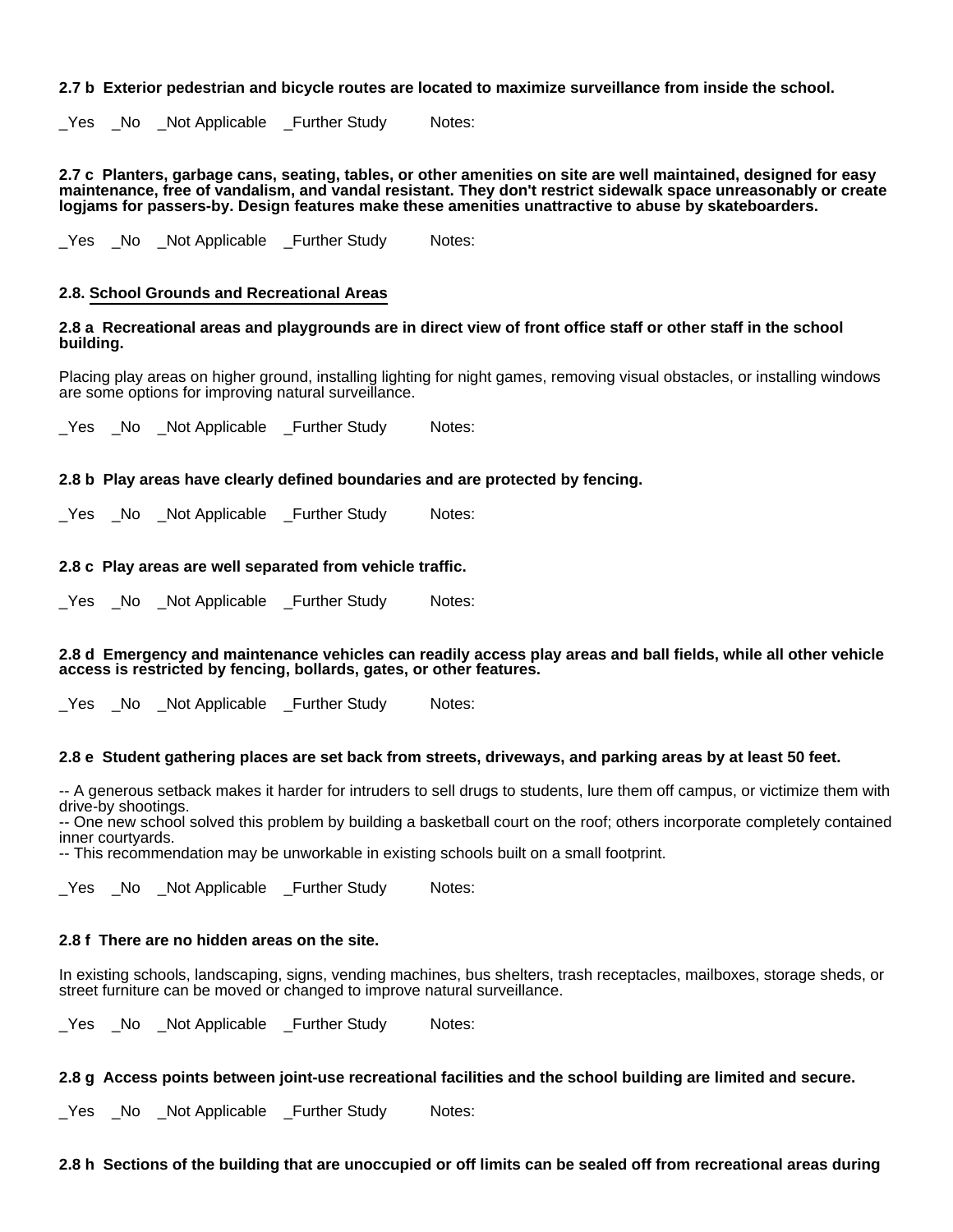**2.7 b Exterior pedestrian and bicycle routes are located to maximize surveillance from inside the school.**

_Yes _No _Not Applicable _Further Study Notes:

**2.7 c Planters, garbage cans, seating, tables, or other amenities on site are well maintained, designed for easy maintenance, free of vandalism, and vandal resistant. They don't restrict sidewalk space unreasonably or create logjams for passers-by. Design features make these amenities unattractive to abuse by skateboarders.**

_Yes _No _Not Applicable _Further Study Notes:

## 2.8. School Grounds and Recreational Areas

**2.8 a Recreational areas and playgrounds are in direct view of front office staff or other staff in the school building.**

Placing play areas on higher ground, installing lighting for night games, removing visual obstacles, or installing windows are some options for improving natural surveillance.

_Yes _No _Not Applicable _Further Study Notes:

**2.8 b Play areas have clearly defined boundaries and are protected by fencing.**

_Yes _No _Not Applicable _Further Study Notes:

**2.8 c Play areas are well separated from vehicle traffic.**

_Yes _No _Not Applicable _Further Study Notes:

**2.8 d Emergency and maintenance vehicles can readily access play areas and ball fields, while all other vehicle access is restricted by fencing, bollards, gates, or other features.**

_Yes _No _Not Applicable _Further Study Notes:

**2.8 e Student gathering places are set back from streets, driveways, and parking areas by at least 50 feet.**

-- A generous setback makes it harder for intruders to sell drugs to students, lure them off campus, or victimize them with drive-by shootings.
-- One new school solved this problem by building a basketball court on the roof; others incorporate completely contained inner courtyards.
-- This recommendation may be unworkable in existing schools built on a small footprint.

_Yes _No _Not Applicable _Further Study Notes:

**2.8 f There are no hidden areas on the site.**

In existing schools, landscaping, signs, vending machines, bus shelters, trash receptacles, mailboxes, storage sheds, or street furniture can be moved or changed to improve natural surveillance.

_Yes _No _Not Applicable _Further Study Notes:

**2.8 g Access points between joint-use recreational facilities and the school building are limited and secure.**

_Yes _No _Not Applicable _Further Study Notes:

**2.8 h Sections of the building that are unoccupied or off limits can be sealed off from recreational areas during**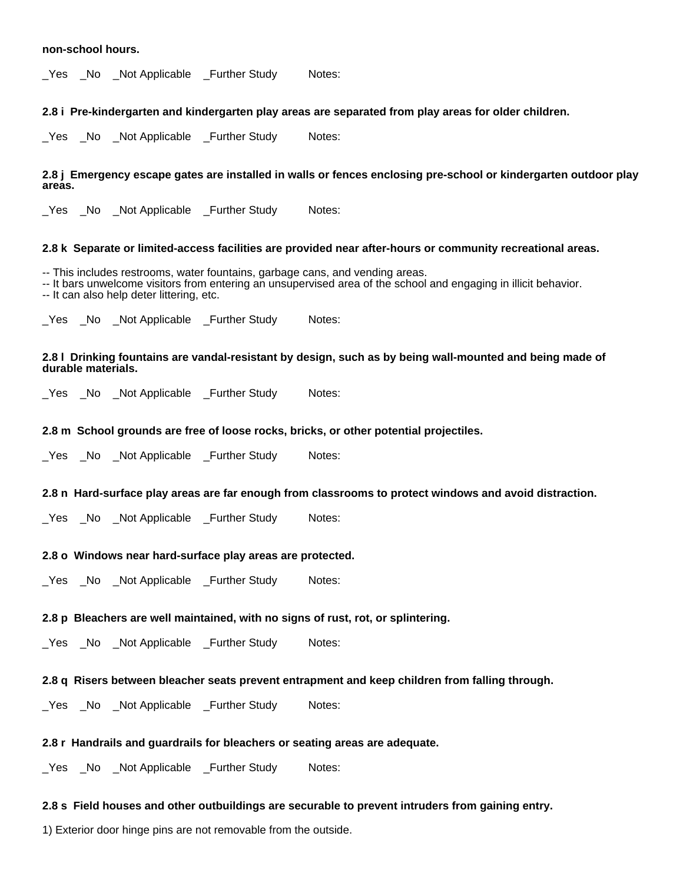**non-school hours.**

_Yes _No _Not Applicable _Further Study Notes:

**2.8 i Pre-kindergarten and kindergarten play areas are separated from play areas for older children.**

_Yes _No _Not Applicable _Further Study Notes:

**2.8 j Emergency escape gates are installed in walls or fences enclosing pre-school or kindergarten outdoor play areas.**

_Yes _No _Not Applicable _Further Study Notes:

**2.8 k Separate or limited-access facilities are provided near after-hours or community recreational areas.**

-- This includes restrooms, water fountains, garbage cans, and vending areas.
-- It bars unwelcome visitors from entering an unsupervised area of the school and engaging in illicit behavior.
-- It can also help deter littering, etc.

_Yes _No _Not Applicable _Further Study Notes:

**2.8 l Drinking fountains are vandal-resistant by design, such as by being wall-mounted and being made of durable materials.**

_Yes _No _Not Applicable _Further Study Notes:

**2.8 m School grounds are free of loose rocks, bricks, or other potential projectiles.**

_Yes _No _Not Applicable _Further Study Notes:

**2.8 n Hard-surface play areas are far enough from classrooms to protect windows and avoid distraction.**

_Yes _No _Not Applicable _Further Study Notes:

**2.8 o Windows near hard-surface play areas are protected.**

_Yes _No _Not Applicable _Further Study Notes:

**2.8 p Bleachers are well maintained, with no signs of rust, rot, or splintering.**

_Yes _No _Not Applicable _Further Study Notes:

**2.8 q Risers between bleacher seats prevent entrapment and keep children from falling through.**

_Yes _No _Not Applicable _Further Study Notes:

**2.8 r Handrails and guardrails for bleachers or seating areas are adequate.**

_Yes _No _Not Applicable _Further Study Notes:

**2.8 s Field houses and other outbuildings are securable to prevent intruders from gaining entry.**

1) Exterior door hinge pins are not removable from the outside.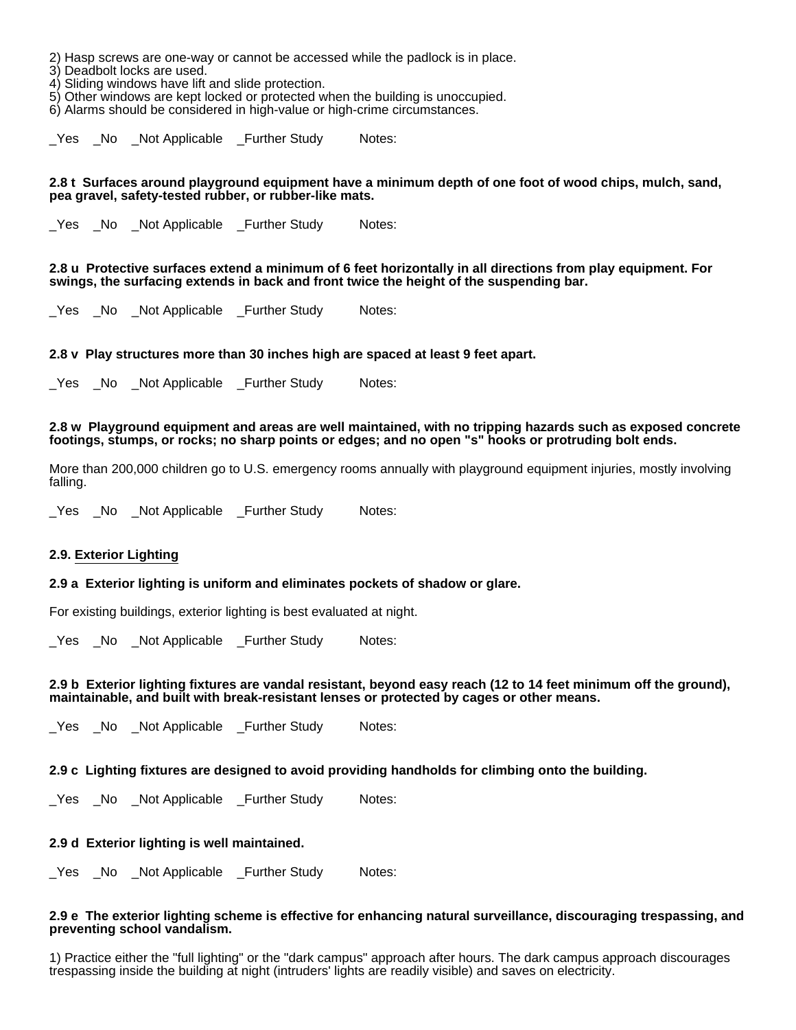2) Hasp screws are one-way or cannot be accessed while the padlock is in place.
3) Deadbolt locks are used.
4) Sliding windows have lift and slide protection.
5) Other windows are kept locked or protected when the building is unoccupied.
6) Alarms should be considered in high-value or high-crime circumstances.

_Yes _No _Not Applicable _Further Study Notes:

**2.8 t Surfaces around playground equipment have a minimum depth of one foot of wood chips, mulch, sand, pea gravel, safety-tested rubber, or rubber-like mats.**

_Yes _No _Not Applicable _Further Study Notes:

**2.8 u Protective surfaces extend a minimum of 6 feet horizontally in all directions from play equipment. For swings, the surfacing extends in back and front twice the height of the suspending bar.**

_Yes _No _Not Applicable _Further Study Notes:

**2.8 v Play structures more than 30 inches high are spaced at least 9 feet apart.**

_Yes _No _Not Applicable _Further Study Notes:

**2.8 w Playground equipment and areas are well maintained, with no tripping hazards such as exposed concrete footings, stumps, or rocks; no sharp points or edges; and no open "s" hooks or protruding bolt ends.**

More than 200,000 children go to U.S. emergency rooms annually with playground equipment injuries, mostly involving falling.

_Yes _No _Not Applicable _Further Study Notes:

### 2.9. Exterior Lighting

**2.9 a Exterior lighting is uniform and eliminates pockets of shadow or glare.**

For existing buildings, exterior lighting is best evaluated at night.

_Yes _No _Not Applicable _Further Study Notes:

**2.9 b Exterior lighting fixtures are vandal resistant, beyond easy reach (12 to 14 feet minimum off the ground), maintainable, and built with break-resistant lenses or protected by cages or other means.**

_Yes _No _Not Applicable _Further Study Notes:

**2.9 c Lighting fixtures are designed to avoid providing handholds for climbing onto the building.**

_Yes _No _Not Applicable _Further Study Notes:

**2.9 d Exterior lighting is well maintained.**

_Yes _No _Not Applicable _Further Study Notes:

**2.9 e The exterior lighting scheme is effective for enhancing natural surveillance, discouraging trespassing, and preventing school vandalism.**

1) Practice either the "full lighting" or the "dark campus" approach after hours. The dark campus approach discourages trespassing inside the building at night (intruders' lights are readily visible) and saves on electricity.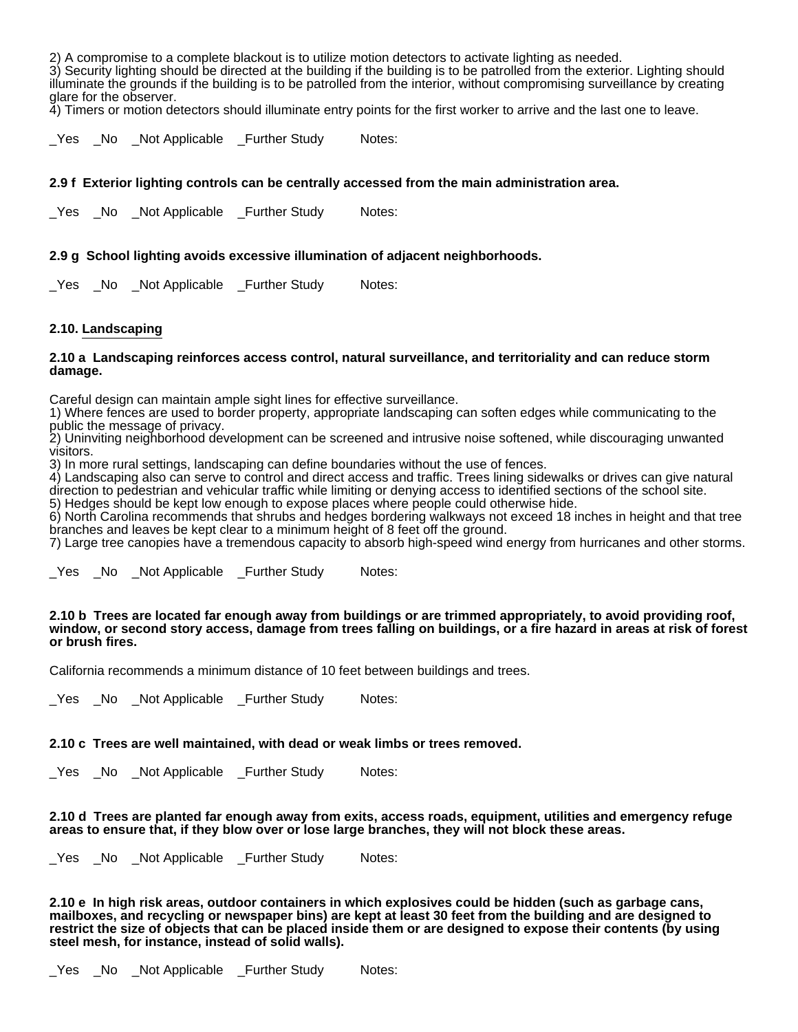2) A compromise to a complete blackout is to utilize motion detectors to activate lighting as needed.
3) Security lighting should be directed at the building if the building is to be patrolled from the exterior. Lighting should illuminate the grounds if the building is to be patrolled from the interior, without compromising surveillance by creating glare for the observer.
4) Timers or motion detectors should illuminate entry points for the first worker to arrive and the last one to leave.

_Yes _No _Not Applicable _Further Study Notes:

**2.9 f Exterior lighting controls can be centrally accessed from the main administration area.**

_Yes _No _Not Applicable _Further Study Notes:

**2.9 g School lighting avoids excessive illumination of adjacent neighborhoods.**

_Yes _No _Not Applicable _Further Study Notes:

### 2.10. Landscaping

**2.10 a Landscaping reinforces access control, natural surveillance, and territoriality and can reduce storm damage.**

Careful design can maintain ample sight lines for effective surveillance.
1) Where fences are used to border property, appropriate landscaping can soften edges while communicating to the public the message of privacy.
2) Uninviting neighborhood development can be screened and intrusive noise softened, while discouraging unwanted visitors.
3) In more rural settings, landscaping can define boundaries without the use of fences.
4) Landscaping also can serve to control and direct access and traffic. Trees lining sidewalks or drives can give natural direction to pedestrian and vehicular traffic while limiting or denying access to identified sections of the school site.
5) Hedges should be kept low enough to expose places where people could otherwise hide.
6) North Carolina recommends that shrubs and hedges bordering walkways not exceed 18 inches in height and that tree branches and leaves be kept clear to a minimum height of 8 feet off the ground.
7) Large tree canopies have a tremendous capacity to absorb high-speed wind energy from hurricanes and other storms.

_Yes _No _Not Applicable _Further Study Notes:

**2.10 b Trees are located far enough away from buildings or are trimmed appropriately, to avoid providing roof, window, or second story access, damage from trees falling on buildings, or a fire hazard in areas at risk of forest or brush fires.**

California recommends a minimum distance of 10 feet between buildings and trees.

_Yes _No _Not Applicable _Further Study Notes:

**2.10 c Trees are well maintained, with dead or weak limbs or trees removed.**

_Yes _No _Not Applicable _Further Study Notes:

**2.10 d Trees are planted far enough away from exits, access roads, equipment, utilities and emergency refuge areas to ensure that, if they blow over or lose large branches, they will not block these areas.**

_Yes _No _Not Applicable _Further Study Notes:

**2.10 e In high risk areas, outdoor containers in which explosives could be hidden (such as garbage cans, mailboxes, and recycling or newspaper bins) are kept at least 30 feet from the building and are designed to restrict the size of objects that can be placed inside them or are designed to expose their contents (by using steel mesh, for instance, instead of solid walls).**

_Yes _No _Not Applicable _Further Study Notes: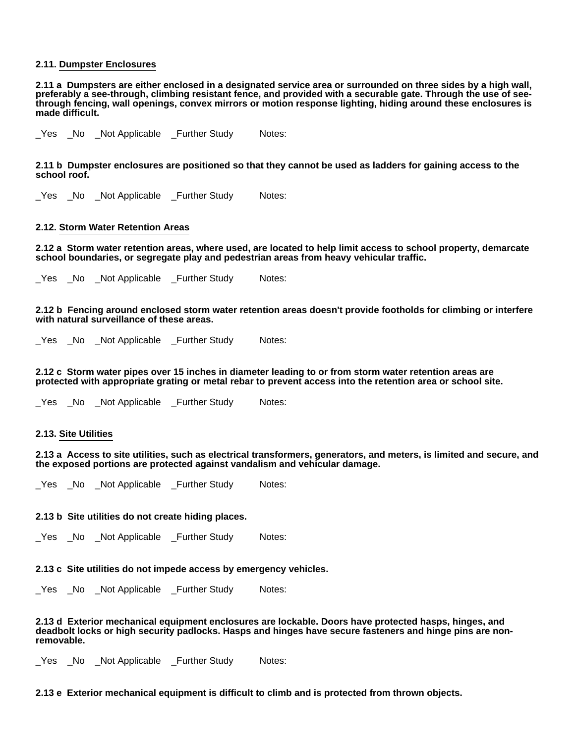**2.11. Dumpster Enclosures**

**2.11 a  Dumpsters are either enclosed in a designated service area or surrounded on three sides by a high wall, preferably a see-through, climbing resistant fence, and provided with a securable gate. Through the use of see-through fencing, wall openings, convex mirrors or motion response lighting, hiding around these enclosures is made difficult.**

_Yes   _No   _Not Applicable   _Further Study        Notes:

**2.11 b  Dumpster enclosures are positioned so that they cannot be used as ladders for gaining access to the school roof.**

_Yes   _No   _Not Applicable   _Further Study        Notes:

**2.12. Storm Water Retention Areas**

**2.12 a  Storm water retention areas, where used, are located to help limit access to school property, demarcate school boundaries, or segregate play and pedestrian areas from heavy vehicular traffic.**

_Yes   _No   _Not Applicable   _Further Study        Notes:

**2.12 b  Fencing around enclosed storm water retention areas doesn't provide footholds for climbing or interfere with natural surveillance of these areas.**

_Yes   _No   _Not Applicable   _Further Study        Notes:

**2.12 c  Storm water pipes over 15 inches in diameter leading to or from storm water retention areas are protected with appropriate grating or metal rebar to prevent access into the retention area or school site.**

_Yes   _No   _Not Applicable   _Further Study        Notes:

**2.13. Site Utilities**

**2.13 a  Access to site utilities, such as electrical transformers, generators, and meters, is limited and secure, and the exposed portions are protected against vandalism and vehicular damage.**

_Yes   _No   _Not Applicable   _Further Study        Notes:

**2.13 b  Site utilities do not create hiding places.**

_Yes   _No   _Not Applicable   _Further Study        Notes:

**2.13 c  Site utilities do not impede access by emergency vehicles.**

_Yes   _No   _Not Applicable   _Further Study        Notes:

**2.13 d  Exterior mechanical equipment enclosures are lockable. Doors have protected hasps, hinges, and deadbolt locks or high security padlocks. Hasps and hinges have secure fasteners and hinge pins are non-removable.**

_Yes   _No   _Not Applicable   _Further Study        Notes:

**2.13 e  Exterior mechanical equipment is difficult to climb and is protected from thrown objects.**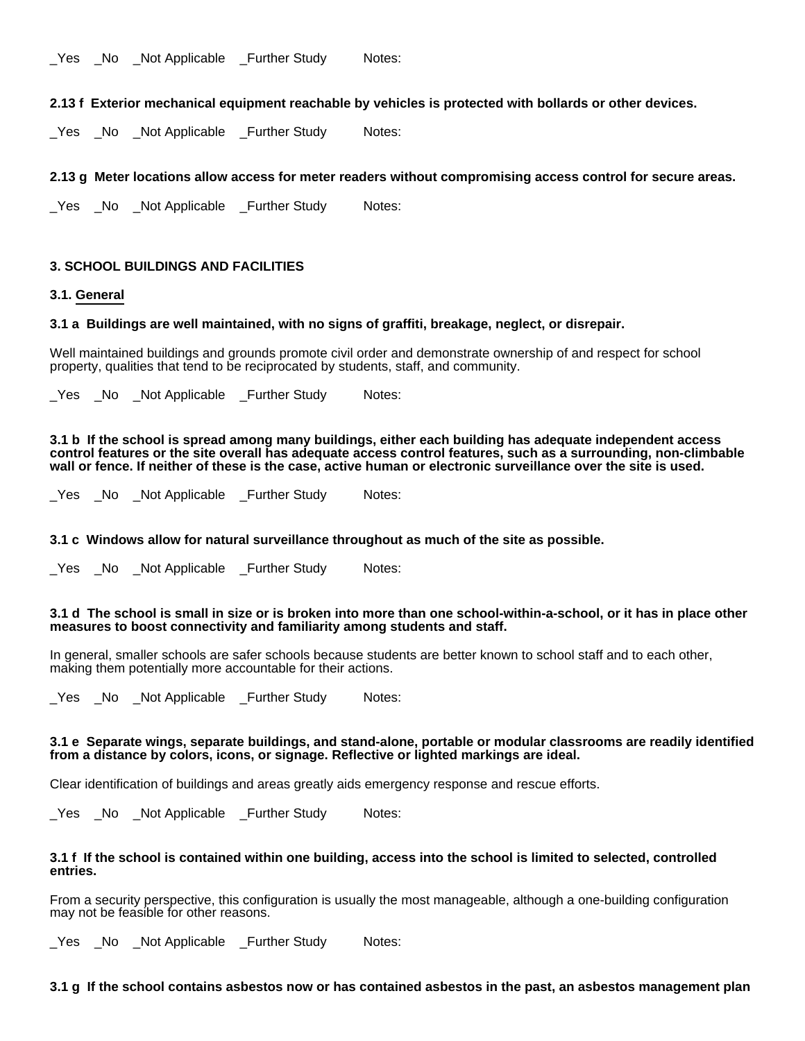_Yes _No _Not Applicable _Further Study Notes:

**2.13 f Exterior mechanical equipment reachable by vehicles is protected with bollards or other devices.**

_Yes _No _Not Applicable _Further Study Notes:

**2.13 g Meter locations allow access for meter readers without compromising access control for secure areas.**

_Yes _No _Not Applicable _Further Study Notes:

## 3. SCHOOL BUILDINGS AND FACILITIES

### 3.1. General

**3.1 a Buildings are well maintained, with no signs of graffiti, breakage, neglect, or disrepair.**

Well maintained buildings and grounds promote civil order and demonstrate ownership of and respect for school property, qualities that tend to be reciprocated by students, staff, and community.

_Yes _No _Not Applicable _Further Study Notes:

**3.1 b If the school is spread among many buildings, either each building has adequate independent access control features or the site overall has adequate access control features, such as a surrounding, non-climbable wall or fence. If neither of these is the case, active human or electronic surveillance over the site is used.**

_Yes _No _Not Applicable _Further Study Notes:

**3.1 c Windows allow for natural surveillance throughout as much of the site as possible.**

_Yes _No _Not Applicable _Further Study Notes:

**3.1 d The school is small in size or is broken into more than one school-within-a-school, or it has in place other measures to boost connectivity and familiarity among students and staff.**

In general, smaller schools are safer schools because students are better known to school staff and to each other, making them potentially more accountable for their actions.

_Yes _No _Not Applicable _Further Study Notes:

**3.1 e Separate wings, separate buildings, and stand-alone, portable or modular classrooms are readily identified from a distance by colors, icons, or signage. Reflective or lighted markings are ideal.**

Clear identification of buildings and areas greatly aids emergency response and rescue efforts.

_Yes _No _Not Applicable _Further Study Notes:

**3.1 f If the school is contained within one building, access into the school is limited to selected, controlled entries.**

From a security perspective, this configuration is usually the most manageable, although a one-building configuration may not be feasible for other reasons.

_Yes _No _Not Applicable _Further Study Notes:

**3.1 g If the school contains asbestos now or has contained asbestos in the past, an asbestos management plan**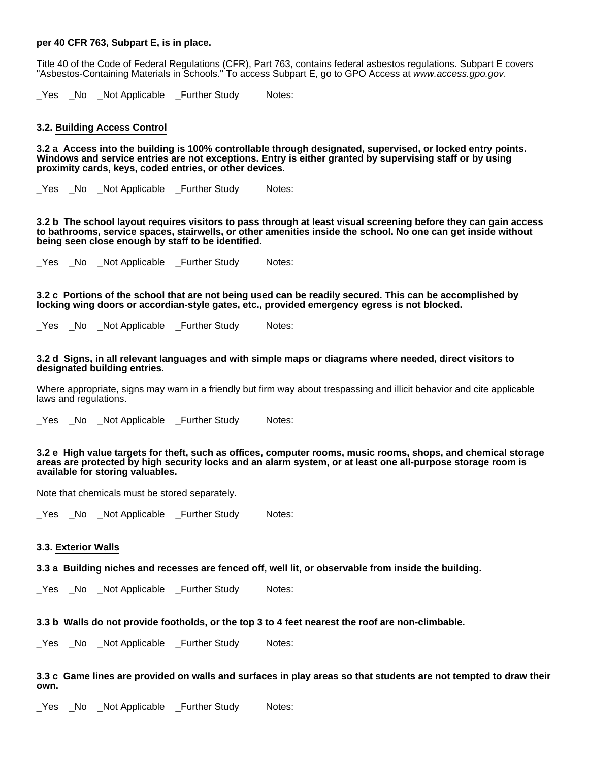**per 40 CFR 763, Subpart E, is in place.**

Title 40 of the Code of Federal Regulations (CFR), Part 763, contains federal asbestos regulations. Subpart E covers "Asbestos-Containing Materials in Schools." To access Subpart E, go to GPO Access at *www.access.gpo.gov*.

_Yes _No _Not Applicable _Further Study Notes:

### 3.2. Building Access Control

**3.2 a Access into the building is 100% controllable through designated, supervised, or locked entry points. Windows and service entries are not exceptions. Entry is either granted by supervising staff or by using proximity cards, keys, coded entries, or other devices.**

_Yes _No _Not Applicable _Further Study Notes:

**3.2 b The school layout requires visitors to pass through at least visual screening before they can gain access to bathrooms, service spaces, stairwells, or other amenities inside the school. No one can get inside without being seen close enough by staff to be identified.**

_Yes _No _Not Applicable _Further Study Notes:

**3.2 c Portions of the school that are not being used can be readily secured. This can be accomplished by locking wing doors or accordian-style gates, etc., provided emergency egress is not blocked.**

_Yes _No _Not Applicable _Further Study Notes:

**3.2 d Signs, in all relevant languages and with simple maps or diagrams where needed, direct visitors to designated building entries.**

Where appropriate, signs may warn in a friendly but firm way about trespassing and illicit behavior and cite applicable laws and regulations.

_Yes _No _Not Applicable _Further Study Notes:

**3.2 e High value targets for theft, such as offices, computer rooms, music rooms, shops, and chemical storage areas are protected by high security locks and an alarm system, or at least one all-purpose storage room is available for storing valuables.**

Note that chemicals must be stored separately.

_Yes _No _Not Applicable _Further Study Notes:

### 3.3. Exterior Walls

**3.3 a Building niches and recesses are fenced off, well lit, or observable from inside the building.**

_Yes _No _Not Applicable _Further Study Notes:

**3.3 b Walls do not provide footholds, or the top 3 to 4 feet nearest the roof are non-climbable.**

_Yes _No _Not Applicable _Further Study Notes:

**3.3 c Game lines are provided on walls and surfaces in play areas so that students are not tempted to draw their own.**

_Yes _No _Not Applicable _Further Study Notes: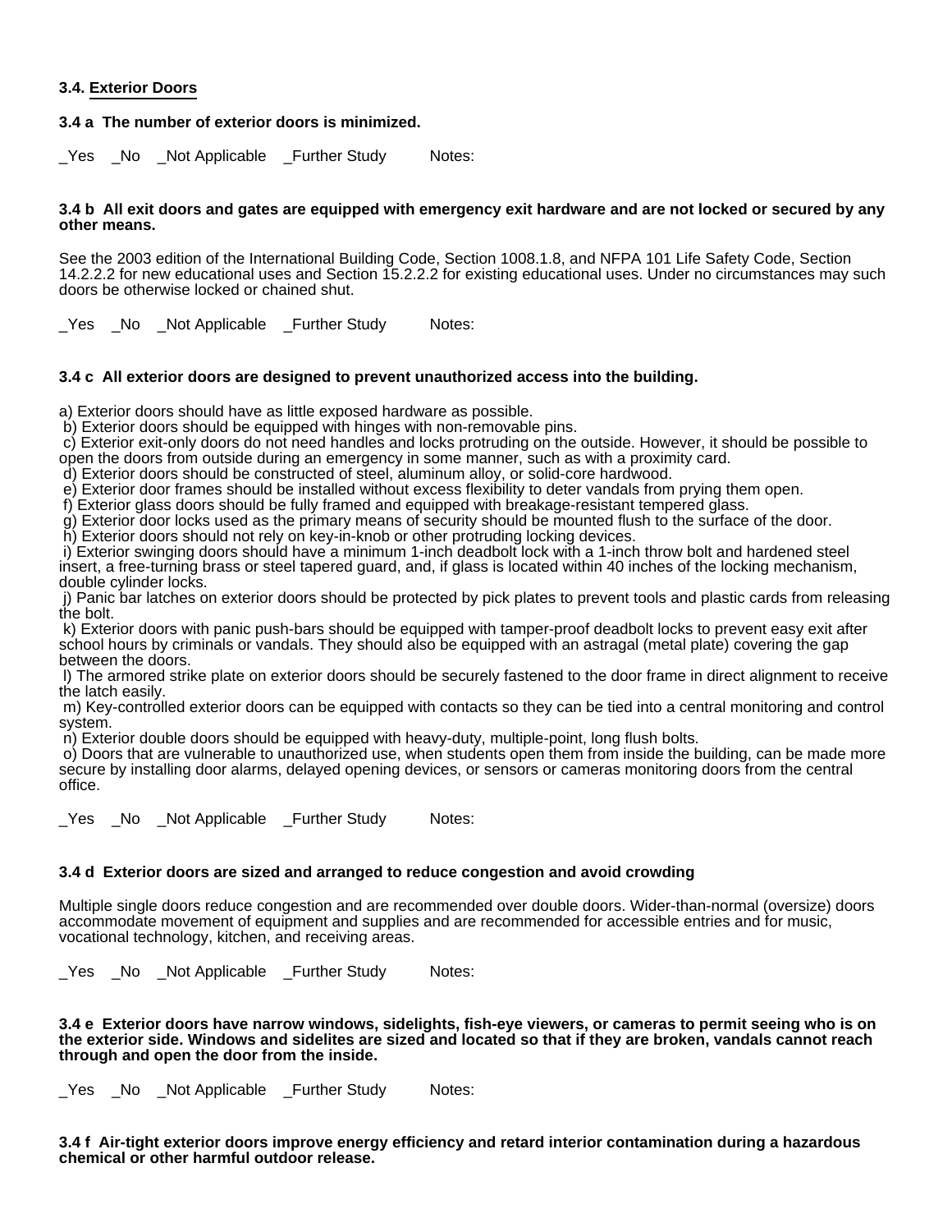### 3.4. Exterior Doors

**3.4 a The number of exterior doors is minimized.**

_Yes _No _Not Applicable _Further Study Notes:

**3.4 b All exit doors and gates are equipped with emergency exit hardware and are not locked or secured by any other means.**

See the 2003 edition of the International Building Code, Section 1008.1.8, and NFPA 101 Life Safety Code, Section 14.2.2.2 for new educational uses and Section 15.2.2.2 for existing educational uses. Under no circumstances may such doors be otherwise locked or chained shut.

_Yes _No _Not Applicable _Further Study Notes:

**3.4 c All exterior doors are designed to prevent unauthorized access into the building.**

a) Exterior doors should have as little exposed hardware as possible.
b) Exterior doors should be equipped with hinges with non-removable pins.
c) Exterior exit-only doors do not need handles and locks protruding on the outside. However, it should be possible to open the doors from outside during an emergency in some manner, such as with a proximity card.
d) Exterior doors should be constructed of steel, aluminum alloy, or solid-core hardwood.
e) Exterior door frames should be installed without excess flexibility to deter vandals from prying them open.
f) Exterior glass doors should be fully framed and equipped with breakage-resistant tempered glass.
g) Exterior door locks used as the primary means of security should be mounted flush to the surface of the door.
h) Exterior doors should not rely on key-in-knob or other protruding locking devices.
i) Exterior swinging doors should have a minimum 1-inch deadbolt lock with a 1-inch throw bolt and hardened steel insert, a free-turning brass or steel tapered guard, and, if glass is located within 40 inches of the locking mechanism, double cylinder locks.
j) Panic bar latches on exterior doors should be protected by pick plates to prevent tools and plastic cards from releasing the bolt.
k) Exterior doors with panic push-bars should be equipped with tamper-proof deadbolt locks to prevent easy exit after school hours by criminals or vandals. They should also be equipped with an astragal (metal plate) covering the gap between the doors.
l) The armored strike plate on exterior doors should be securely fastened to the door frame in direct alignment to receive the latch easily.
m) Key-controlled exterior doors can be equipped with contacts so they can be tied into a central monitoring and control system.
n) Exterior double doors should be equipped with heavy-duty, multiple-point, long flush bolts.
o) Doors that are vulnerable to unauthorized use, when students open them from inside the building, can be made more secure by installing door alarms, delayed opening devices, or sensors or cameras monitoring doors from the central office.

_Yes _No _Not Applicable _Further Study Notes:

**3.4 d Exterior doors are sized and arranged to reduce congestion and avoid crowding**

Multiple single doors reduce congestion and are recommended over double doors. Wider-than-normal (oversize) doors accommodate movement of equipment and supplies and are recommended for accessible entries and for music, vocational technology, kitchen, and receiving areas.

_Yes _No _Not Applicable _Further Study Notes:

**3.4 e Exterior doors have narrow windows, sidelights, fish-eye viewers, or cameras to permit seeing who is on the exterior side. Windows and sidelites are sized and located so that if they are broken, vandals cannot reach through and open the door from the inside.**

_Yes _No _Not Applicable _Further Study Notes:

**3.4 f Air-tight exterior doors improve energy efficiency and retard interior contamination during a hazardous chemical or other harmful outdoor release.**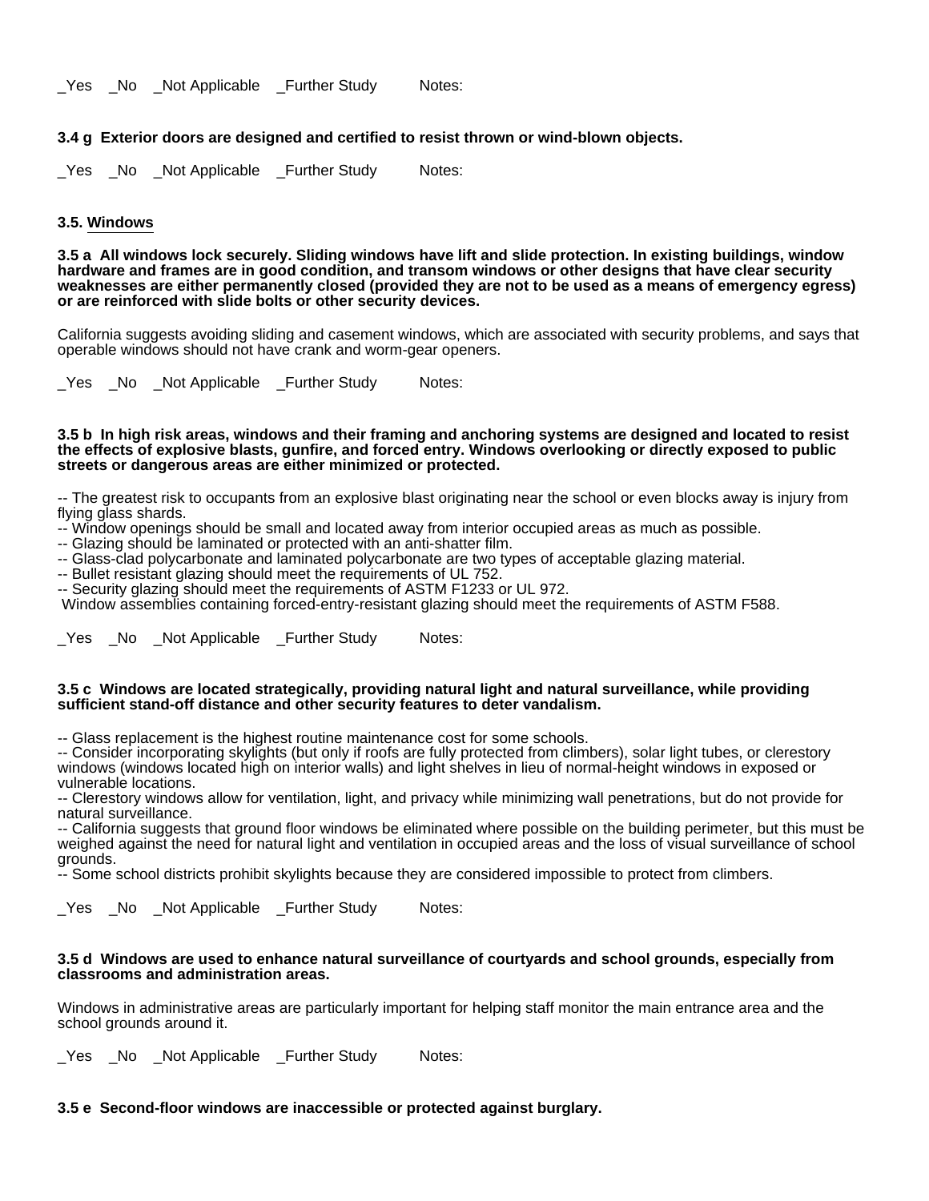_Yes _No _Not Applicable _Further Study Notes:

**3.4 g Exterior doors are designed and certified to resist thrown or wind-blown objects.**

_Yes _No _Not Applicable _Further Study Notes:

### 3.5. Windows

**3.5 a All windows lock securely. Sliding windows have lift and slide protection. In existing buildings, window hardware and frames are in good condition, and transom windows or other designs that have clear security weaknesses are either permanently closed (provided they are not to be used as a means of emergency egress) or are reinforced with slide bolts or other security devices.**

California suggests avoiding sliding and casement windows, which are associated with security problems, and says that operable windows should not have crank and worm-gear openers.

_Yes _No _Not Applicable _Further Study Notes:

**3.5 b In high risk areas, windows and their framing and anchoring systems are designed and located to resist the effects of explosive blasts, gunfire, and forced entry. Windows overlooking or directly exposed to public streets or dangerous areas are either minimized or protected.**

-- The greatest risk to occupants from an explosive blast originating near the school or even blocks away is injury from flying glass shards.
-- Window openings should be small and located away from interior occupied areas as much as possible.
-- Glazing should be laminated or protected with an anti-shatter film.
-- Glass-clad polycarbonate and laminated polycarbonate are two types of acceptable glazing material.
-- Bullet resistant glazing should meet the requirements of UL 752.
-- Security glazing should meet the requirements of ASTM F1233 or UL 972.
Window assemblies containing forced-entry-resistant glazing should meet the requirements of ASTM F588.

_Yes _No _Not Applicable _Further Study Notes:

**3.5 c Windows are located strategically, providing natural light and natural surveillance, while providing sufficient stand-off distance and other security features to deter vandalism.**

-- Glass replacement is the highest routine maintenance cost for some schools.
-- Consider incorporating skylights (but only if roofs are fully protected from climbers), solar light tubes, or clerestory windows (windows located high on interior walls) and light shelves in lieu of normal-height windows in exposed or vulnerable locations.
-- Clerestory windows allow for ventilation, light, and privacy while minimizing wall penetrations, but do not provide for natural surveillance.
-- California suggests that ground floor windows be eliminated where possible on the building perimeter, but this must be weighed against the need for natural light and ventilation in occupied areas and the loss of visual surveillance of school grounds.
-- Some school districts prohibit skylights because they are considered impossible to protect from climbers.

_Yes _No _Not Applicable _Further Study Notes:

**3.5 d Windows are used to enhance natural surveillance of courtyards and school grounds, especially from classrooms and administration areas.**

Windows in administrative areas are particularly important for helping staff monitor the main entrance area and the school grounds around it.

_Yes _No _Not Applicable _Further Study Notes:

**3.5 e Second-floor windows are inaccessible or protected against burglary.**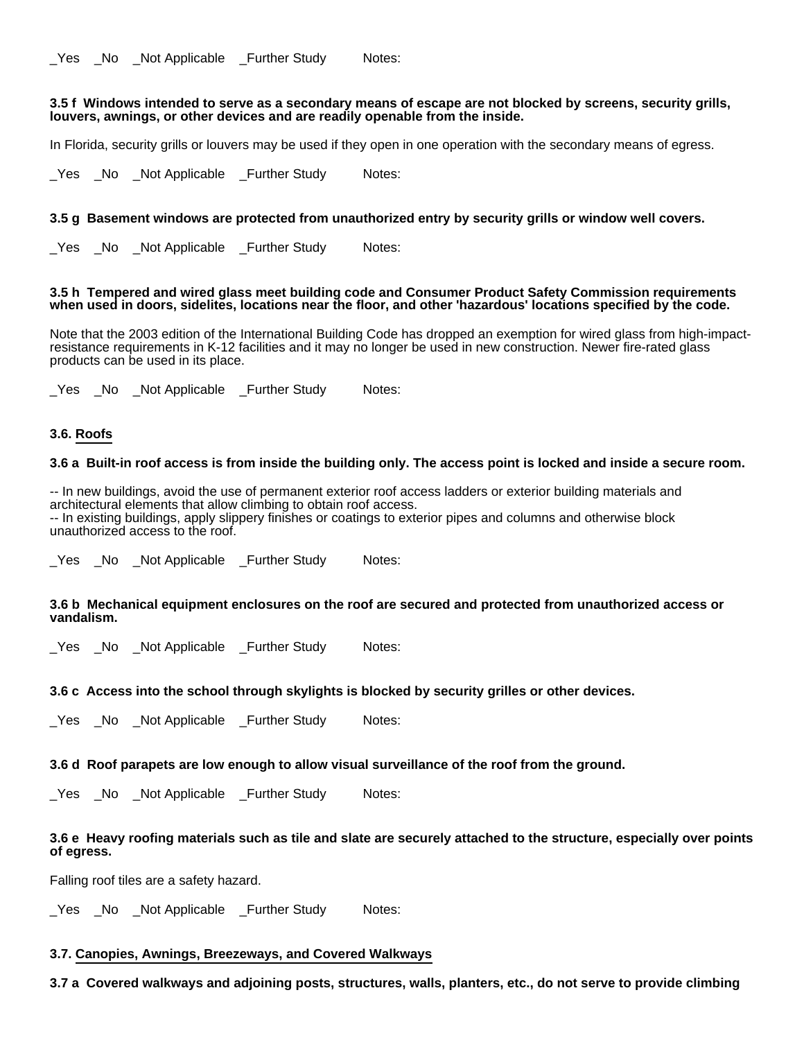_Yes _No _Not Applicable _Further Study Notes:

**3.5 f Windows intended to serve as a secondary means of escape are not blocked by screens, security grills, louvers, awnings, or other devices and are readily openable from the inside.**

In Florida, security grills or louvers may be used if they open in one operation with the secondary means of egress.

_Yes _No _Not Applicable _Further Study Notes:

**3.5 g Basement windows are protected from unauthorized entry by security grills or window well covers.**

_Yes _No _Not Applicable _Further Study Notes:

**3.5 h Tempered and wired glass meet building code and Consumer Product Safety Commission requirements when used in doors, sidelites, locations near the floor, and other 'hazardous' locations specified by the code.**

Note that the 2003 edition of the International Building Code has dropped an exemption for wired glass from high-impact-resistance requirements in K-12 facilities and it may no longer be used in new construction. Newer fire-rated glass products can be used in its place.

_Yes _No _Not Applicable _Further Study Notes:

### 3.6. Roofs

**3.6 a Built-in roof access is from inside the building only. The access point is locked and inside a secure room.**

-- In new buildings, avoid the use of permanent exterior roof access ladders or exterior building materials and architectural elements that allow climbing to obtain roof access.
-- In existing buildings, apply slippery finishes or coatings to exterior pipes and columns and otherwise block unauthorized access to the roof.

_Yes _No _Not Applicable _Further Study Notes:

**3.6 b Mechanical equipment enclosures on the roof are secured and protected from unauthorized access or vandalism.**

_Yes _No _Not Applicable _Further Study Notes:

**3.6 c Access into the school through skylights is blocked by security grilles or other devices.**

_Yes _No _Not Applicable _Further Study Notes:

**3.6 d Roof parapets are low enough to allow visual surveillance of the roof from the ground.**

_Yes _No _Not Applicable _Further Study Notes:

**3.6 e Heavy roofing materials such as tile and slate are securely attached to the structure, especially over points of egress.**

Falling roof tiles are a safety hazard.

_Yes _No _Not Applicable _Further Study Notes:

### 3.7. Canopies, Awnings, Breezeways, and Covered Walkways

**3.7 a Covered walkways and adjoining posts, structures, walls, planters, etc., do not serve to provide climbing**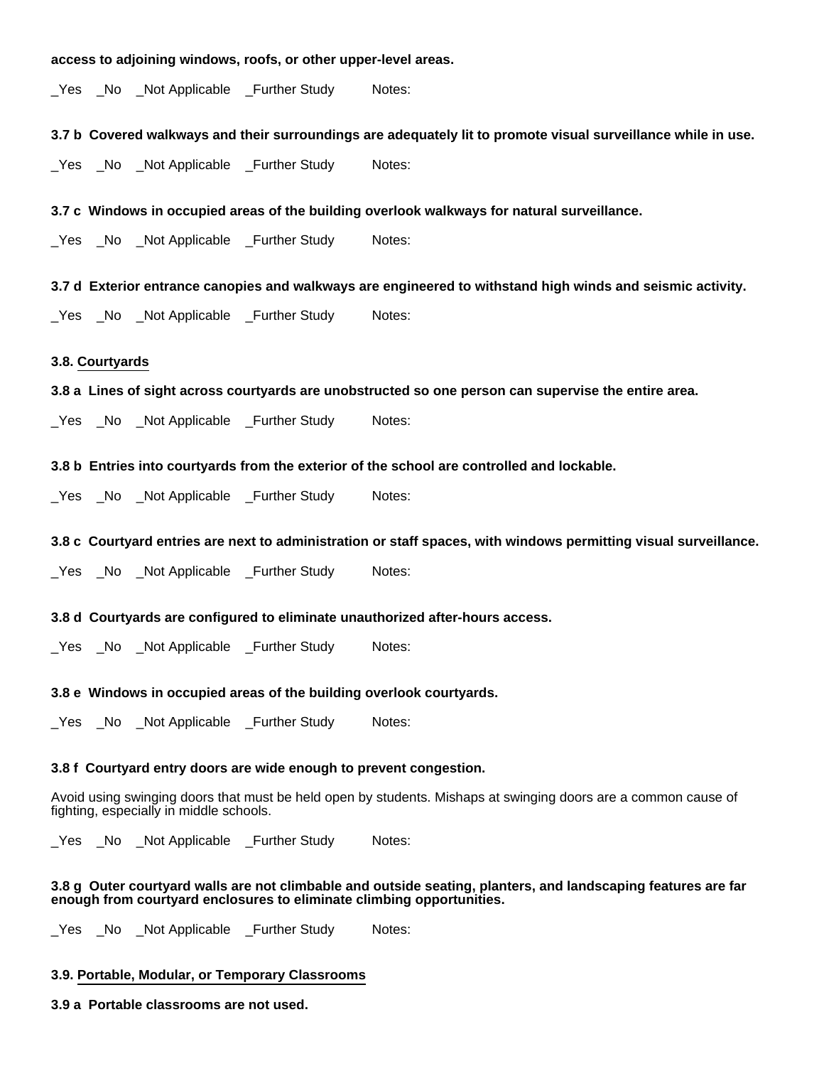**access to adjoining windows, roofs, or other upper-level areas.**

_Yes _No _Not Applicable _Further Study Notes:

**3.7 b Covered walkways and their surroundings are adequately lit to promote visual surveillance while in use.**

_Yes _No _Not Applicable _Further Study Notes:

**3.7 c Windows in occupied areas of the building overlook walkways for natural surveillance.**

_Yes _No _Not Applicable _Further Study Notes:

**3.7 d Exterior entrance canopies and walkways are engineered to withstand high winds and seismic activity.**

_Yes _No _Not Applicable _Further Study Notes:

### 3.8. Courtyards

**3.8 a Lines of sight across courtyards are unobstructed so one person can supervise the entire area.**

_Yes _No _Not Applicable _Further Study Notes:

**3.8 b Entries into courtyards from the exterior of the school are controlled and lockable.**

_Yes _No _Not Applicable _Further Study Notes:

**3.8 c Courtyard entries are next to administration or staff spaces, with windows permitting visual surveillance.**

_Yes _No _Not Applicable _Further Study Notes:

**3.8 d Courtyards are configured to eliminate unauthorized after-hours access.**

_Yes _No _Not Applicable _Further Study Notes:

**3.8 e Windows in occupied areas of the building overlook courtyards.**

_Yes _No _Not Applicable _Further Study Notes:

**3.8 f Courtyard entry doors are wide enough to prevent congestion.**

Avoid using swinging doors that must be held open by students. Mishaps at swinging doors are a common cause of fighting, especially in middle schools.

_Yes _No _Not Applicable _Further Study Notes:

**3.8 g Outer courtyard walls are not climbable and outside seating, planters, and landscaping features are far enough from courtyard enclosures to eliminate climbing opportunities.**

_Yes _No _Not Applicable _Further Study Notes:

### 3.9. Portable, Modular, or Temporary Classrooms

**3.9 a Portable classrooms are not used.**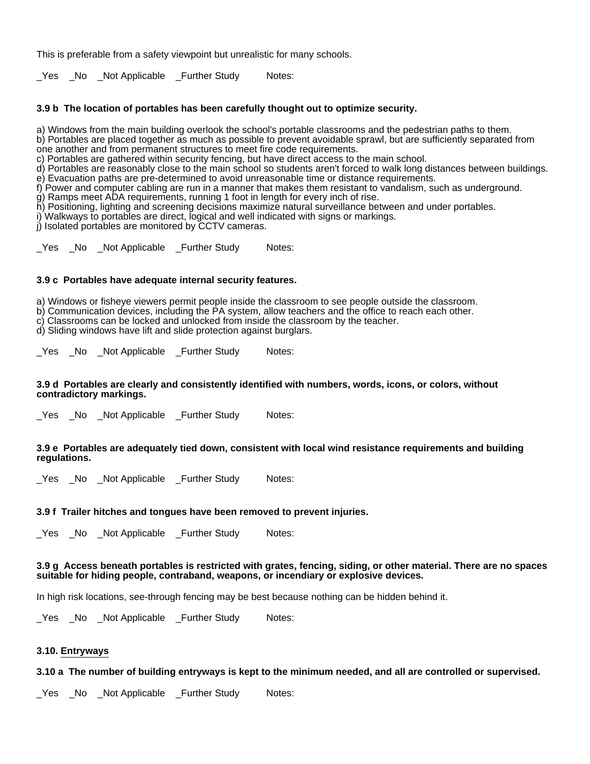This is preferable from a safety viewpoint but unrealistic for many schools.

_Yes _No _Not Applicable _Further Study Notes:

**3.9 b The location of portables has been carefully thought out to optimize security.**

a) Windows from the main building overlook the school's portable classrooms and the pedestrian paths to them.
b) Portables are placed together as much as possible to prevent avoidable sprawl, but are sufficiently separated from one another and from permanent structures to meet fire code requirements.
c) Portables are gathered within security fencing, but have direct access to the main school.
d) Portables are reasonably close to the main school so students aren't forced to walk long distances between buildings.
e) Evacuation paths are pre-determined to avoid unreasonable time or distance requirements.
f) Power and computer cabling are run in a manner that makes them resistant to vandalism, such as underground.
g) Ramps meet ADA requirements, running 1 foot in length for every inch of rise.
h) Positioning, lighting and screening decisions maximize natural surveillance between and under portables.
i) Walkways to portables are direct, logical and well indicated with signs or markings.
j) Isolated portables are monitored by CCTV cameras.

_Yes _No _Not Applicable _Further Study Notes:

**3.9 c Portables have adequate internal security features.**

a) Windows or fisheye viewers permit people inside the classroom to see people outside the classroom.
b) Communication devices, including the PA system, allow teachers and the office to reach each other.
c) Classrooms can be locked and unlocked from inside the classroom by the teacher.
d) Sliding windows have lift and slide protection against burglars.

_Yes _No _Not Applicable _Further Study Notes:

**3.9 d Portables are clearly and consistently identified with numbers, words, icons, or colors, without contradictory markings.**

_Yes _No _Not Applicable _Further Study Notes:

**3.9 e Portables are adequately tied down, consistent with local wind resistance requirements and building regulations.**

_Yes _No _Not Applicable _Further Study Notes:

**3.9 f Trailer hitches and tongues have been removed to prevent injuries.**

_Yes _No _Not Applicable _Further Study Notes:

**3.9 g Access beneath portables is restricted with grates, fencing, siding, or other material. There are no spaces suitable for hiding people, contraband, weapons, or incendiary or explosive devices.**

In high risk locations, see-through fencing may be best because nothing can be hidden behind it.

_Yes _No _Not Applicable _Further Study Notes:

### 3.10. Entryways

**3.10 a The number of building entryways is kept to the minimum needed, and all are controlled or supervised.**

_Yes _No _Not Applicable _Further Study Notes: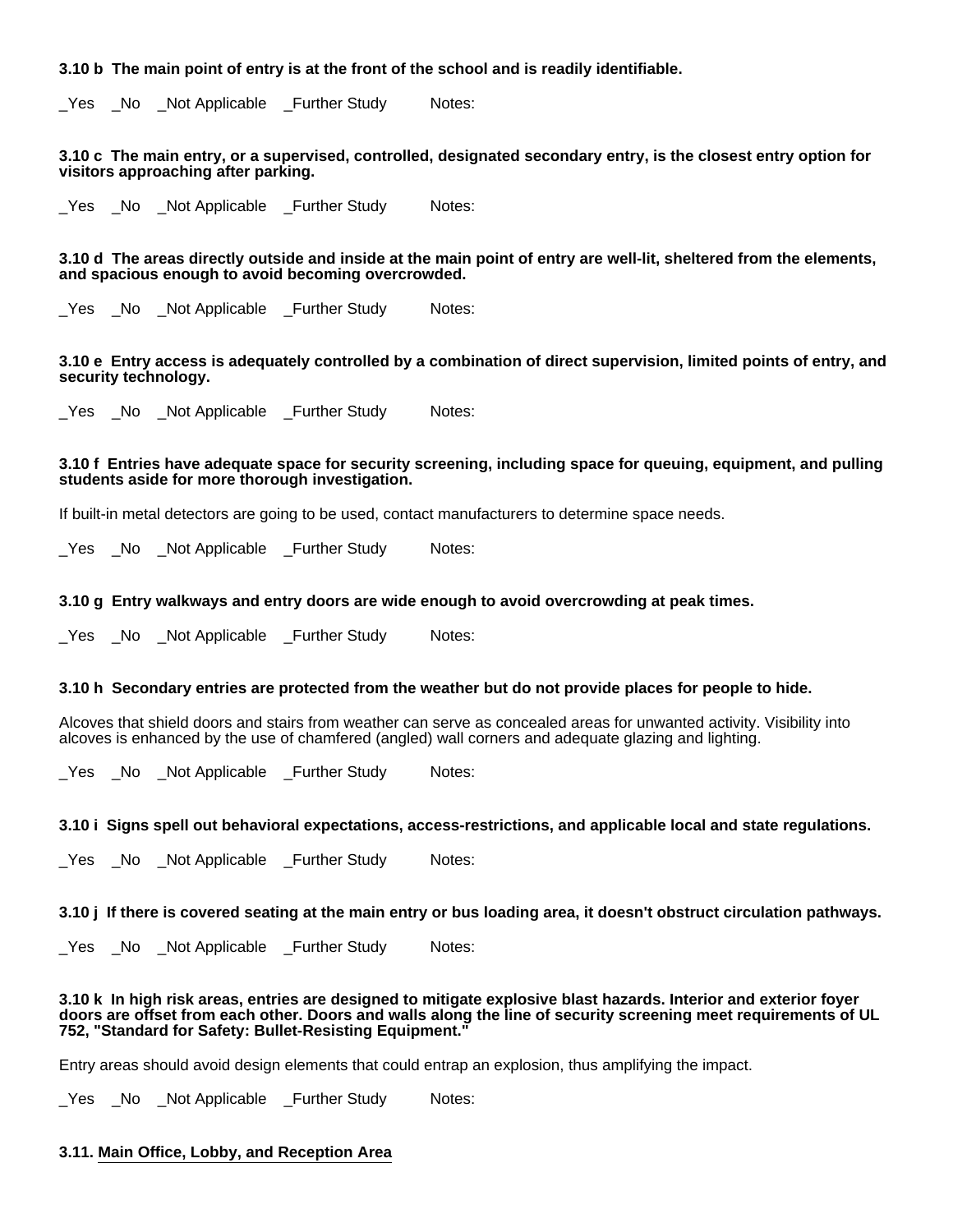**3.10 b The main point of entry is at the front of the school and is readily identifiable.**

_Yes _No _Not Applicable _Further Study Notes:

**3.10 c The main entry, or a supervised, controlled, designated secondary entry, is the closest entry option for visitors approaching after parking.**

_Yes _No _Not Applicable _Further Study Notes:

**3.10 d The areas directly outside and inside at the main point of entry are well-lit, sheltered from the elements, and spacious enough to avoid becoming overcrowded.**

_Yes _No _Not Applicable _Further Study Notes:

**3.10 e Entry access is adequately controlled by a combination of direct supervision, limited points of entry, and security technology.**

_Yes _No _Not Applicable _Further Study Notes:

**3.10 f Entries have adequate space for security screening, including space for queuing, equipment, and pulling students aside for more thorough investigation.**

If built-in metal detectors are going to be used, contact manufacturers to determine space needs.

_Yes _No _Not Applicable _Further Study Notes:

**3.10 g Entry walkways and entry doors are wide enough to avoid overcrowding at peak times.**

_Yes _No _Not Applicable _Further Study Notes:

**3.10 h Secondary entries are protected from the weather but do not provide places for people to hide.**

Alcoves that shield doors and stairs from weather can serve as concealed areas for unwanted activity. Visibility into alcoves is enhanced by the use of chamfered (angled) wall corners and adequate glazing and lighting.

_Yes _No _Not Applicable _Further Study Notes:

**3.10 i Signs spell out behavioral expectations, access-restrictions, and applicable local and state regulations.**

_Yes _No _Not Applicable _Further Study Notes:

**3.10 j If there is covered seating at the main entry or bus loading area, it doesn't obstruct circulation pathways.**

_Yes _No _Not Applicable _Further Study Notes:

**3.10 k In high risk areas, entries are designed to mitigate explosive blast hazards. Interior and exterior foyer doors are offset from each other. Doors and walls along the line of security screening meet requirements of UL 752, "Standard for Safety: Bullet-Resisting Equipment."**

Entry areas should avoid design elements that could entrap an explosion, thus amplifying the impact.

_Yes _No _Not Applicable _Further Study Notes:

### 3.11. Main Office, Lobby, and Reception Area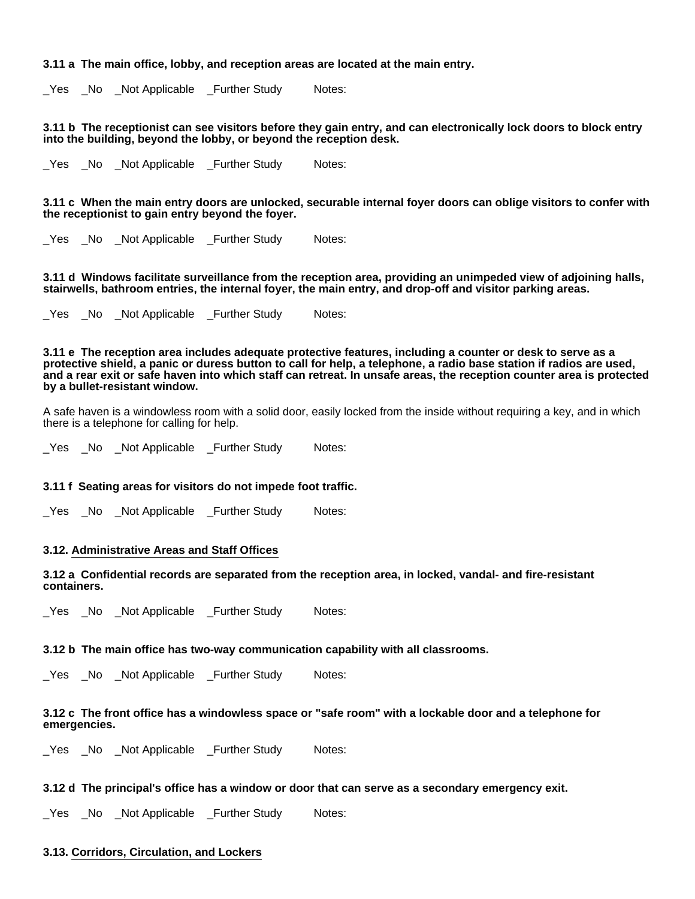**3.11 a The main office, lobby, and reception areas are located at the main entry.**

_Yes _No _Not Applicable _Further Study Notes:

**3.11 b The receptionist can see visitors before they gain entry, and can electronically lock doors to block entry into the building, beyond the lobby, or beyond the reception desk.**

_Yes _No _Not Applicable _Further Study Notes:

**3.11 c When the main entry doors are unlocked, securable internal foyer doors can oblige visitors to confer with the receptionist to gain entry beyond the foyer.**

_Yes _No _Not Applicable _Further Study Notes:

**3.11 d Windows facilitate surveillance from the reception area, providing an unimpeded view of adjoining halls, stairwells, bathroom entries, the internal foyer, the main entry, and drop-off and visitor parking areas.**

_Yes _No _Not Applicable _Further Study Notes:

**3.11 e The reception area includes adequate protective features, including a counter or desk to serve as a protective shield, a panic or duress button to call for help, a telephone, a radio base station if radios are used, and a rear exit or safe haven into which staff can retreat. In unsafe areas, the reception counter area is protected by a bullet-resistant window.**

A safe haven is a windowless room with a solid door, easily locked from the inside without requiring a key, and in which there is a telephone for calling for help.

_Yes _No _Not Applicable _Further Study Notes:

**3.11 f Seating areas for visitors do not impede foot traffic.**

_Yes _No _Not Applicable _Further Study Notes:

### 3.12. Administrative Areas and Staff Offices

**3.12 a Confidential records are separated from the reception area, in locked, vandal- and fire-resistant containers.**

_Yes _No _Not Applicable _Further Study Notes:

**3.12 b The main office has two-way communication capability with all classrooms.**

_Yes _No _Not Applicable _Further Study Notes:

**3.12 c The front office has a windowless space or "safe room" with a lockable door and a telephone for emergencies.**

_Yes _No _Not Applicable _Further Study Notes:

**3.12 d The principal's office has a window or door that can serve as a secondary emergency exit.**

_Yes _No _Not Applicable _Further Study Notes:

### 3.13. Corridors, Circulation, and Lockers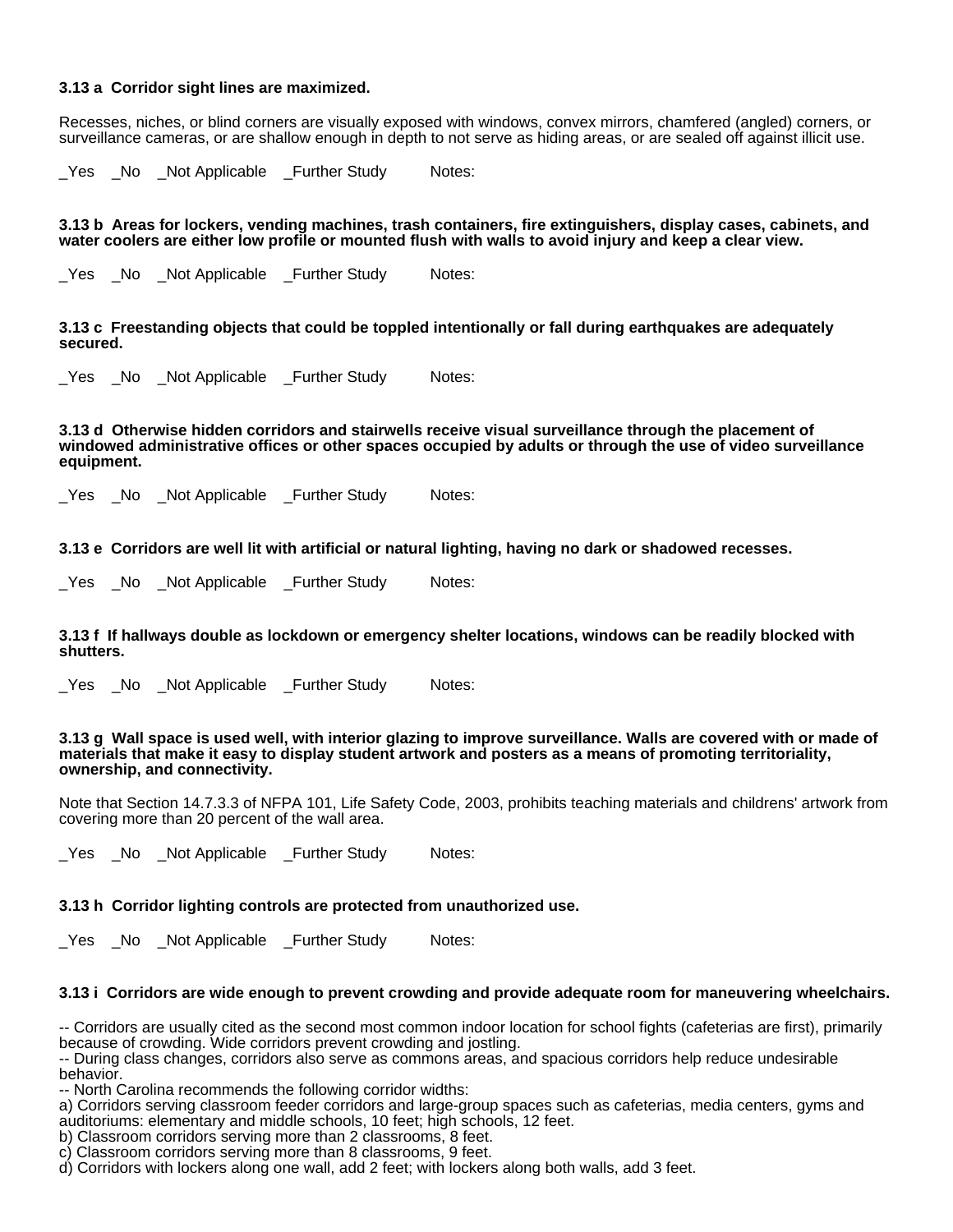**3.13 a  Corridor sight lines are maximized.**

Recesses, niches, or blind corners are visually exposed with windows, convex mirrors, chamfered (angled) corners, or surveillance cameras, or are shallow enough in depth to not serve as hiding areas, or are sealed off against illicit use.

_Yes    _No    _Not Applicable    _Further Study        Notes:

**3.13 b  Areas for lockers, vending machines, trash containers, fire extinguishers, display cases, cabinets, and water coolers are either low profile or mounted flush with walls to avoid injury and keep a clear view.**

_Yes    _No    _Not Applicable    _Further Study        Notes:

**3.13 c  Freestanding objects that could be toppled intentionally or fall during earthquakes are adequately secured.**

_Yes    _No    _Not Applicable    _Further Study        Notes:

**3.13 d  Otherwise hidden corridors and stairwells receive visual surveillance through the placement of windowed administrative offices or other spaces occupied by adults or through the use of video surveillance equipment.**

_Yes    _No    _Not Applicable    _Further Study        Notes:

**3.13 e  Corridors are well lit with artificial or natural lighting, having no dark or shadowed recesses.**

_Yes    _No    _Not Applicable    _Further Study        Notes:

**3.13 f  If hallways double as lockdown or emergency shelter locations, windows can be readily blocked with shutters.**

_Yes    _No    _Not Applicable    _Further Study        Notes:

**3.13 g  Wall space is used well, with interior glazing to improve surveillance. Walls are covered with or made of materials that make it easy to display student artwork and posters as a means of promoting territoriality, ownership, and connectivity.**

Note that Section 14.7.3.3 of NFPA 101, Life Safety Code, 2003, prohibits teaching materials and childrens' artwork from covering more than 20 percent of the wall area.

_Yes    _No    _Not Applicable    _Further Study        Notes:

**3.13 h  Corridor lighting controls are protected from unauthorized use.**

_Yes    _No    _Not Applicable    _Further Study        Notes:

**3.13 i  Corridors are wide enough to prevent crowding and provide adequate room for maneuvering wheelchairs.**

-- Corridors are usually cited as the second most common indoor location for school fights (cafeterias are first), primarily because of crowding. Wide corridors prevent crowding and jostling.
-- During class changes, corridors also serve as commons areas, and spacious corridors help reduce undesirable behavior.
-- North Carolina recommends the following corridor widths:
a) Corridors serving classroom feeder corridors and large-group spaces such as cafeterias, media centers, gyms and auditoriums: elementary and middle schools, 10 feet; high schools, 12 feet.
b) Classroom corridors serving more than 2 classrooms, 8 feet.
c) Classroom corridors serving more than 8 classrooms, 9 feet.
d) Corridors with lockers along one wall, add 2 feet; with lockers along both walls, add 3 feet.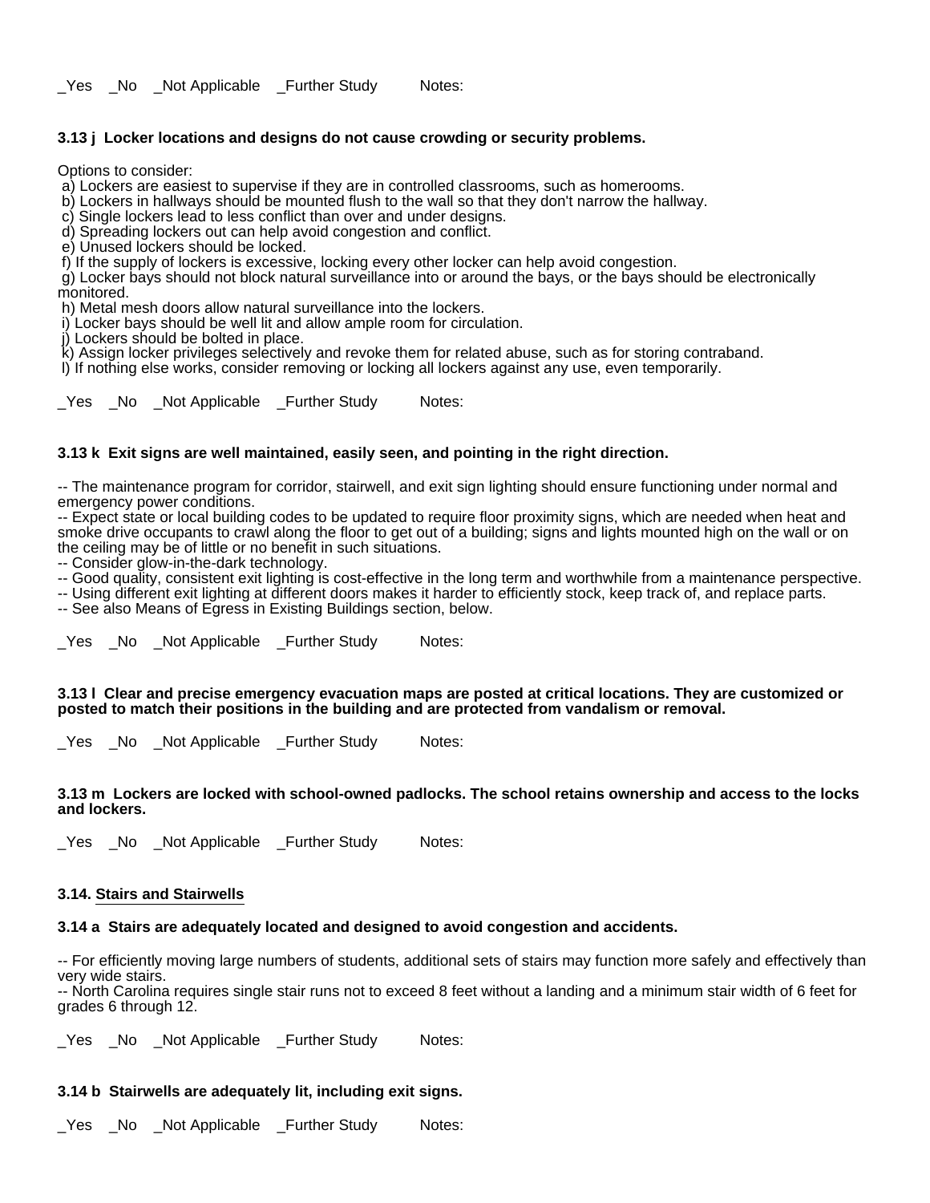_Yes _No _Not Applicable _Further Study Notes:

**3.13 j Locker locations and designs do not cause crowding or security problems.**

Options to consider:
a) Lockers are easiest to supervise if they are in controlled classrooms, such as homerooms.
b) Lockers in hallways should be mounted flush to the wall so that they don't narrow the hallway.
c) Single lockers lead to less conflict than over and under designs.
d) Spreading lockers out can help avoid congestion and conflict.
e) Unused lockers should be locked.
f) If the supply of lockers is excessive, locking every other locker can help avoid congestion.
g) Locker bays should not block natural surveillance into or around the bays, or the bays should be electronically monitored.
h) Metal mesh doors allow natural surveillance into the lockers.
i) Locker bays should be well lit and allow ample room for circulation.
j) Lockers should be bolted in place.
k) Assign locker privileges selectively and revoke them for related abuse, such as for storing contraband.
l) If nothing else works, consider removing or locking all lockers against any use, even temporarily.

_Yes _No _Not Applicable _Further Study Notes:

**3.13 k Exit signs are well maintained, easily seen, and pointing in the right direction.**

-- The maintenance program for corridor, stairwell, and exit sign lighting should ensure functioning under normal and emergency power conditions.
-- Expect state or local building codes to be updated to require floor proximity signs, which are needed when heat and smoke drive occupants to crawl along the floor to get out of a building; signs and lights mounted high on the wall or on the ceiling may be of little or no benefit in such situations.
-- Consider glow-in-the-dark technology.
-- Good quality, consistent exit lighting is cost-effective in the long term and worthwhile from a maintenance perspective.
-- Using different exit lighting at different doors makes it harder to efficiently stock, keep track of, and replace parts.
-- See also Means of Egress in Existing Buildings section, below.

_Yes _No _Not Applicable _Further Study Notes:

**3.13 l Clear and precise emergency evacuation maps are posted at critical locations. They are customized or posted to match their positions in the building and are protected from vandalism or removal.**

_Yes _No _Not Applicable _Further Study Notes:

**3.13 m Lockers are locked with school-owned padlocks. The school retains ownership and access to the locks and lockers.**

_Yes _No _Not Applicable _Further Study Notes:

### 3.14. Stairs and Stairwells

**3.14 a Stairs are adequately located and designed to avoid congestion and accidents.**

-- For efficiently moving large numbers of students, additional sets of stairs may function more safely and effectively than very wide stairs.
-- North Carolina requires single stair runs not to exceed 8 feet without a landing and a minimum stair width of 6 feet for grades 6 through 12.

_Yes _No _Not Applicable _Further Study Notes:

**3.14 b Stairwells are adequately lit, including exit signs.**

_Yes _No _Not Applicable _Further Study Notes: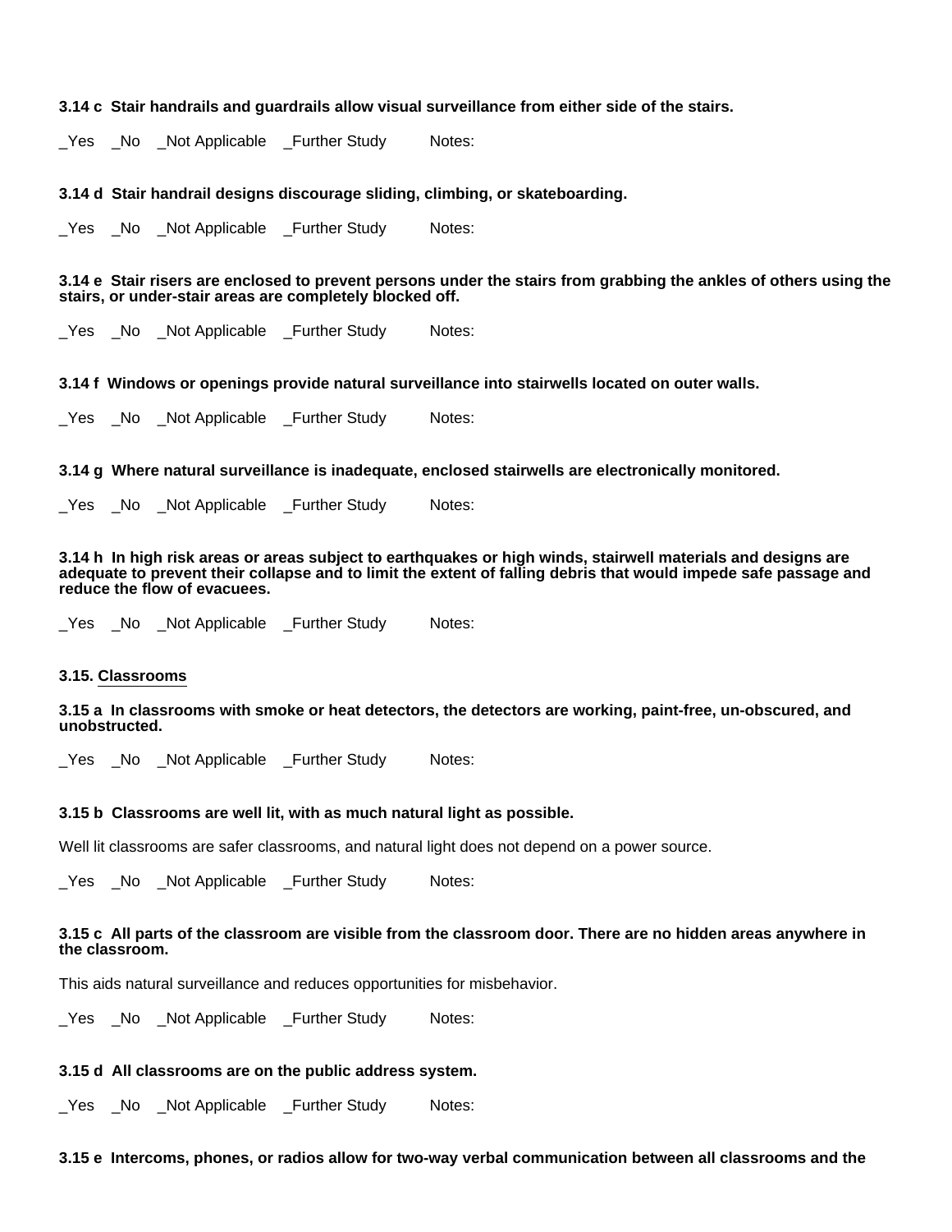**3.14 c  Stair handrails and guardrails allow visual surveillance from either side of the stairs.**

_Yes    _No    _Not Applicable    _Further Study    Notes:

**3.14 d  Stair handrail designs discourage sliding, climbing, or skateboarding.**

_Yes    _No    _Not Applicable    _Further Study    Notes:

**3.14 e  Stair risers are enclosed to prevent persons under the stairs from grabbing the ankles of others using the stairs, or under-stair areas are completely blocked off.**

_Yes    _No    _Not Applicable    _Further Study    Notes:

**3.14 f  Windows or openings provide natural surveillance into stairwells located on outer walls.**

_Yes    _No    _Not Applicable    _Further Study    Notes:

**3.14 g  Where natural surveillance is inadequate, enclosed stairwells are electronically monitored.**

_Yes    _No    _Not Applicable    _Further Study    Notes:

**3.14 h  In high risk areas or areas subject to earthquakes or high winds, stairwell materials and designs are adequate to prevent their collapse and to limit the extent of falling debris that would impede safe passage and reduce the flow of evacuees.**

_Yes    _No    _Not Applicable    _Further Study    Notes:

### 3.15. Classrooms

**3.15 a  In classrooms with smoke or heat detectors, the detectors are working, paint-free, un-obscured, and unobstructed.**

_Yes    _No    _Not Applicable    _Further Study    Notes:

**3.15 b  Classrooms are well lit, with as much natural light as possible.**

Well lit classrooms are safer classrooms, and natural light does not depend on a power source.

_Yes    _No    _Not Applicable    _Further Study    Notes:

**3.15 c  All parts of the classroom are visible from the classroom door. There are no hidden areas anywhere in the classroom.**

This aids natural surveillance and reduces opportunities for misbehavior.

_Yes    _No    _Not Applicable    _Further Study    Notes:

**3.15 d  All classrooms are on the public address system.**

_Yes    _No    _Not Applicable    _Further Study    Notes:

**3.15 e  Intercoms, phones, or radios allow for two-way verbal communication between all classrooms and the**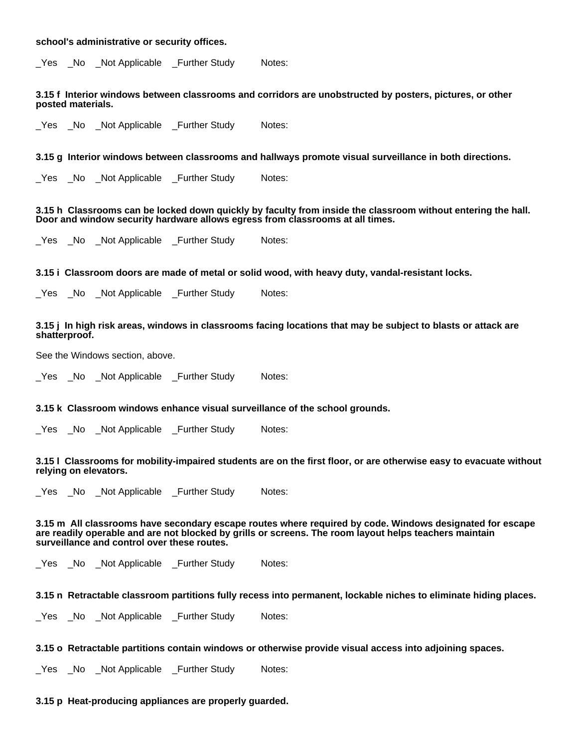**school's administrative or security offices.**

_Yes _No _Not Applicable _Further Study Notes:

**3.15 f Interior windows between classrooms and corridors are unobstructed by posters, pictures, or other posted materials.**

_Yes _No _Not Applicable _Further Study Notes:

**3.15 g Interior windows between classrooms and hallways promote visual surveillance in both directions.**

_Yes _No _Not Applicable _Further Study Notes:

**3.15 h Classrooms can be locked down quickly by faculty from inside the classroom without entering the hall. Door and window security hardware allows egress from classrooms at all times.**

_Yes _No _Not Applicable _Further Study Notes:

**3.15 i Classroom doors are made of metal or solid wood, with heavy duty, vandal-resistant locks.**

_Yes _No _Not Applicable _Further Study Notes:

**3.15 j In high risk areas, windows in classrooms facing locations that may be subject to blasts or attack are shatterproof.**

See the Windows section, above.

_Yes _No _Not Applicable _Further Study Notes:

**3.15 k Classroom windows enhance visual surveillance of the school grounds.**

_Yes _No _Not Applicable _Further Study Notes:

**3.15 l Classrooms for mobility-impaired students are on the first floor, or are otherwise easy to evacuate without relying on elevators.**

_Yes _No _Not Applicable _Further Study Notes:

**3.15 m All classrooms have secondary escape routes where required by code. Windows designated for escape are readily operable and are not blocked by grills or screens. The room layout helps teachers maintain surveillance and control over these routes.**

_Yes _No _Not Applicable _Further Study Notes:

**3.15 n Retractable classroom partitions fully recess into permanent, lockable niches to eliminate hiding places.**

_Yes _No _Not Applicable _Further Study Notes:

**3.15 o Retractable partitions contain windows or otherwise provide visual access into adjoining spaces.**

_Yes _No _Not Applicable _Further Study Notes:

**3.15 p Heat-producing appliances are properly guarded.**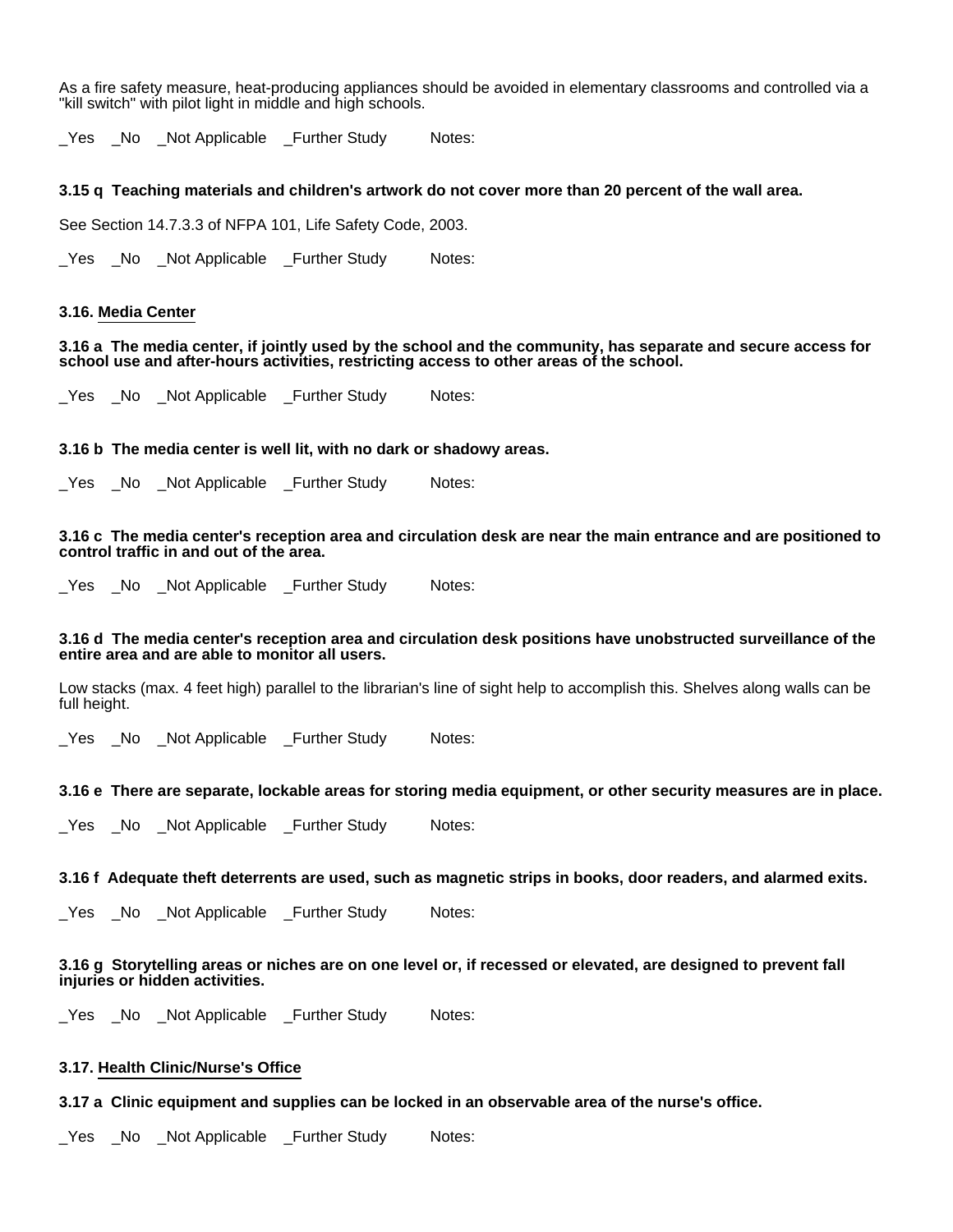As a fire safety measure, heat-producing appliances should be avoided in elementary classrooms and controlled via a "kill switch" with pilot light in middle and high schools.

_Yes _No _Not Applicable _Further Study Notes:

**3.15 q Teaching materials and children's artwork do not cover more than 20 percent of the wall area.**

See Section 14.7.3.3 of NFPA 101, Life Safety Code, 2003.

_Yes _No _Not Applicable _Further Study Notes:

### 3.16. Media Center

**3.16 a The media center, if jointly used by the school and the community, has separate and secure access for school use and after-hours activities, restricting access to other areas of the school.**

_Yes _No _Not Applicable _Further Study Notes:

**3.16 b The media center is well lit, with no dark or shadowy areas.**

_Yes _No _Not Applicable _Further Study Notes:

**3.16 c The media center's reception area and circulation desk are near the main entrance and are positioned to control traffic in and out of the area.**

_Yes _No _Not Applicable _Further Study Notes:

**3.16 d The media center's reception area and circulation desk positions have unobstructed surveillance of the entire area and are able to monitor all users.**

Low stacks (max. 4 feet high) parallel to the librarian's line of sight help to accomplish this. Shelves along walls can be full height.

_Yes _No _Not Applicable _Further Study Notes:

**3.16 e There are separate, lockable areas for storing media equipment, or other security measures are in place.**

_Yes _No _Not Applicable _Further Study Notes:

**3.16 f Adequate theft deterrents are used, such as magnetic strips in books, door readers, and alarmed exits.**

_Yes _No _Not Applicable _Further Study Notes:

**3.16 g Storytelling areas or niches are on one level or, if recessed or elevated, are designed to prevent fall injuries or hidden activities.**

_Yes _No _Not Applicable _Further Study Notes:

### 3.17. Health Clinic/Nurse's Office

**3.17 a Clinic equipment and supplies can be locked in an observable area of the nurse's office.**

_Yes _No _Not Applicable _Further Study Notes: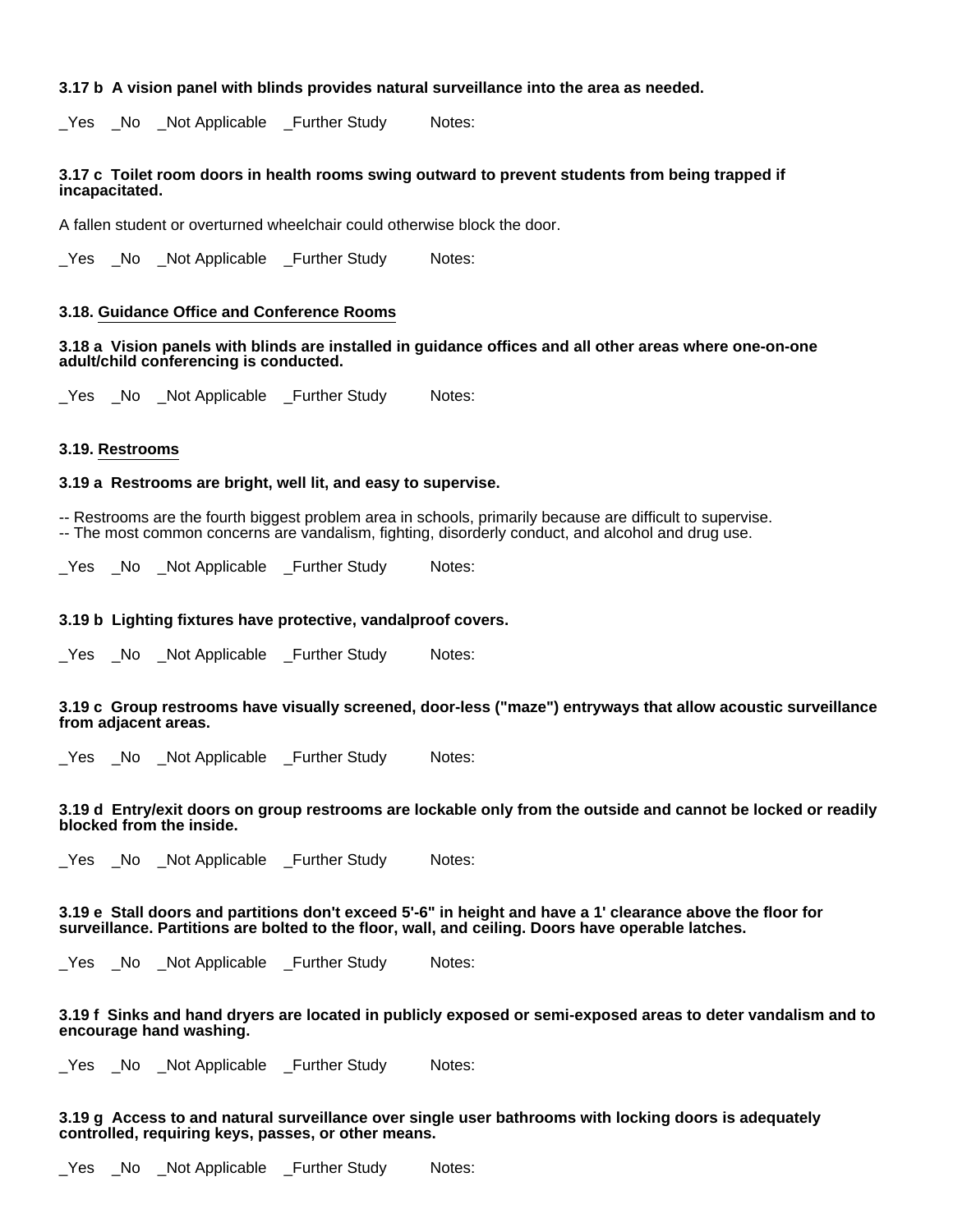**3.17 b  A vision panel with blinds provides natural surveillance into the area as needed.**

_Yes   _No   _Not Applicable   _Further Study      Notes:

**3.17 c  Toilet room doors in health rooms swing outward to prevent students from being trapped if incapacitated.**

A fallen student or overturned wheelchair could otherwise block the door.

_Yes   _No   _Not Applicable   _Further Study      Notes:

### 3.18. Guidance Office and Conference Rooms

**3.18 a  Vision panels with blinds are installed in guidance offices and all other areas where one-on-one adult/child conferencing is conducted.**

_Yes   _No   _Not Applicable   _Further Study      Notes:

### 3.19. Restrooms

**3.19 a  Restrooms are bright, well lit, and easy to supervise.**

-- Restrooms are the fourth biggest problem area in schools, primarily because are difficult to supervise.
-- The most common concerns are vandalism, fighting, disorderly conduct, and alcohol and drug use.

_Yes   _No   _Not Applicable   _Further Study      Notes:

**3.19 b  Lighting fixtures have protective, vandalproof covers.**

_Yes   _No   _Not Applicable   _Further Study      Notes:

**3.19 c  Group restrooms have visually screened, door-less ("maze") entryways that allow acoustic surveillance from adjacent areas.**

_Yes   _No   _Not Applicable   _Further Study      Notes:

**3.19 d  Entry/exit doors on group restrooms are lockable only from the outside and cannot be locked or readily blocked from the inside.**

_Yes   _No   _Not Applicable   _Further Study      Notes:

**3.19 e  Stall doors and partitions don't exceed 5'-6" in height and have a 1' clearance above the floor for surveillance. Partitions are bolted to the floor, wall, and ceiling. Doors have operable latches.**

_Yes   _No   _Not Applicable   _Further Study      Notes:

**3.19 f  Sinks and hand dryers are located in publicly exposed or semi-exposed areas to deter vandalism and to encourage hand washing.**

_Yes   _No   _Not Applicable   _Further Study      Notes:

**3.19 g  Access to and natural surveillance over single user bathrooms with locking doors is adequately controlled, requiring keys, passes, or other means.**

_Yes   _No   _Not Applicable   _Further Study      Notes: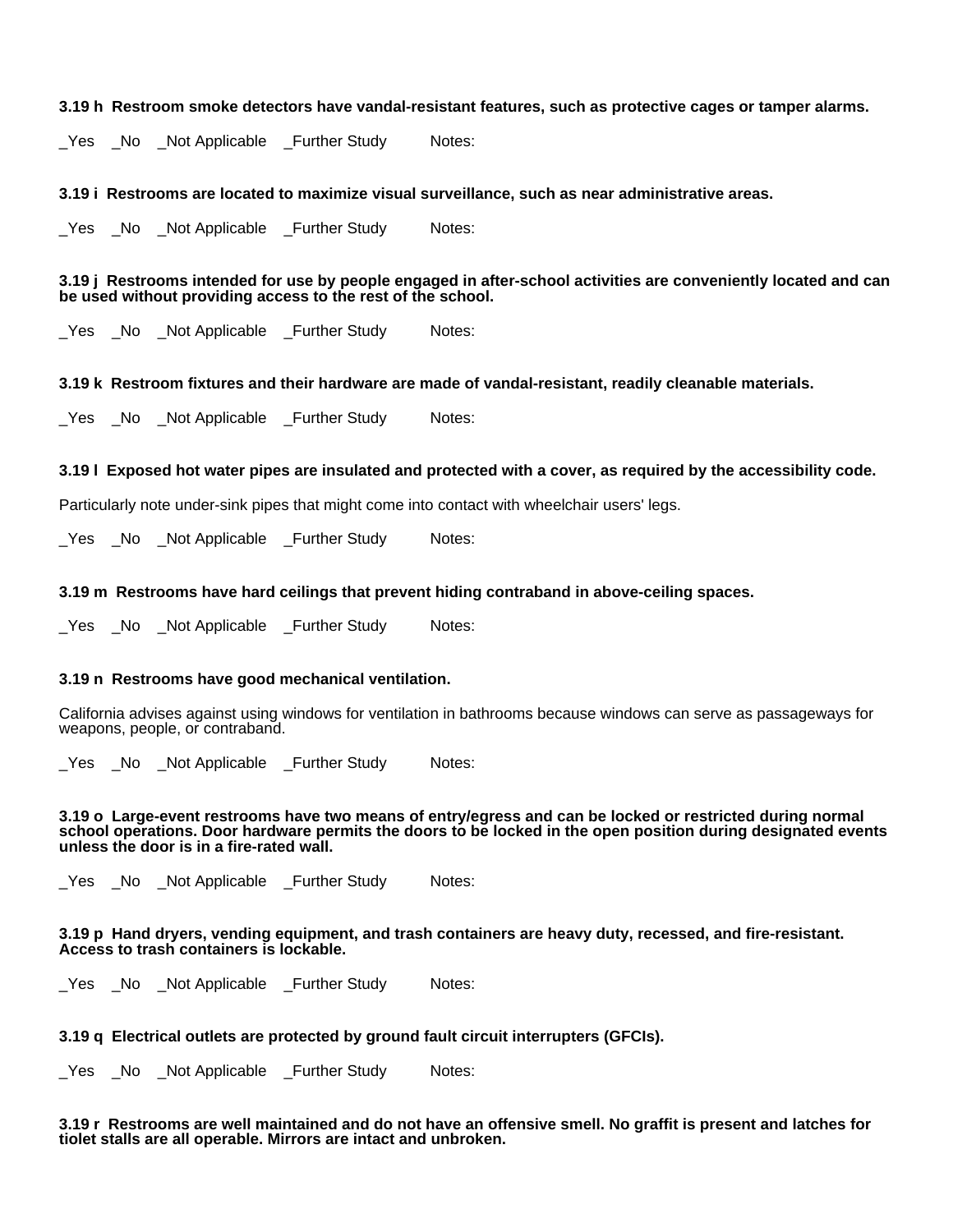**3.19 h  Restroom smoke detectors have vandal-resistant features, such as protective cages or tamper alarms.**

_Yes   _No   _Not Applicable   _Further Study   Notes:

**3.19 i  Restrooms are located to maximize visual surveillance, such as near administrative areas.**

_Yes   _No   _Not Applicable   _Further Study   Notes:

**3.19 j  Restrooms intended for use by people engaged in after-school activities are conveniently located and can be used without providing access to the rest of the school.**

_Yes   _No   _Not Applicable   _Further Study   Notes:

**3.19 k  Restroom fixtures and their hardware are made of vandal-resistant, readily cleanable materials.**

_Yes   _No   _Not Applicable   _Further Study   Notes:

**3.19 l  Exposed hot water pipes are insulated and protected with a cover, as required by the accessibility code.**

Particularly note under-sink pipes that might come into contact with wheelchair users' legs.

_Yes   _No   _Not Applicable   _Further Study   Notes:

**3.19 m  Restrooms have hard ceilings that prevent hiding contraband in above-ceiling spaces.**

_Yes   _No   _Not Applicable   _Further Study   Notes:

**3.19 n  Restrooms have good mechanical ventilation.**

California advises against using windows for ventilation in bathrooms because windows can serve as passageways for weapons, people, or contraband.

_Yes   _No   _Not Applicable   _Further Study   Notes:

**3.19 o  Large-event restrooms have two means of entry/egress and can be locked or restricted during normal school operations. Door hardware permits the doors to be locked in the open position during designated events unless the door is in a fire-rated wall.**

_Yes   _No   _Not Applicable   _Further Study   Notes:

**3.19 p  Hand dryers, vending equipment, and trash containers are heavy duty, recessed, and fire-resistant. Access to trash containers is lockable.**

_Yes   _No   _Not Applicable   _Further Study   Notes:

**3.19 q  Electrical outlets are protected by ground fault circuit interrupters (GFCIs).**

_Yes   _No   _Not Applicable   _Further Study   Notes:

**3.19 r  Restrooms are well maintained and do not have an offensive smell. No graffit is present and latches for tiolet stalls are all operable. Mirrors are intact and unbroken.**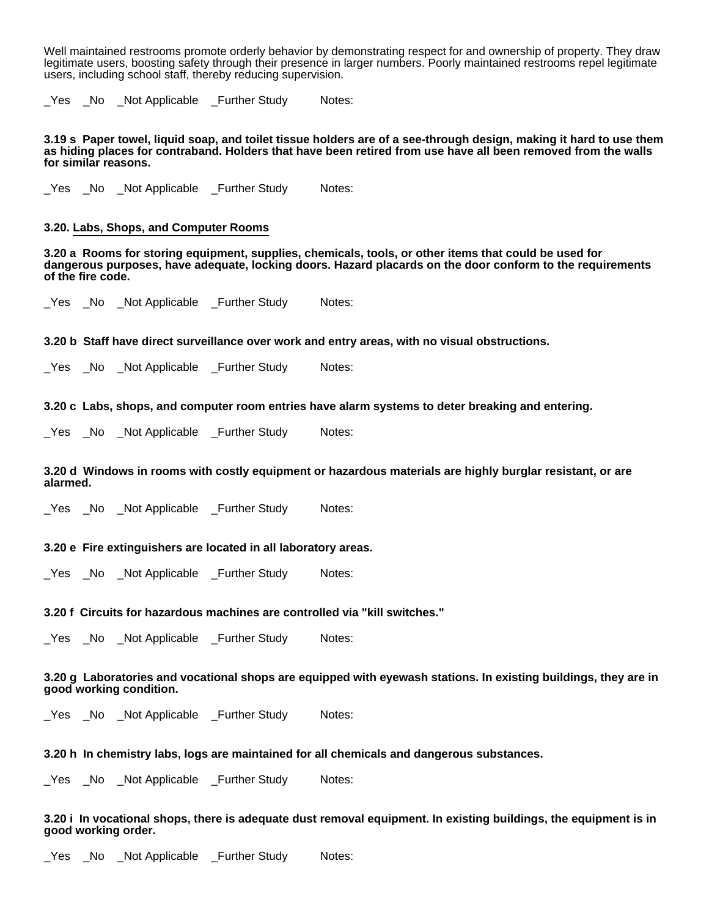Well maintained restrooms promote orderly behavior by demonstrating respect for and ownership of property. They draw legitimate users, boosting safety through their presence in larger numbers. Poorly maintained restrooms repel legitimate users, including school staff, thereby reducing supervision.

_Yes _No _Not Applicable _Further Study Notes:

**3.19 s Paper towel, liquid soap, and toilet tissue holders are of a see-through design, making it hard to use them as hiding places for contraband. Holders that have been retired from use have all been removed from the walls for similar reasons.**

_Yes _No _Not Applicable _Further Study Notes:

### 3.20. Labs, Shops, and Computer Rooms

**3.20 a Rooms for storing equipment, supplies, chemicals, tools, or other items that could be used for dangerous purposes, have adequate, locking doors. Hazard placards on the door conform to the requirements of the fire code.**

_Yes _No _Not Applicable _Further Study Notes:

**3.20 b Staff have direct surveillance over work and entry areas, with no visual obstructions.**

_Yes _No _Not Applicable _Further Study Notes:

**3.20 c Labs, shops, and computer room entries have alarm systems to deter breaking and entering.**

_Yes _No _Not Applicable _Further Study Notes:

**3.20 d Windows in rooms with costly equipment or hazardous materials are highly burglar resistant, or are alarmed.**

_Yes _No _Not Applicable _Further Study Notes:

**3.20 e Fire extinguishers are located in all laboratory areas.**

_Yes _No _Not Applicable _Further Study Notes:

**3.20 f Circuits for hazardous machines are controlled via "kill switches."**

_Yes _No _Not Applicable _Further Study Notes:

**3.20 g Laboratories and vocational shops are equipped with eyewash stations. In existing buildings, they are in good working condition.**

_Yes _No _Not Applicable _Further Study Notes:

**3.20 h In chemistry labs, logs are maintained for all chemicals and dangerous substances.**

_Yes _No _Not Applicable _Further Study Notes:

**3.20 i In vocational shops, there is adequate dust removal equipment. In existing buildings, the equipment is in good working order.**

_Yes _No _Not Applicable _Further Study Notes: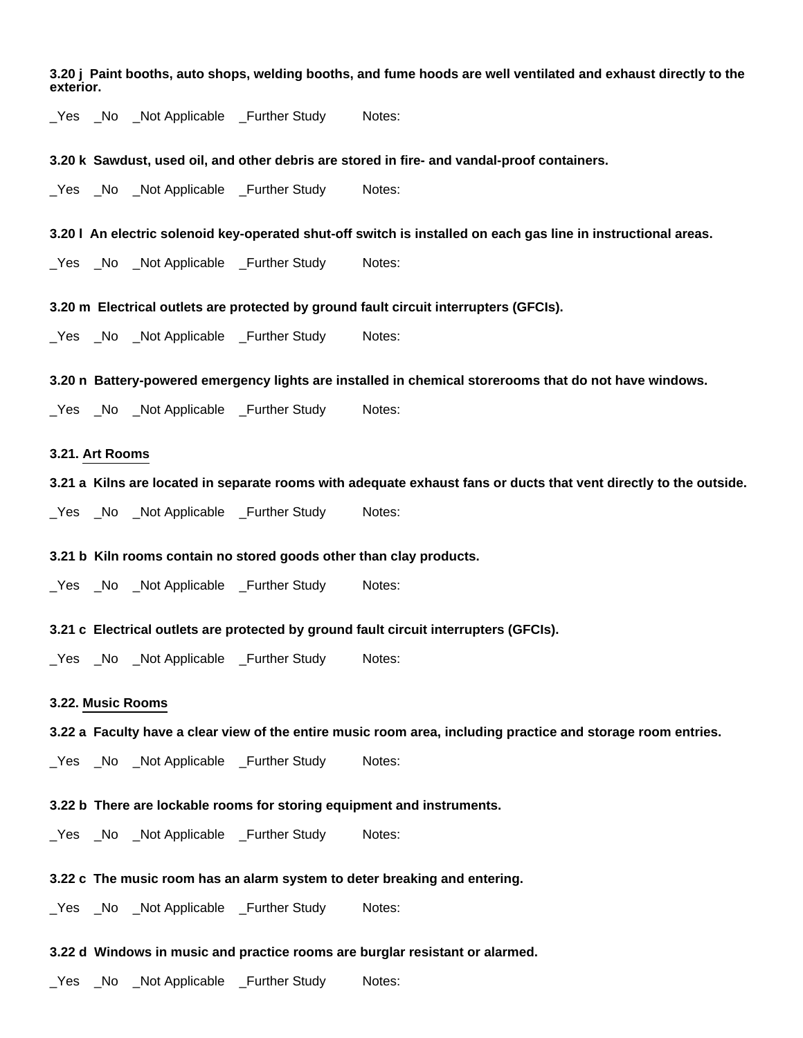**3.20 j Paint booths, auto shops, welding booths, and fume hoods are well ventilated and exhaust directly to the exterior.**

_Yes _No _Not Applicable _Further Study Notes:

**3.20 k Sawdust, used oil, and other debris are stored in fire- and vandal-proof containers.**

_Yes _No _Not Applicable _Further Study Notes:

**3.20 l An electric solenoid key-operated shut-off switch is installed on each gas line in instructional areas.**

_Yes _No _Not Applicable _Further Study Notes:

**3.20 m Electrical outlets are protected by ground fault circuit interrupters (GFCIs).**

_Yes _No _Not Applicable _Further Study Notes:

**3.20 n Battery-powered emergency lights are installed in chemical storerooms that do not have windows.**

_Yes _No _Not Applicable _Further Study Notes:

### 3.21. Art Rooms

**3.21 a Kilns are located in separate rooms with adequate exhaust fans or ducts that vent directly to the outside.**

_Yes _No _Not Applicable _Further Study Notes:

**3.21 b Kiln rooms contain no stored goods other than clay products.**

_Yes _No _Not Applicable _Further Study Notes:

**3.21 c Electrical outlets are protected by ground fault circuit interrupters (GFCIs).**

_Yes _No _Not Applicable _Further Study Notes:

### 3.22. Music Rooms

**3.22 a Faculty have a clear view of the entire music room area, including practice and storage room entries.**

_Yes _No _Not Applicable _Further Study Notes:

**3.22 b There are lockable rooms for storing equipment and instruments.**

_Yes _No _Not Applicable _Further Study Notes:

**3.22 c The music room has an alarm system to deter breaking and entering.**

_Yes _No _Not Applicable _Further Study Notes:

**3.22 d Windows in music and practice rooms are burglar resistant or alarmed.**

_Yes _No _Not Applicable _Further Study Notes: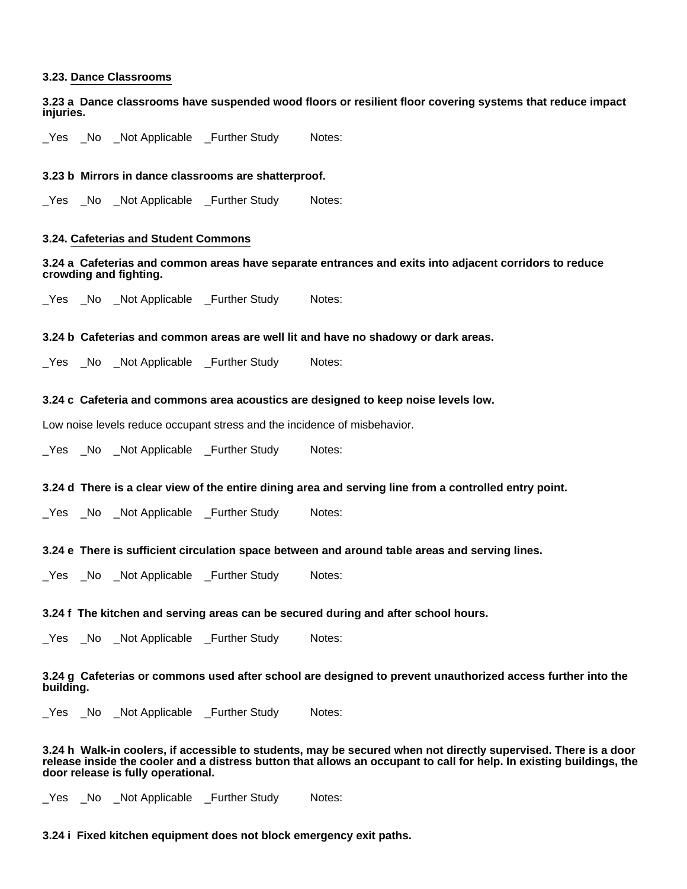### 3.23. Dance Classrooms

**3.23 a Dance classrooms have suspended wood floors or resilient floor covering systems that reduce impact injuries.**

_Yes _No _Not Applicable _Further Study Notes:

**3.23 b Mirrors in dance classrooms are shatterproof.**

_Yes _No _Not Applicable _Further Study Notes:

### 3.24. Cafeterias and Student Commons

**3.24 a Cafeterias and common areas have separate entrances and exits into adjacent corridors to reduce crowding and fighting.**

_Yes _No _Not Applicable _Further Study Notes:

**3.24 b Cafeterias and common areas are well lit and have no shadowy or dark areas.**

_Yes _No _Not Applicable _Further Study Notes:

**3.24 c Cafeteria and commons area acoustics are designed to keep noise levels low.**

Low noise levels reduce occupant stress and the incidence of misbehavior.

_Yes _No _Not Applicable _Further Study Notes:

**3.24 d There is a clear view of the entire dining area and serving line from a controlled entry point.**

_Yes _No _Not Applicable _Further Study Notes:

**3.24 e There is sufficient circulation space between and around table areas and serving lines.**

_Yes _No _Not Applicable _Further Study Notes:

**3.24 f The kitchen and serving areas can be secured during and after school hours.**

_Yes _No _Not Applicable _Further Study Notes:

**3.24 g Cafeterias or commons used after school are designed to prevent unauthorized access further into the building.**

_Yes _No _Not Applicable _Further Study Notes:

**3.24 h Walk-in coolers, if accessible to students, may be secured when not directly supervised. There is a door release inside the cooler and a distress button that allows an occupant to call for help. In existing buildings, the door release is fully operational.**

_Yes _No _Not Applicable _Further Study Notes:

**3.24 i Fixed kitchen equipment does not block emergency exit paths.**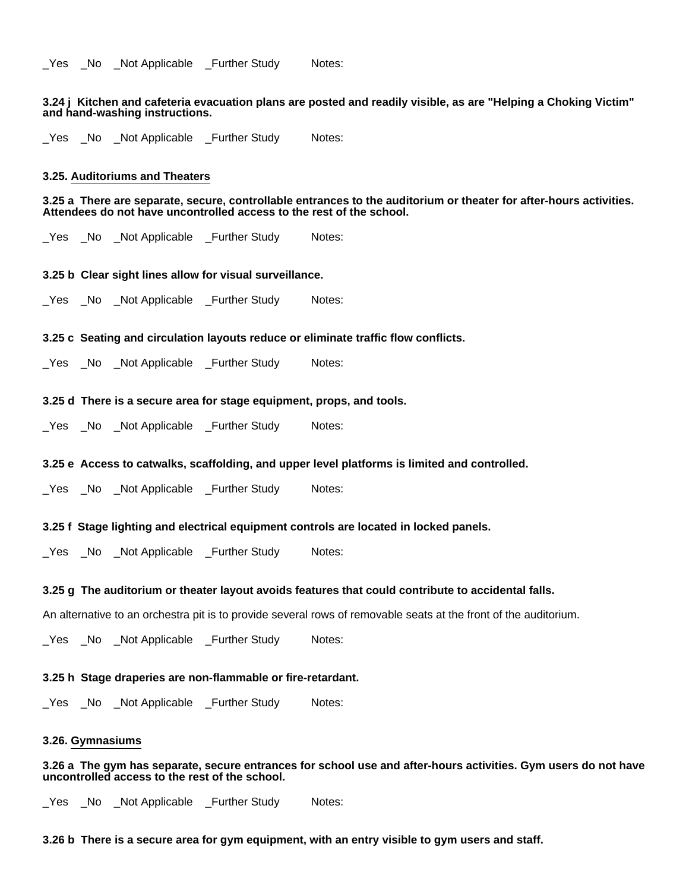_Yes _No _Not Applicable _Further Study Notes:

**3.24 j Kitchen and cafeteria evacuation plans are posted and readily visible, as are "Helping a Choking Victim" and hand-washing instructions.**

_Yes _No _Not Applicable _Further Study Notes:

### 3.25. Auditoriums and Theaters

**3.25 a There are separate, secure, controllable entrances to the auditorium or theater for after-hours activities. Attendees do not have uncontrolled access to the rest of the school.**

_Yes _No _Not Applicable _Further Study Notes:

**3.25 b Clear sight lines allow for visual surveillance.**

_Yes _No _Not Applicable _Further Study Notes:

**3.25 c Seating and circulation layouts reduce or eliminate traffic flow conflicts.**

_Yes _No _Not Applicable _Further Study Notes:

**3.25 d There is a secure area for stage equipment, props, and tools.**

_Yes _No _Not Applicable _Further Study Notes:

**3.25 e Access to catwalks, scaffolding, and upper level platforms is limited and controlled.**

_Yes _No _Not Applicable _Further Study Notes:

**3.25 f Stage lighting and electrical equipment controls are located in locked panels.**

_Yes _No _Not Applicable _Further Study Notes:

**3.25 g The auditorium or theater layout avoids features that could contribute to accidental falls.**

An alternative to an orchestra pit is to provide several rows of removable seats at the front of the auditorium.

_Yes _No _Not Applicable _Further Study Notes:

**3.25 h Stage draperies are non-flammable or fire-retardant.**

_Yes _No _Not Applicable _Further Study Notes:

### 3.26. Gymnasiums

**3.26 a The gym has separate, secure entrances for school use and after-hours activities. Gym users do not have uncontrolled access to the rest of the school.**

_Yes _No _Not Applicable _Further Study Notes:

**3.26 b There is a secure area for gym equipment, with an entry visible to gym users and staff.**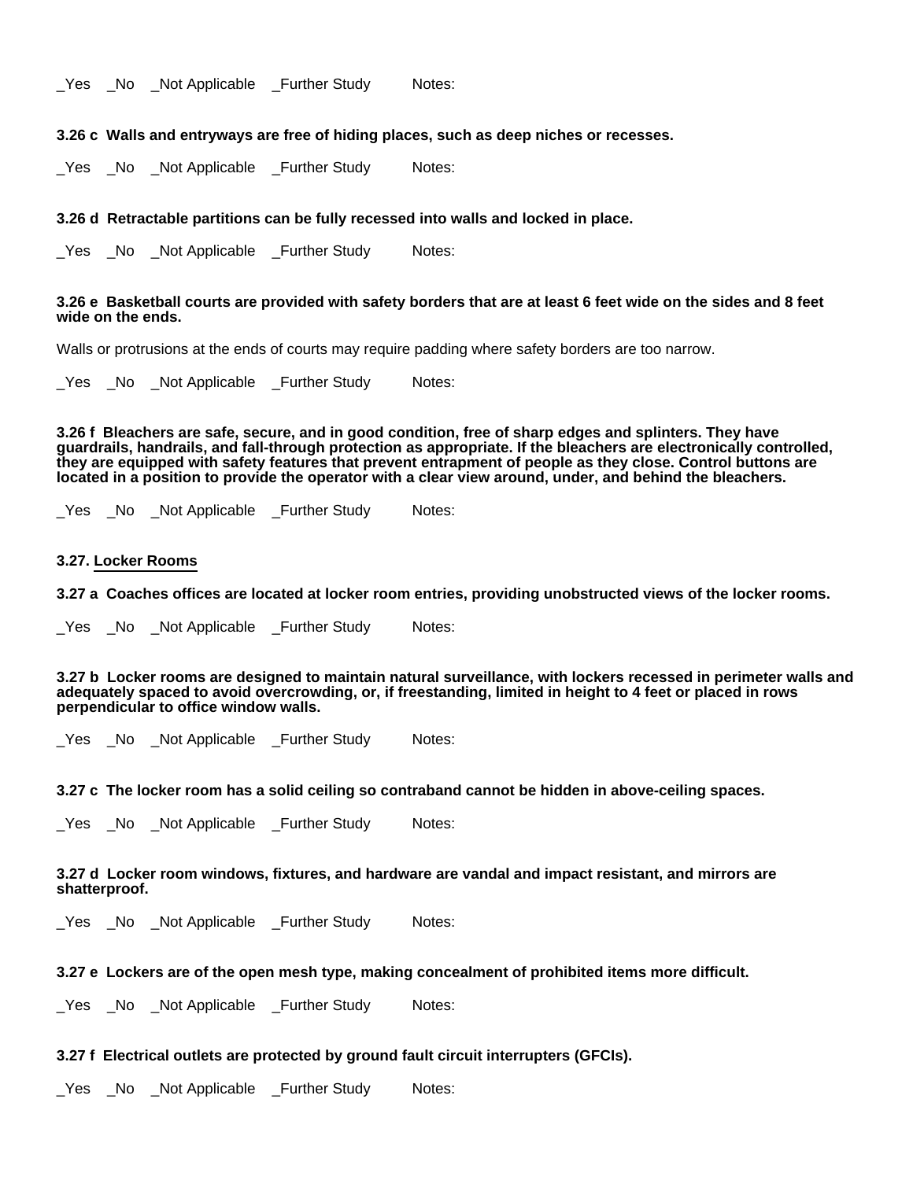_Yes _No _Not Applicable _Further Study Notes:

**3.26 c Walls and entryways are free of hiding places, such as deep niches or recesses.**

_Yes _No _Not Applicable _Further Study Notes:

**3.26 d Retractable partitions can be fully recessed into walls and locked in place.**

_Yes _No _Not Applicable _Further Study Notes:

**3.26 e Basketball courts are provided with safety borders that are at least 6 feet wide on the sides and 8 feet wide on the ends.**

Walls or protrusions at the ends of courts may require padding where safety borders are too narrow.

_Yes _No _Not Applicable _Further Study Notes:

**3.26 f Bleachers are safe, secure, and in good condition, free of sharp edges and splinters. They have guardrails, handrails, and fall-through protection as appropriate. If the bleachers are electronically controlled, they are equipped with safety features that prevent entrapment of people as they close. Control buttons are located in a position to provide the operator with a clear view around, under, and behind the bleachers.**

_Yes _No _Not Applicable _Further Study Notes:

### 3.27. Locker Rooms

**3.27 a Coaches offices are located at locker room entries, providing unobstructed views of the locker rooms.**

_Yes _No _Not Applicable _Further Study Notes:

**3.27 b Locker rooms are designed to maintain natural surveillance, with lockers recessed in perimeter walls and adequately spaced to avoid overcrowding, or, if freestanding, limited in height to 4 feet or placed in rows perpendicular to office window walls.**

_Yes _No _Not Applicable _Further Study Notes:

**3.27 c The locker room has a solid ceiling so contraband cannot be hidden in above-ceiling spaces.**

_Yes _No _Not Applicable _Further Study Notes:

**3.27 d Locker room windows, fixtures, and hardware are vandal and impact resistant, and mirrors are shatterproof.**

_Yes _No _Not Applicable _Further Study Notes:

**3.27 e Lockers are of the open mesh type, making concealment of prohibited items more difficult.**

_Yes _No _Not Applicable _Further Study Notes:

**3.27 f Electrical outlets are protected by ground fault circuit interrupters (GFCIs).**

_Yes _No _Not Applicable _Further Study Notes: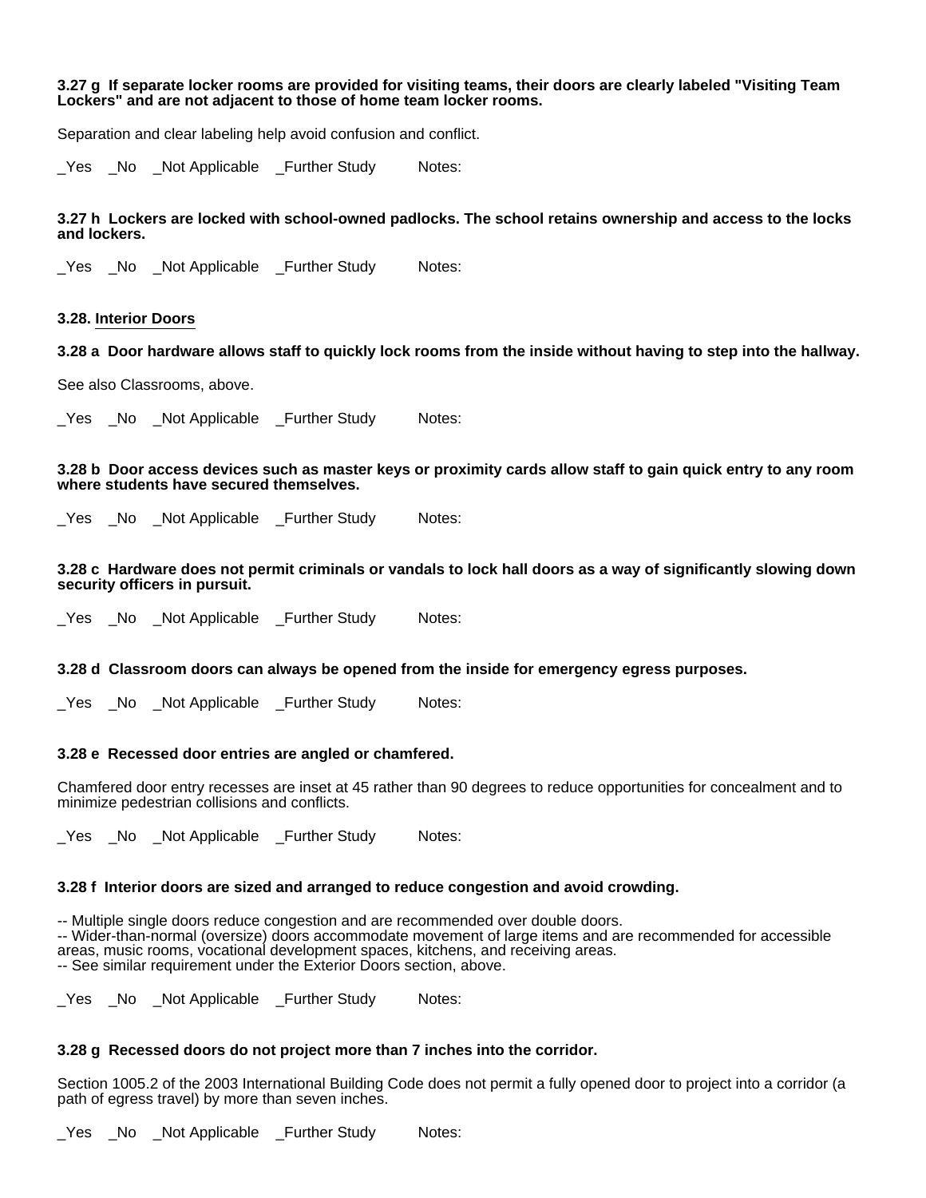**3.27 g  If separate locker rooms are provided for visiting teams, their doors are clearly labeled "Visiting Team Lockers" and are not adjacent to those of home team locker rooms.**

Separation and clear labeling help avoid confusion and conflict.

_Yes   _No   _Not Applicable   _Further Study   Notes:

**3.27 h  Lockers are locked with school-owned padlocks. The school retains ownership and access to the locks and lockers.**

_Yes   _No   _Not Applicable   _Further Study   Notes:

### 3.28. Interior Doors

**3.28 a  Door hardware allows staff to quickly lock rooms from the inside without having to step into the hallway.**

See also Classrooms, above.

_Yes   _No   _Not Applicable   _Further Study   Notes:

**3.28 b  Door access devices such as master keys or proximity cards allow staff to gain quick entry to any room where students have secured themselves.**

_Yes   _No   _Not Applicable   _Further Study   Notes:

**3.28 c  Hardware does not permit criminals or vandals to lock hall doors as a way of significantly slowing down security officers in pursuit.**

_Yes   _No   _Not Applicable   _Further Study   Notes:

**3.28 d  Classroom doors can always be opened from the inside for emergency egress purposes.**

_Yes   _No   _Not Applicable   _Further Study   Notes:

**3.28 e  Recessed door entries are angled or chamfered.**

Chamfered door entry recesses are inset at 45 rather than 90 degrees to reduce opportunities for concealment and to minimize pedestrian collisions and conflicts.

_Yes   _No   _Not Applicable   _Further Study   Notes:

**3.28 f  Interior doors are sized and arranged to reduce congestion and avoid crowding.**

-- Multiple single doors reduce congestion and are recommended over double doors.
-- Wider-than-normal (oversize) doors accommodate movement of large items and are recommended for accessible areas, music rooms, vocational development spaces, kitchens, and receiving areas.
-- See similar requirement under the Exterior Doors section, above.

_Yes   _No   _Not Applicable   _Further Study   Notes:

**3.28 g  Recessed doors do not project more than 7 inches into the corridor.**

Section 1005.2 of the 2003 International Building Code does not permit a fully opened door to project into a corridor (a path of egress travel) by more than seven inches.

_Yes   _No   _Not Applicable   _Further Study   Notes: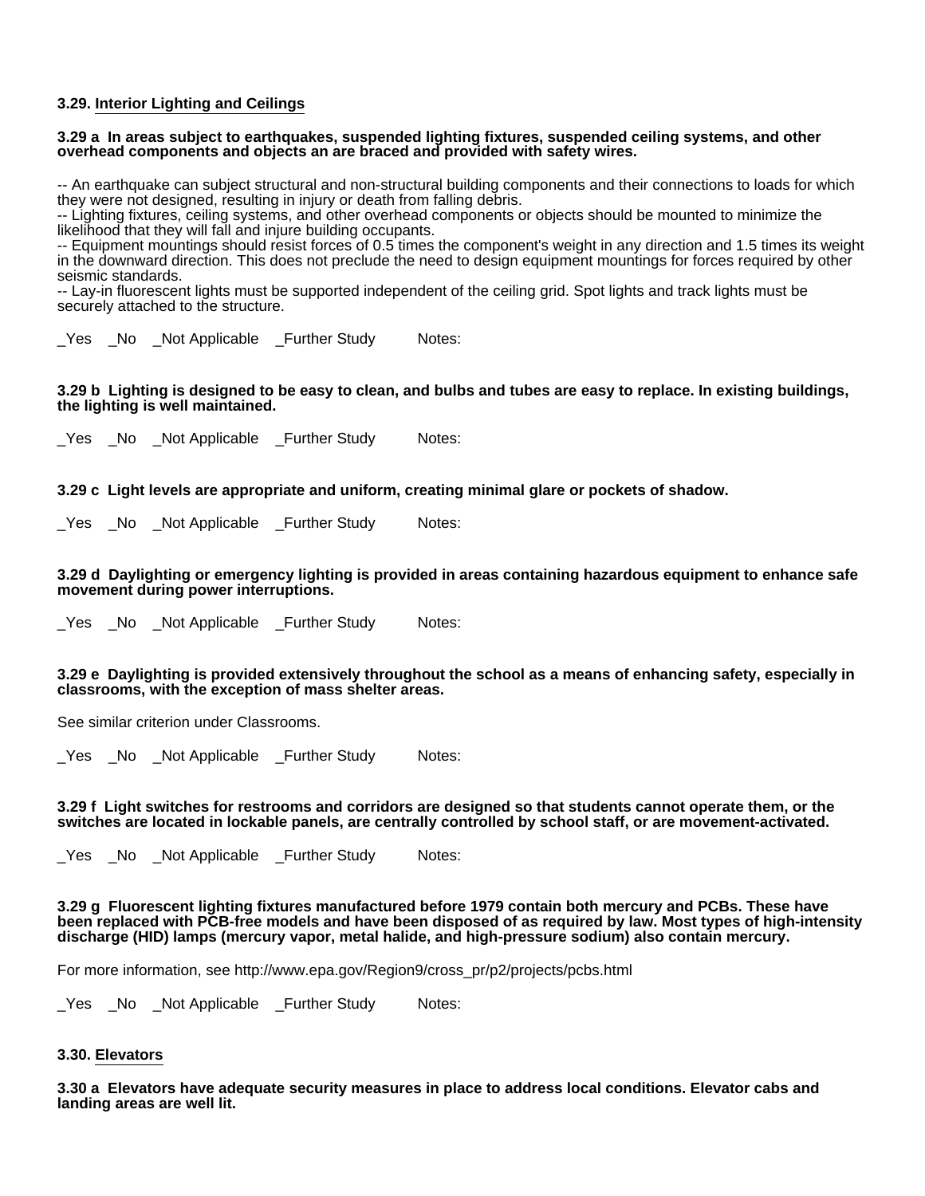### 3.29. Interior Lighting and Ceilings

**3.29 a In areas subject to earthquakes, suspended lighting fixtures, suspended ceiling systems, and other overhead components and objects an are braced and provided with safety wires.**

-- An earthquake can subject structural and non-structural building components and their connections to loads for which they were not designed, resulting in injury or death from falling debris.
-- Lighting fixtures, ceiling systems, and other overhead components or objects should be mounted to minimize the likelihood that they will fall and injure building occupants.
-- Equipment mountings should resist forces of 0.5 times the component's weight in any direction and 1.5 times its weight in the downward direction. This does not preclude the need to design equipment mountings for forces required by other seismic standards.
-- Lay-in fluorescent lights must be supported independent of the ceiling grid. Spot lights and track lights must be securely attached to the structure.

_Yes _No _Not Applicable _Further Study Notes:

**3.29 b Lighting is designed to be easy to clean, and bulbs and tubes are easy to replace. In existing buildings, the lighting is well maintained.**

_Yes _No _Not Applicable _Further Study Notes:

**3.29 c Light levels are appropriate and uniform, creating minimal glare or pockets of shadow.**

_Yes _No _Not Applicable _Further Study Notes:

**3.29 d Daylighting or emergency lighting is provided in areas containing hazardous equipment to enhance safe movement during power interruptions.**

_Yes _No _Not Applicable _Further Study Notes:

**3.29 e Daylighting is provided extensively throughout the school as a means of enhancing safety, especially in classrooms, with the exception of mass shelter areas.**

See similar criterion under Classrooms.

_Yes _No _Not Applicable _Further Study Notes:

**3.29 f Light switches for restrooms and corridors are designed so that students cannot operate them, or the switches are located in lockable panels, are centrally controlled by school staff, or are movement-activated.**

_Yes _No _Not Applicable _Further Study Notes:

**3.29 g Fluorescent lighting fixtures manufactured before 1979 contain both mercury and PCBs. These have been replaced with PCB-free models and have been disposed of as required by law. Most types of high-intensity discharge (HID) lamps (mercury vapor, metal halide, and high-pressure sodium) also contain mercury.**

For more information, see http://www.epa.gov/Region9/cross_pr/p2/projects/pcbs.html

_Yes _No _Not Applicable _Further Study Notes:

### 3.30. Elevators

**3.30 a Elevators have adequate security measures in place to address local conditions. Elevator cabs and landing areas are well lit.**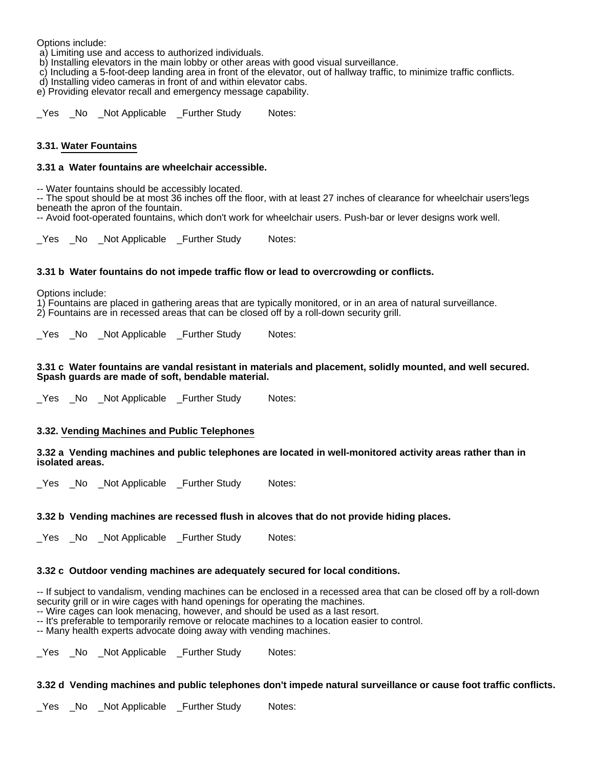Options include:
a) Limiting use and access to authorized individuals.
b) Installing elevators in the main lobby or other areas with good visual surveillance.
c) Including a 5-foot-deep landing area in front of the elevator, out of hallway traffic, to minimize traffic conflicts.
d) Installing video cameras in front of and within elevator cabs.
e) Providing elevator recall and emergency message capability.

_Yes _No _Not Applicable _Further Study Notes:

### 3.31. Water Fountains

**3.31 a Water fountains are wheelchair accessible.**

-- Water fountains should be accessibly located.
-- The spout should be at most 36 inches off the floor, with at least 27 inches of clearance for wheelchair users'legs beneath the apron of the fountain.
-- Avoid foot-operated fountains, which don't work for wheelchair users. Push-bar or lever designs work well.

_Yes _No _Not Applicable _Further Study Notes:

**3.31 b Water fountains do not impede traffic flow or lead to overcrowding or conflicts.**

Options include:
1) Fountains are placed in gathering areas that are typically monitored, or in an area of natural surveillance.
2) Fountains are in recessed areas that can be closed off by a roll-down security grill.

_Yes _No _Not Applicable _Further Study Notes:

**3.31 c Water fountains are vandal resistant in materials and placement, solidly mounted, and well secured. Spash guards are made of soft, bendable material.**

_Yes _No _Not Applicable _Further Study Notes:

### 3.32. Vending Machines and Public Telephones

**3.32 a Vending machines and public telephones are located in well-monitored activity areas rather than in isolated areas.**

_Yes _No _Not Applicable _Further Study Notes:

**3.32 b Vending machines are recessed flush in alcoves that do not provide hiding places.**

_Yes _No _Not Applicable _Further Study Notes:

**3.32 c Outdoor vending machines are adequately secured for local conditions.**

-- If subject to vandalism, vending machines can be enclosed in a recessed area that can be closed off by a roll-down security grill or in wire cages with hand openings for operating the machines.
-- Wire cages can look menacing, however, and should be used as a last resort.
-- It's preferable to temporarily remove or relocate machines to a location easier to control.
-- Many health experts advocate doing away with vending machines.

_Yes _No _Not Applicable _Further Study Notes:

**3.32 d Vending machines and public telephones don't impede natural surveillance or cause foot traffic conflicts.**

_Yes _No _Not Applicable _Further Study Notes: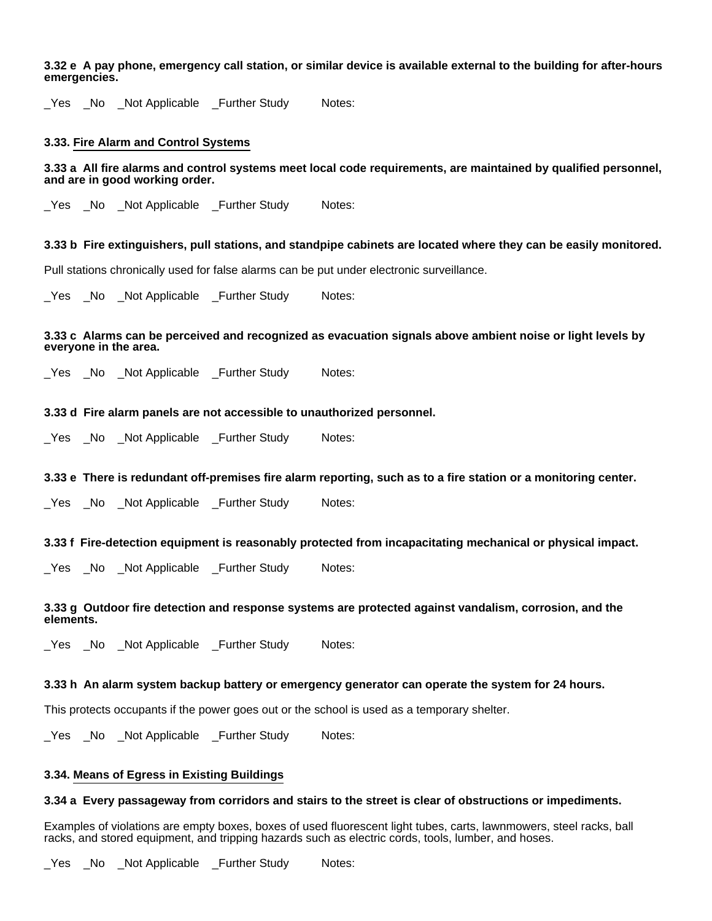**3.32 e A pay phone, emergency call station, or similar device is available external to the building for after-hours emergencies.**

_Yes _No _Not Applicable _Further Study Notes:

### 3.33. Fire Alarm and Control Systems

**3.33 a All fire alarms and control systems meet local code requirements, are maintained by qualified personnel, and are in good working order.**

_Yes _No _Not Applicable _Further Study Notes:

**3.33 b Fire extinguishers, pull stations, and standpipe cabinets are located where they can be easily monitored.**

Pull stations chronically used for false alarms can be put under electronic surveillance.

_Yes _No _Not Applicable _Further Study Notes:

**3.33 c Alarms can be perceived and recognized as evacuation signals above ambient noise or light levels by everyone in the area.**

_Yes _No _Not Applicable _Further Study Notes:

**3.33 d Fire alarm panels are not accessible to unauthorized personnel.**

_Yes _No _Not Applicable _Further Study Notes:

**3.33 e There is redundant off-premises fire alarm reporting, such as to a fire station or a monitoring center.**

_Yes _No _Not Applicable _Further Study Notes:

**3.33 f Fire-detection equipment is reasonably protected from incapacitating mechanical or physical impact.**

_Yes _No _Not Applicable _Further Study Notes:

**3.33 g Outdoor fire detection and response systems are protected against vandalism, corrosion, and the elements.**

_Yes _No _Not Applicable _Further Study Notes:

**3.33 h An alarm system backup battery or emergency generator can operate the system for 24 hours.**

This protects occupants if the power goes out or the school is used as a temporary shelter.

_Yes _No _Not Applicable _Further Study Notes:

### 3.34. Means of Egress in Existing Buildings

**3.34 a Every passageway from corridors and stairs to the street is clear of obstructions or impediments.**

Examples of violations are empty boxes, boxes of used fluorescent light tubes, carts, lawnmowers, steel racks, ball racks, and stored equipment, and tripping hazards such as electric cords, tools, lumber, and hoses.

_Yes _No _Not Applicable _Further Study Notes: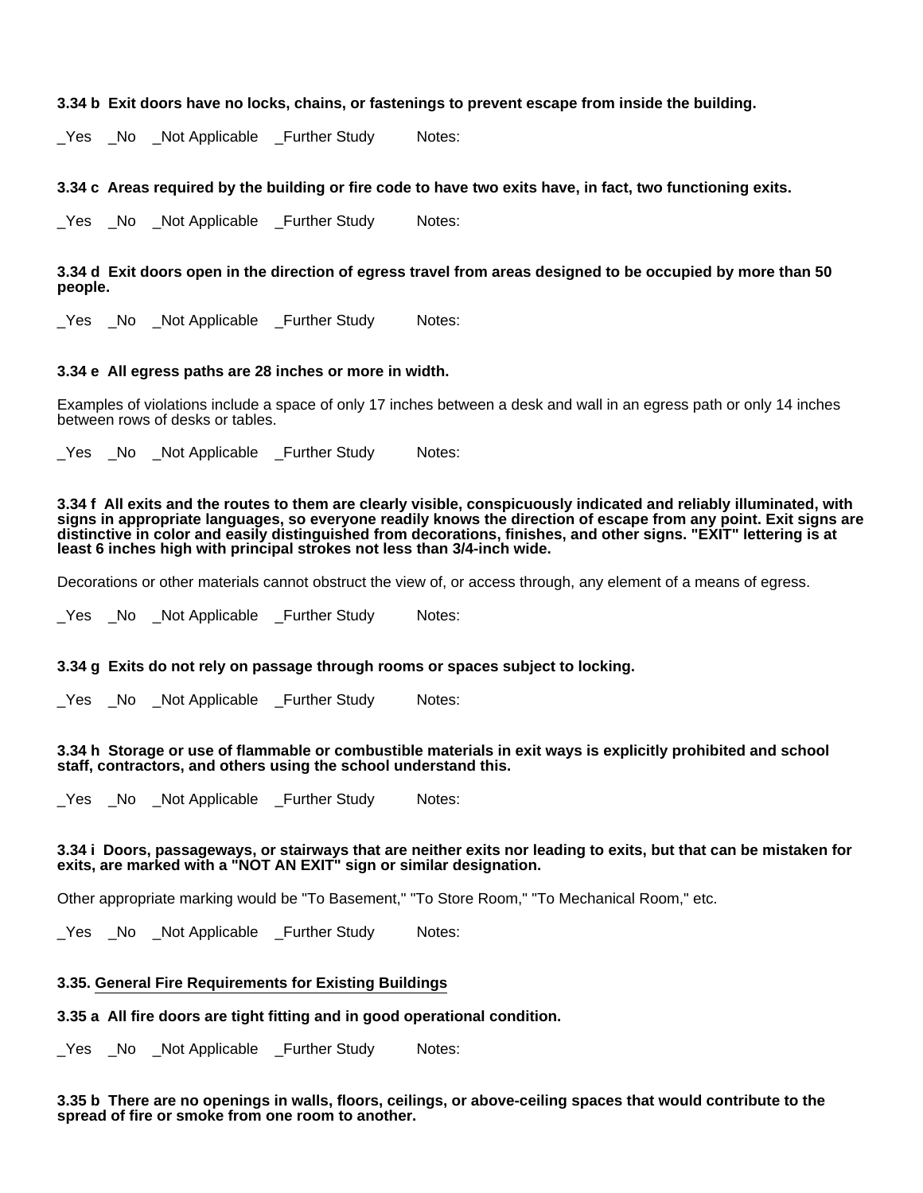**3.34 b  Exit doors have no locks, chains, or fastenings to prevent escape from inside the building.**

_Yes  _No  _Not Applicable  _Further Study   Notes:

**3.34 c  Areas required by the building or fire code to have two exits have, in fact, two functioning exits.**

_Yes  _No  _Not Applicable  _Further Study   Notes:

**3.34 d  Exit doors open in the direction of egress travel from areas designed to be occupied by more than 50 people.**

_Yes  _No  _Not Applicable  _Further Study   Notes:

**3.34 e  All egress paths are 28 inches or more in width.**

Examples of violations include a space of only 17 inches between a desk and wall in an egress path or only 14 inches between rows of desks or tables.

_Yes  _No  _Not Applicable  _Further Study   Notes:

**3.34 f  All exits and the routes to them are clearly visible, conspicuously indicated and reliably illuminated, with signs in appropriate languages, so everyone readily knows the direction of escape from any point. Exit signs are distinctive in color and easily distinguished from decorations, finishes, and other signs. "EXIT" lettering is at least 6 inches high with principal strokes not less than 3/4-inch wide.**

Decorations or other materials cannot obstruct the view of, or access through, any element of a means of egress.

_Yes  _No  _Not Applicable  _Further Study   Notes:

**3.34 g  Exits do not rely on passage through rooms or spaces subject to locking.**

_Yes  _No  _Not Applicable  _Further Study   Notes:

**3.34 h  Storage or use of flammable or combustible materials in exit ways is explicitly prohibited and school staff, contractors, and others using the school understand this.**

_Yes  _No  _Not Applicable  _Further Study   Notes:

**3.34 i  Doors, passageways, or stairways that are neither exits nor leading to exits, but that can be mistaken for exits, are marked with a "NOT AN EXIT" sign or similar designation.**

Other appropriate marking would be "To Basement," "To Store Room," "To Mechanical Room," etc.

_Yes  _No  _Not Applicable  _Further Study   Notes:

### 3.35. General Fire Requirements for Existing Buildings

**3.35 a  All fire doors are tight fitting and in good operational condition.**

_Yes  _No  _Not Applicable  _Further Study   Notes:

**3.35 b  There are no openings in walls, floors, ceilings, or above-ceiling spaces that would contribute to the spread of fire or smoke from one room to another.**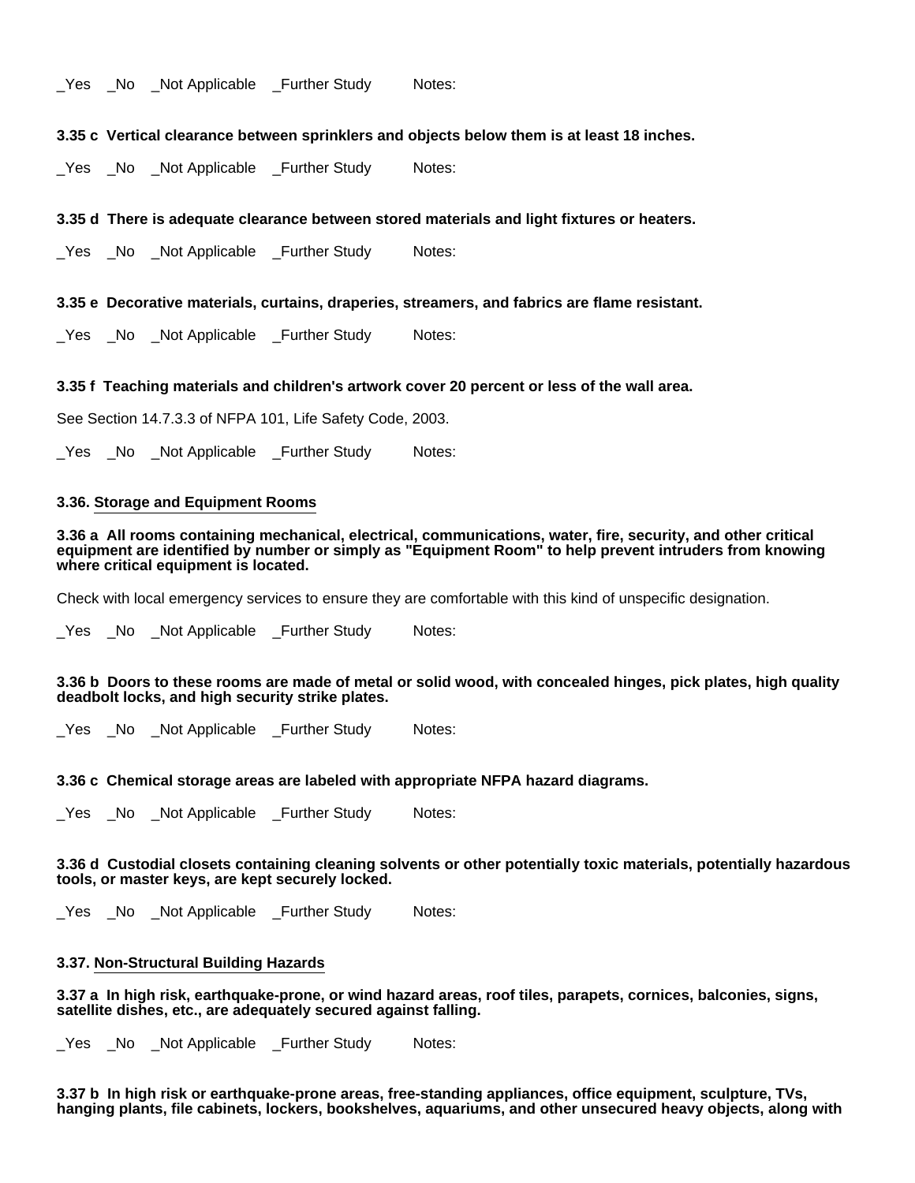_Yes _No _Not Applicable _Further Study Notes:

**3.35 c Vertical clearance between sprinklers and objects below them is at least 18 inches.**

_Yes _No _Not Applicable _Further Study Notes:

**3.35 d There is adequate clearance between stored materials and light fixtures or heaters.**

_Yes _No _Not Applicable _Further Study Notes:

**3.35 e Decorative materials, curtains, draperies, streamers, and fabrics are flame resistant.**

_Yes _No _Not Applicable _Further Study Notes:

**3.35 f Teaching materials and children's artwork cover 20 percent or less of the wall area.**

See Section 14.7.3.3 of NFPA 101, Life Safety Code, 2003.

_Yes _No _Not Applicable _Further Study Notes:

### 3.36. Storage and Equipment Rooms

**3.36 a All rooms containing mechanical, electrical, communications, water, fire, security, and other critical equipment are identified by number or simply as "Equipment Room" to help prevent intruders from knowing where critical equipment is located.**

Check with local emergency services to ensure they are comfortable with this kind of unspecific designation.

_Yes _No _Not Applicable _Further Study Notes:

**3.36 b Doors to these rooms are made of metal or solid wood, with concealed hinges, pick plates, high quality deadbolt locks, and high security strike plates.**

_Yes _No _Not Applicable _Further Study Notes:

**3.36 c Chemical storage areas are labeled with appropriate NFPA hazard diagrams.**

_Yes _No _Not Applicable _Further Study Notes:

**3.36 d Custodial closets containing cleaning solvents or other potentially toxic materials, potentially hazardous tools, or master keys, are kept securely locked.**

_Yes _No _Not Applicable _Further Study Notes:

### 3.37. Non-Structural Building Hazards

**3.37 a In high risk, earthquake-prone, or wind hazard areas, roof tiles, parapets, cornices, balconies, signs, satellite dishes, etc., are adequately secured against falling.**

_Yes _No _Not Applicable _Further Study Notes:

**3.37 b In high risk or earthquake-prone areas, free-standing appliances, office equipment, sculpture, TVs, hanging plants, file cabinets, lockers, bookshelves, aquariums, and other unsecured heavy objects, along with**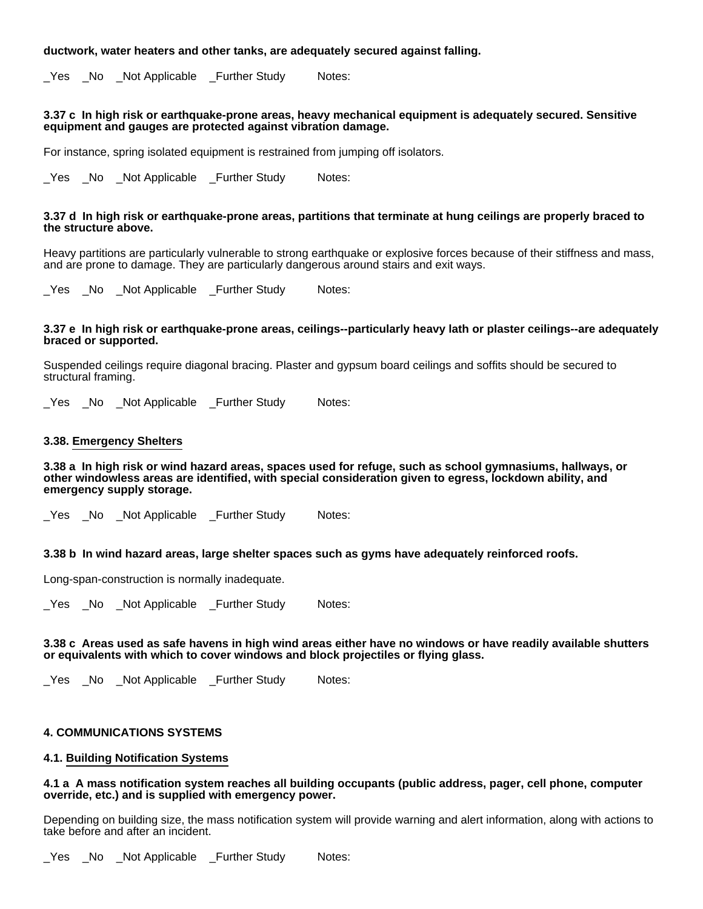**ductwork, water heaters and other tanks, are adequately secured against falling.**

_Yes _No _Not Applicable _Further Study Notes:

**3.37 c In high risk or earthquake-prone areas, heavy mechanical equipment is adequately secured. Sensitive equipment and gauges are protected against vibration damage.**

For instance, spring isolated equipment is restrained from jumping off isolators.

_Yes _No _Not Applicable _Further Study Notes:

**3.37 d In high risk or earthquake-prone areas, partitions that terminate at hung ceilings are properly braced to the structure above.**

Heavy partitions are particularly vulnerable to strong earthquake or explosive forces because of their stiffness and mass, and are prone to damage. They are particularly dangerous around stairs and exit ways.

_Yes _No _Not Applicable _Further Study Notes:

**3.37 e In high risk or earthquake-prone areas, ceilings--particularly heavy lath or plaster ceilings--are adequately braced or supported.**

Suspended ceilings require diagonal bracing. Plaster and gypsum board ceilings and soffits should be secured to structural framing.

_Yes _No _Not Applicable _Further Study Notes:

### 3.38. Emergency Shelters

**3.38 a In high risk or wind hazard areas, spaces used for refuge, such as school gymnasiums, hallways, or other windowless areas are identified, with special consideration given to egress, lockdown ability, and emergency supply storage.**

_Yes _No _Not Applicable _Further Study Notes:

**3.38 b In wind hazard areas, large shelter spaces such as gyms have adequately reinforced roofs.**

Long-span-construction is normally inadequate.

_Yes _No _Not Applicable _Further Study Notes:

**3.38 c Areas used as safe havens in high wind areas either have no windows or have readily available shutters or equivalents with which to cover windows and block projectiles or flying glass.**

_Yes _No _Not Applicable _Further Study Notes:

## 4. COMMUNICATIONS SYSTEMS

### 4.1. Building Notification Systems

**4.1 a A mass notification system reaches all building occupants (public address, pager, cell phone, computer override, etc.) and is supplied with emergency power.**

Depending on building size, the mass notification system will provide warning and alert information, along with actions to take before and after an incident.

_Yes _No _Not Applicable _Further Study Notes: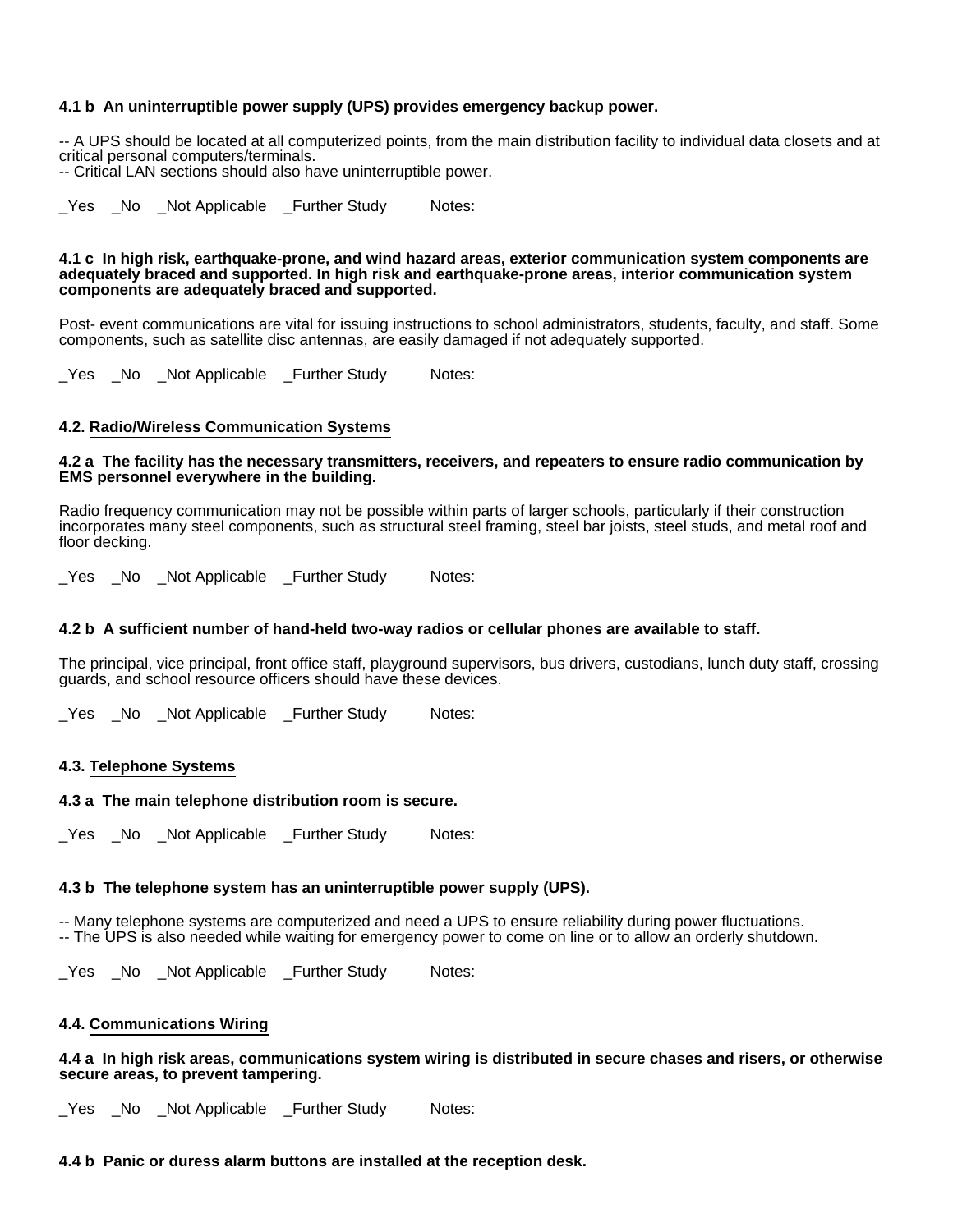**4.1 b An uninterruptible power supply (UPS) provides emergency backup power.**

-- A UPS should be located at all computerized points, from the main distribution facility to individual data closets and at critical personal computers/terminals.
-- Critical LAN sections should also have uninterruptible power.

_Yes _No _Not Applicable _Further Study Notes:

**4.1 c In high risk, earthquake-prone, and wind hazard areas, exterior communication system components are adequately braced and supported. In high risk and earthquake-prone areas, interior communication system components are adequately braced and supported.**

Post- event communications are vital for issuing instructions to school administrators, students, faculty, and staff. Some components, such as satellite disc antennas, are easily damaged if not adequately supported.

_Yes _No _Not Applicable _Further Study Notes:

**4.2. Radio/Wireless Communication Systems**

**4.2 a The facility has the necessary transmitters, receivers, and repeaters to ensure radio communication by EMS personnel everywhere in the building.**

Radio frequency communication may not be possible within parts of larger schools, particularly if their construction incorporates many steel components, such as structural steel framing, steel bar joists, steel studs, and metal roof and floor decking.

_Yes _No _Not Applicable _Further Study Notes:

**4.2 b A sufficient number of hand-held two-way radios or cellular phones are available to staff.**

The principal, vice principal, front office staff, playground supervisors, bus drivers, custodians, lunch duty staff, crossing guards, and school resource officers should have these devices.

_Yes _No _Not Applicable _Further Study Notes:

**4.3. Telephone Systems**

**4.3 a The main telephone distribution room is secure.**

_Yes _No _Not Applicable _Further Study Notes:

**4.3 b The telephone system has an uninterruptible power supply (UPS).**

-- Many telephone systems are computerized and need a UPS to ensure reliability during power fluctuations.
-- The UPS is also needed while waiting for emergency power to come on line or to allow an orderly shutdown.

_Yes _No _Not Applicable _Further Study Notes:

**4.4. Communications Wiring**

**4.4 a In high risk areas, communications system wiring is distributed in secure chases and risers, or otherwise secure areas, to prevent tampering.**

_Yes _No _Not Applicable _Further Study Notes:

**4.4 b Panic or duress alarm buttons are installed at the reception desk.**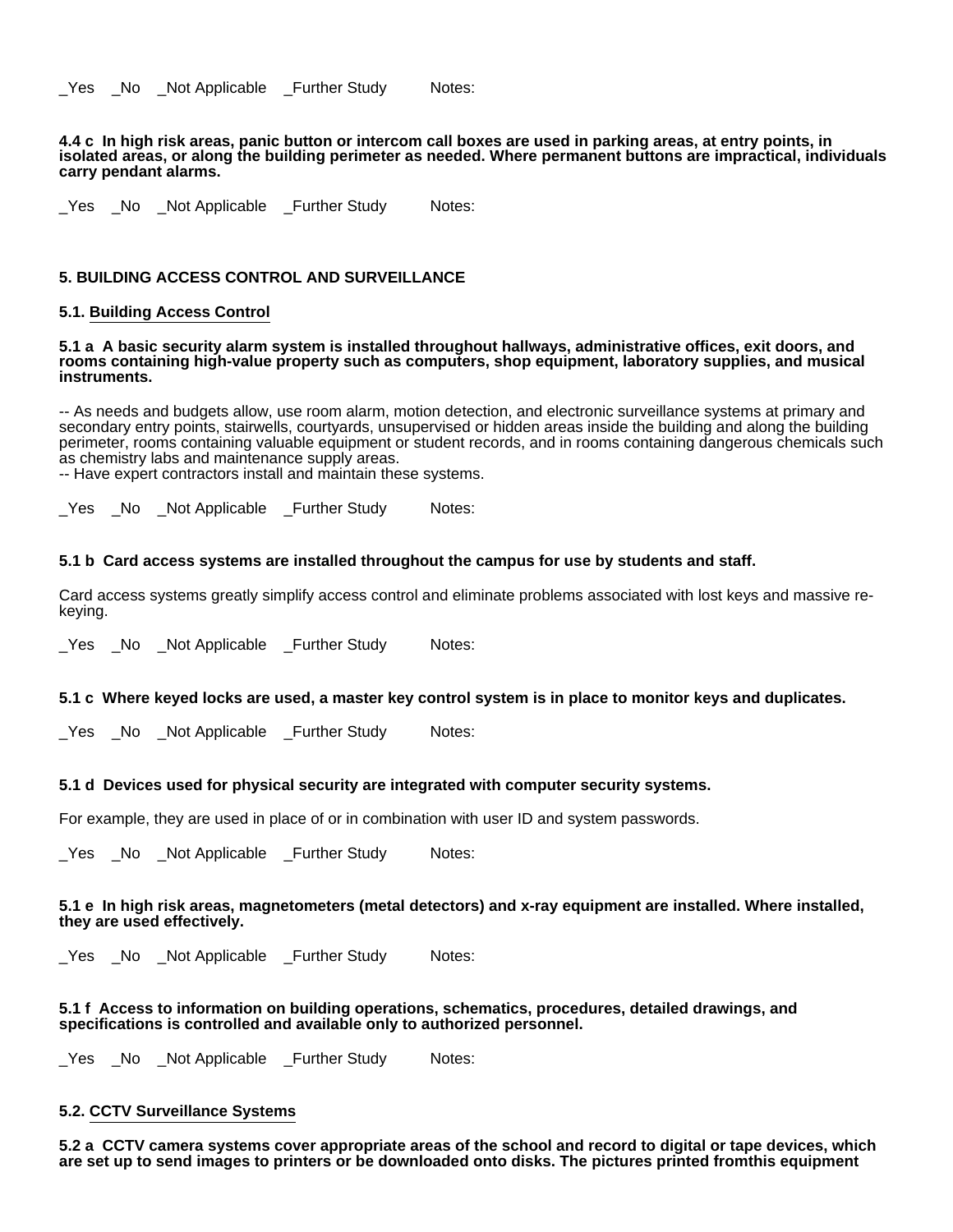_Yes _No _Not Applicable _Further Study Notes:

**4.4 c In high risk areas, panic button or intercom call boxes are used in parking areas, at entry points, in isolated areas, or along the building perimeter as needed. Where permanent buttons are impractical, individuals carry pendant alarms.**

_Yes _No _Not Applicable _Further Study Notes:

## 5. BUILDING ACCESS CONTROL AND SURVEILLANCE

### 5.1. Building Access Control

**5.1 a A basic security alarm system is installed throughout hallways, administrative offices, exit doors, and rooms containing high-value property such as computers, shop equipment, laboratory supplies, and musical instruments.**

-- As needs and budgets allow, use room alarm, motion detection, and electronic surveillance systems at primary and secondary entry points, stairwells, courtyards, unsupervised or hidden areas inside the building and along the building perimeter, rooms containing valuable equipment or student records, and in rooms containing dangerous chemicals such as chemistry labs and maintenance supply areas.
-- Have expert contractors install and maintain these systems.

_Yes _No _Not Applicable _Further Study Notes:

**5.1 b Card access systems are installed throughout the campus for use by students and staff.**

Card access systems greatly simplify access control and eliminate problems associated with lost keys and massive re-keying.

_Yes _No _Not Applicable _Further Study Notes:

**5.1 c Where keyed locks are used, a master key control system is in place to monitor keys and duplicates.**

_Yes _No _Not Applicable _Further Study Notes:

**5.1 d Devices used for physical security are integrated with computer security systems.**

For example, they are used in place of or in combination with user ID and system passwords.

_Yes _No _Not Applicable _Further Study Notes:

**5.1 e In high risk areas, magnetometers (metal detectors) and x-ray equipment are installed. Where installed, they are used effectively.**

_Yes _No _Not Applicable _Further Study Notes:

**5.1 f Access to information on building operations, schematics, procedures, detailed drawings, and specifications is controlled and available only to authorized personnel.**

_Yes _No _Not Applicable _Further Study Notes:

### 5.2. CCTV Surveillance Systems

**5.2 a CCTV camera systems cover appropriate areas of the school and record to digital or tape devices, which are set up to send images to printers or be downloaded onto disks. The pictures printed fromthis equipment**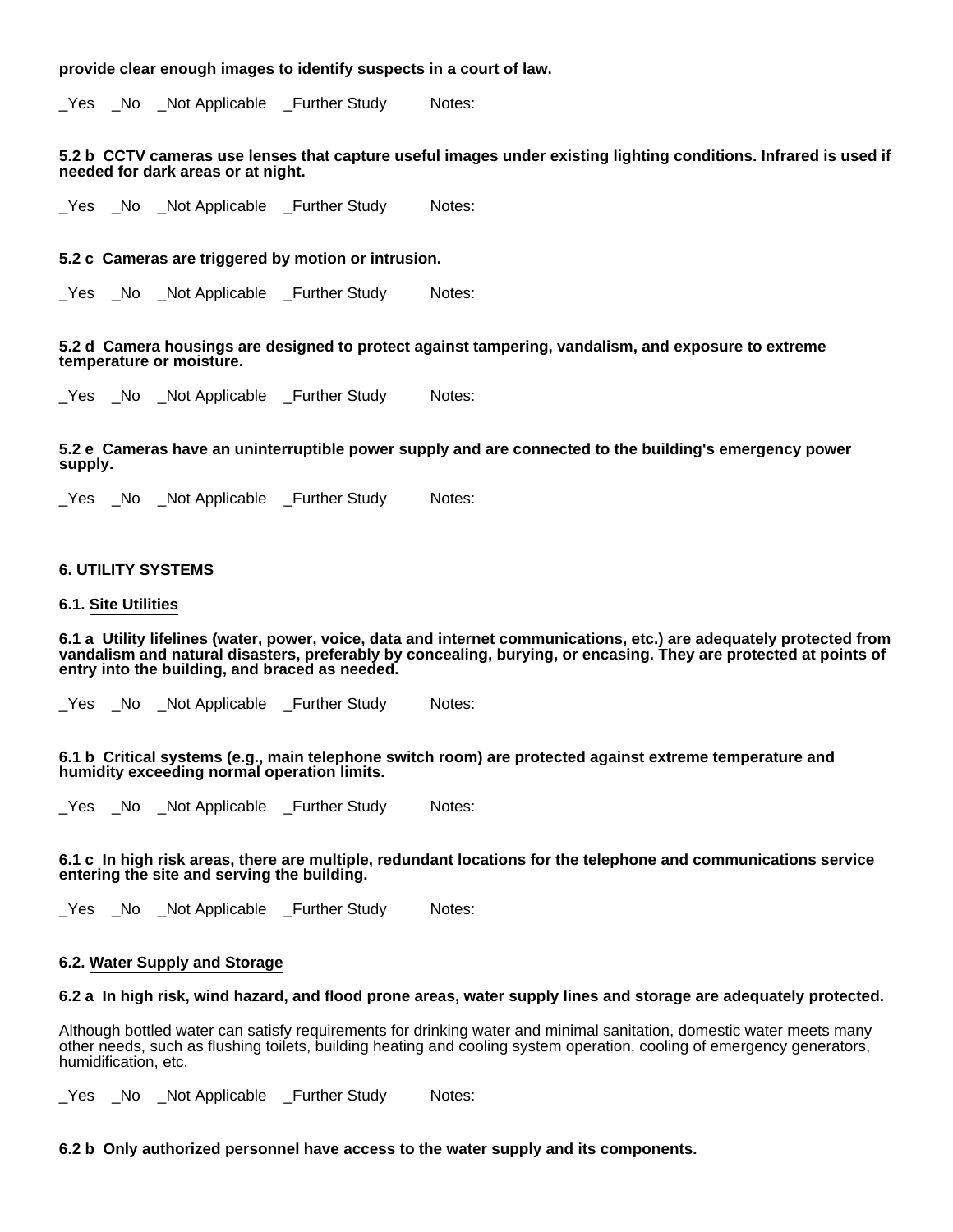**provide clear enough images to identify suspects in a court of law.**

_Yes _No _Not Applicable _Further Study Notes:

**5.2 b CCTV cameras use lenses that capture useful images under existing lighting conditions. Infrared is used if needed for dark areas or at night.**

_Yes _No _Not Applicable _Further Study Notes:

**5.2 c Cameras are triggered by motion or intrusion.**

_Yes _No _Not Applicable _Further Study Notes:

**5.2 d Camera housings are designed to protect against tampering, vandalism, and exposure to extreme temperature or moisture.**

_Yes _No _Not Applicable _Further Study Notes:

**5.2 e Cameras have an uninterruptible power supply and are connected to the building's emergency power supply.**

_Yes _No _Not Applicable _Further Study Notes:

## 6. UTILITY SYSTEMS

### 6.1. Site Utilities

**6.1 a Utility lifelines (water, power, voice, data and internet communications, etc.) are adequately protected from vandalism and natural disasters, preferably by concealing, burying, or encasing. They are protected at points of entry into the building, and braced as needed.**

_Yes _No _Not Applicable _Further Study Notes:

**6.1 b Critical systems (e.g., main telephone switch room) are protected against extreme temperature and humidity exceeding normal operation limits.**

_Yes _No _Not Applicable _Further Study Notes:

**6.1 c In high risk areas, there are multiple, redundant locations for the telephone and communications service entering the site and serving the building.**

_Yes _No _Not Applicable _Further Study Notes:

### 6.2. Water Supply and Storage

**6.2 a In high risk, wind hazard, and flood prone areas, water supply lines and storage are adequately protected.**

Although bottled water can satisfy requirements for drinking water and minimal sanitation, domestic water meets many other needs, such as flushing toilets, building heating and cooling system operation, cooling of emergency generators, humidification, etc.

_Yes _No _Not Applicable _Further Study Notes:

**6.2 b Only authorized personnel have access to the water supply and its components.**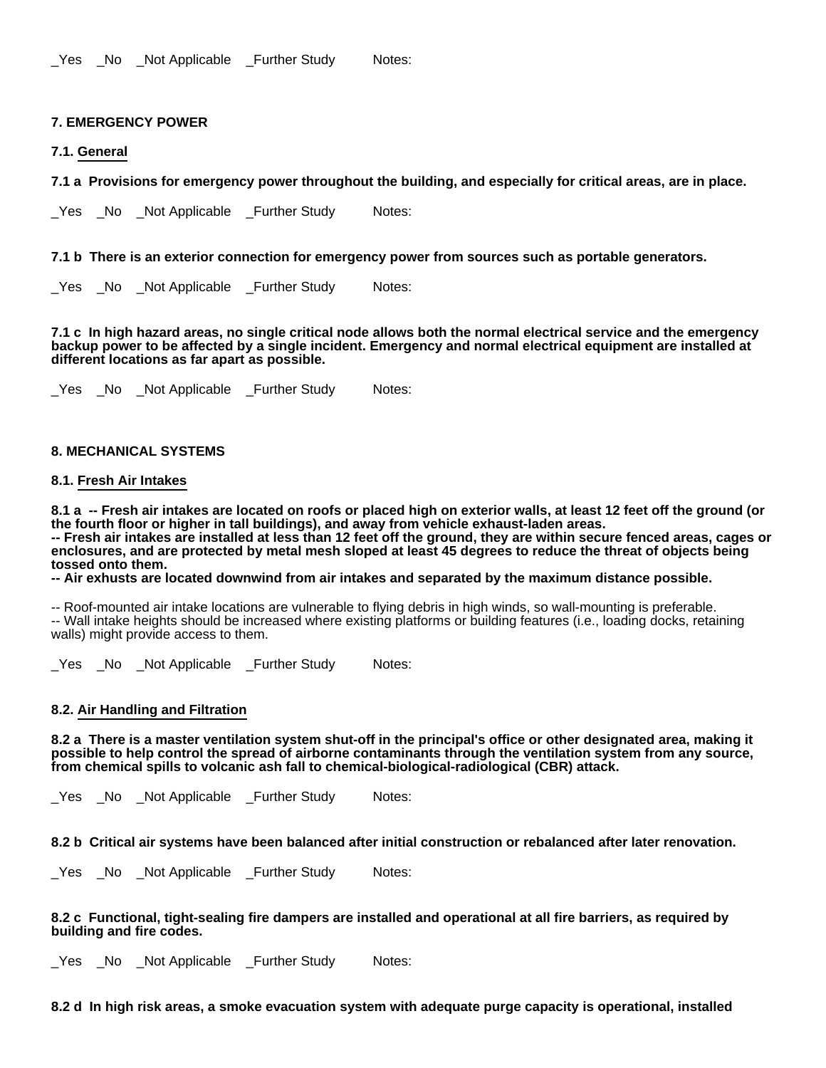_Yes _No _Not Applicable _Further Study Notes:

## 7. EMERGENCY POWER

### 7.1. General

**7.1 a Provisions for emergency power throughout the building, and especially for critical areas, are in place.**

_Yes _No _Not Applicable _Further Study Notes:

**7.1 b There is an exterior connection for emergency power from sources such as portable generators.**

_Yes _No _Not Applicable _Further Study Notes:

**7.1 c In high hazard areas, no single critical node allows both the normal electrical service and the emergency backup power to be affected by a single incident. Emergency and normal electrical equipment are installed at different locations as far apart as possible.**

_Yes _No _Not Applicable _Further Study Notes:

## 8. MECHANICAL SYSTEMS

### 8.1. Fresh Air Intakes

**8.1 a -- Fresh air intakes are located on roofs or placed high on exterior walls, at least 12 feet off the ground (or the fourth floor or higher in tall buildings), and away from vehicle exhaust-laden areas.**
**-- Fresh air intakes are installed at less than 12 feet off the ground, they are within secure fenced areas, cages or enclosures, and are protected by metal mesh sloped at least 45 degrees to reduce the threat of objects being tossed onto them.**
**-- Air exhusts are located downwind from air intakes and separated by the maximum distance possible.**

-- Roof-mounted air intake locations are vulnerable to flying debris in high winds, so wall-mounting is preferable.
-- Wall intake heights should be increased where existing platforms or building features (i.e., loading docks, retaining walls) might provide access to them.

_Yes _No _Not Applicable _Further Study Notes:

### 8.2. Air Handling and Filtration

**8.2 a There is a master ventilation system shut-off in the principal's office or other designated area, making it possible to help control the spread of airborne contaminants through the ventilation system from any source, from chemical spills to volcanic ash fall to chemical-biological-radiological (CBR) attack.**

_Yes _No _Not Applicable _Further Study Notes:

**8.2 b Critical air systems have been balanced after initial construction or rebalanced after later renovation.**

_Yes _No _Not Applicable _Further Study Notes:

**8.2 c Functional, tight-sealing fire dampers are installed and operational at all fire barriers, as required by building and fire codes.**

_Yes _No _Not Applicable _Further Study Notes:

**8.2 d In high risk areas, a smoke evacuation system with adequate purge capacity is operational, installed**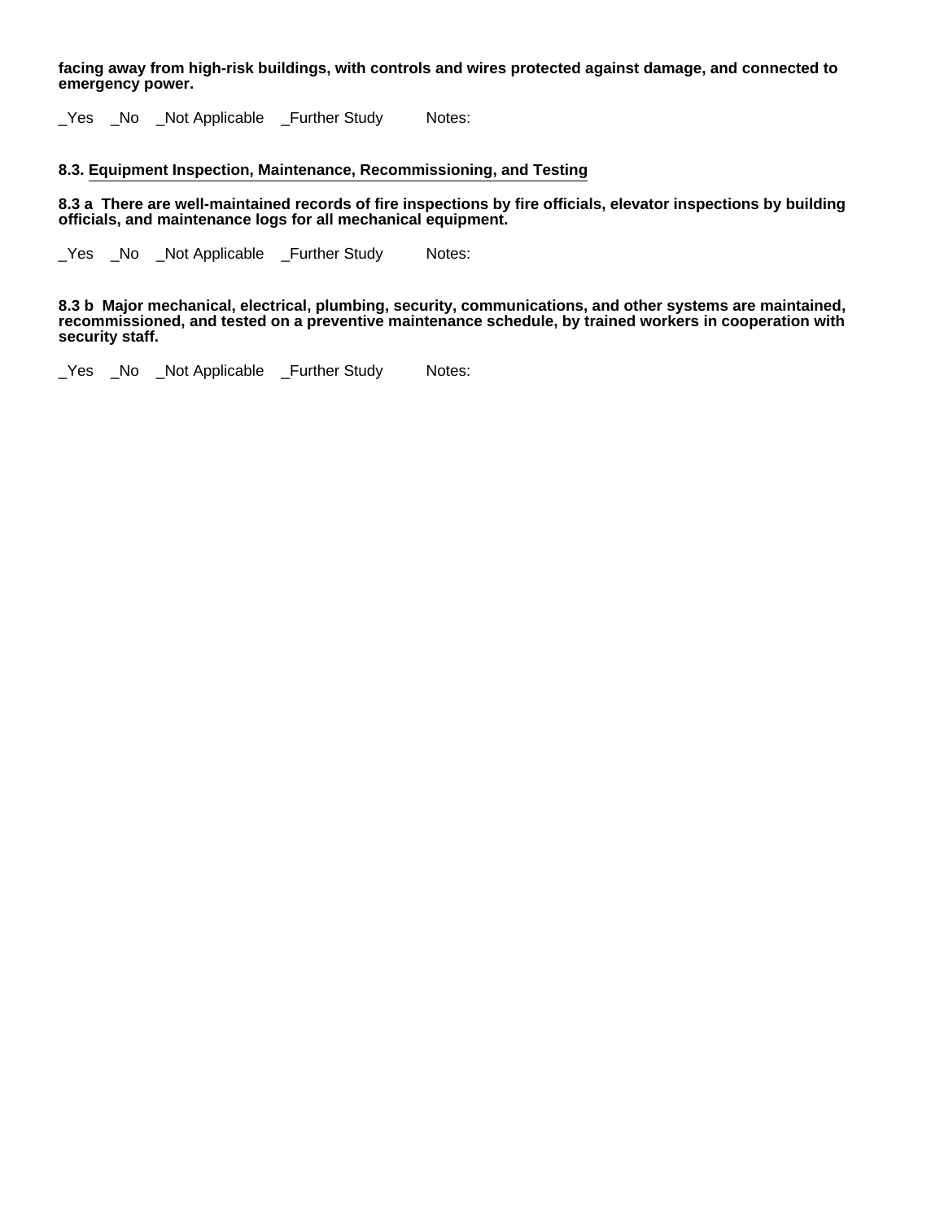**facing away from high-risk buildings, with controls and wires protected against damage, and connected to emergency power.**

_Yes _No _Not Applicable _Further Study Notes:

### 8.3. Equipment Inspection, Maintenance, Recommissioning, and Testing

**8.3 a There are well-maintained records of fire inspections by fire officials, elevator inspections by building officials, and maintenance logs for all mechanical equipment.**

_Yes _No _Not Applicable _Further Study Notes:

**8.3 b Major mechanical, electrical, plumbing, security, communications, and other systems are maintained, recommissioned, and tested on a preventive maintenance schedule, by trained workers in cooperation with security staff.**

_Yes _No _Not Applicable _Further Study Notes: